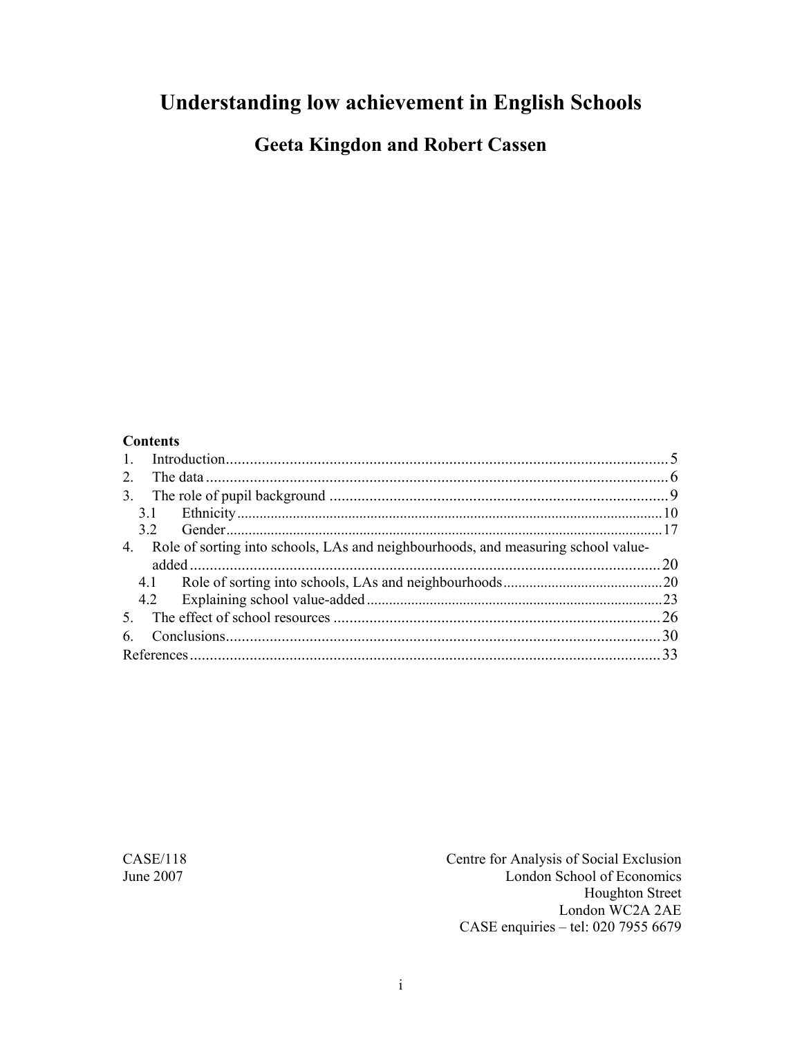# Understanding low achievement in English Schools

## Geeta Kingdon and Robert Cassen

**Contents**

1. Introduction ... 5
2. The data ... 6
3. The role of pupil background ... 9
   - 3.1 Ethnicity ... 10
   - 3.2 Gender ... 17
4. Role of sorting into schools, LAs and neighbourhoods, and measuring school value-added ... 20
   - 4.1 Role of sorting into schools, LAs and neighbourhoods ... 20
   - 4.2 Explaining school value-added ... 23
5. The effect of school resources ... 26
6. Conclusions ... 30

References ... 33

CASE/118
June 2007

Centre for Analysis of Social Exclusion
London School of Economics
Houghton Street
London WC2A 2AE
CASE enquiries – tel: 020 7955 6679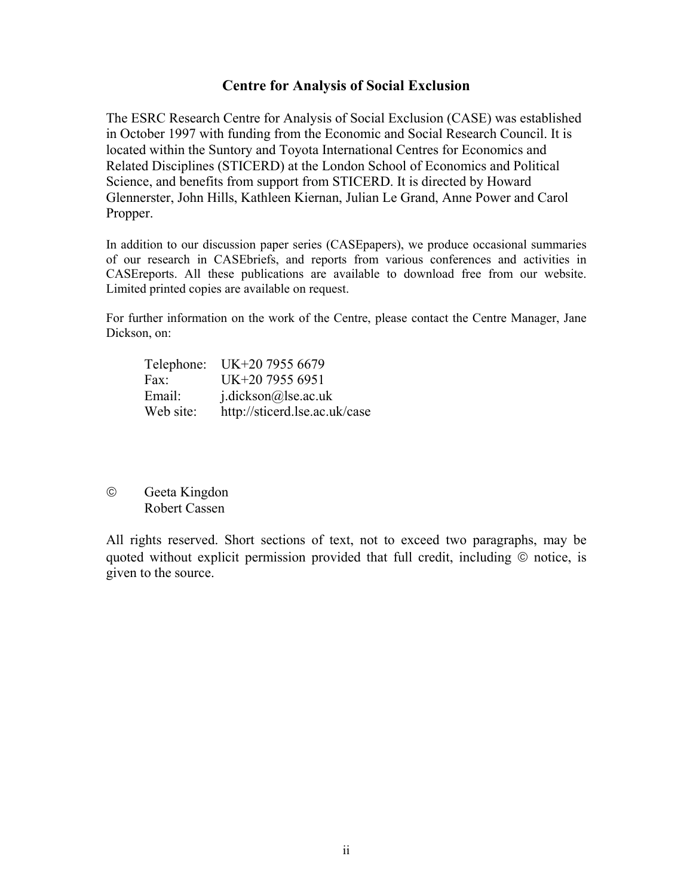## Centre for Analysis of Social Exclusion

The ESRC Research Centre for Analysis of Social Exclusion (CASE) was established in October 1997 with funding from the Economic and Social Research Council. It is located within the Suntory and Toyota International Centres for Economics and Related Disciplines (STICERD) at the London School of Economics and Political Science, and benefits from support from STICERD. It is directed by Howard Glennerster, John Hills, Kathleen Kiernan, Julian Le Grand, Anne Power and Carol Propper.

In addition to our discussion paper series (CASEpapers), we produce occasional summaries of our research in CASEbriefs, and reports from various conferences and activities in CASEreports. All these publications are available to download free from our website. Limited printed copies are available on request.

For further information on the work of the Centre, please contact the Centre Manager, Jane Dickson, on:

| | |
|---|---|
| Telephone: | UK+20 7955 6679 |
| Fax: | UK+20 7955 6951 |
| Email: | j.dickson@lse.ac.uk |
| Web site: | http://sticerd.lse.ac.uk/case |

© Geeta Kingdon
Robert Cassen

All rights reserved. Short sections of text, not to exceed two paragraphs, may be quoted without explicit permission provided that full credit, including © notice, is given to the source.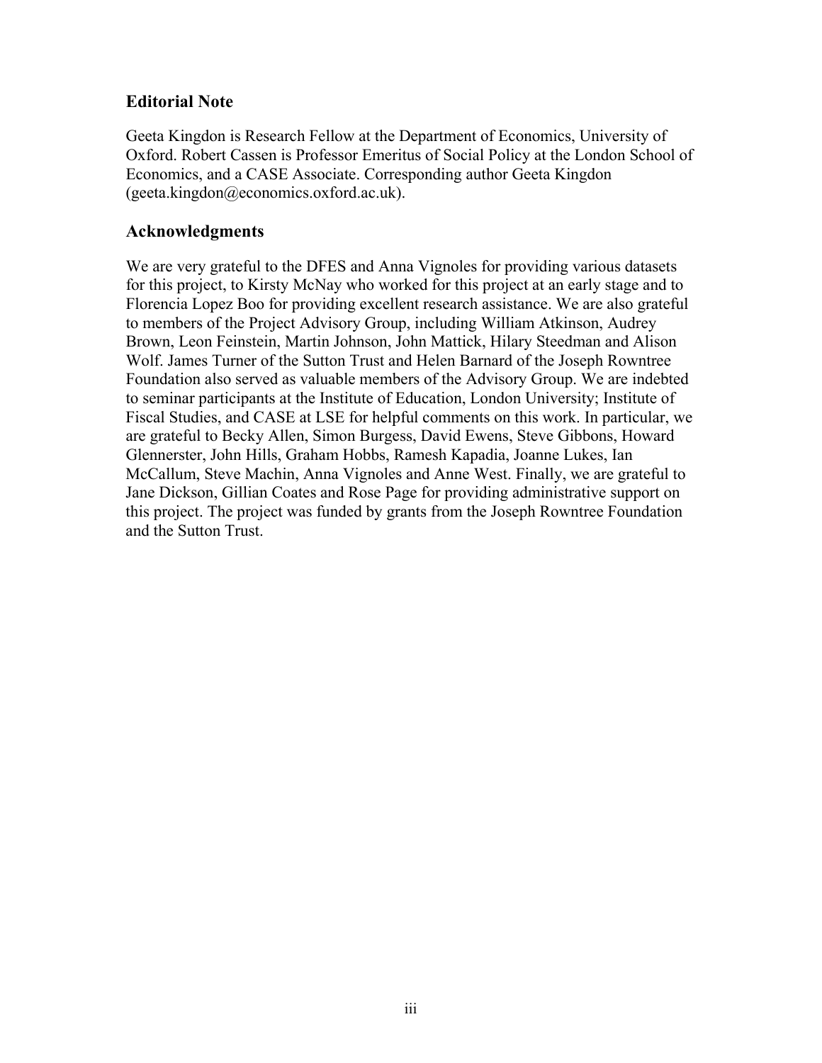## Editorial Note

Geeta Kingdon is Research Fellow at the Department of Economics, University of Oxford. Robert Cassen is Professor Emeritus of Social Policy at the London School of Economics, and a CASE Associate. Corresponding author Geeta Kingdon (geeta.kingdon@economics.oxford.ac.uk).

## Acknowledgments

We are very grateful to the DFES and Anna Vignoles for providing various datasets for this project, to Kirsty McNay who worked for this project at an early stage and to Florencia Lopez Boo for providing excellent research assistance. We are also grateful to members of the Project Advisory Group, including William Atkinson, Audrey Brown, Leon Feinstein, Martin Johnson, John Mattick, Hilary Steedman and Alison Wolf. James Turner of the Sutton Trust and Helen Barnard of the Joseph Rowntree Foundation also served as valuable members of the Advisory Group. We are indebted to seminar participants at the Institute of Education, London University; Institute of Fiscal Studies, and CASE at LSE for helpful comments on this work. In particular, we are grateful to Becky Allen, Simon Burgess, David Ewens, Steve Gibbons, Howard Glennerster, John Hills, Graham Hobbs, Ramesh Kapadia, Joanne Lukes, Ian McCallum, Steve Machin, Anna Vignoles and Anne West. Finally, we are grateful to Jane Dickson, Gillian Coates and Rose Page for providing administrative support on this project. The project was funded by grants from the Joseph Rowntree Foundation and the Sutton Trust.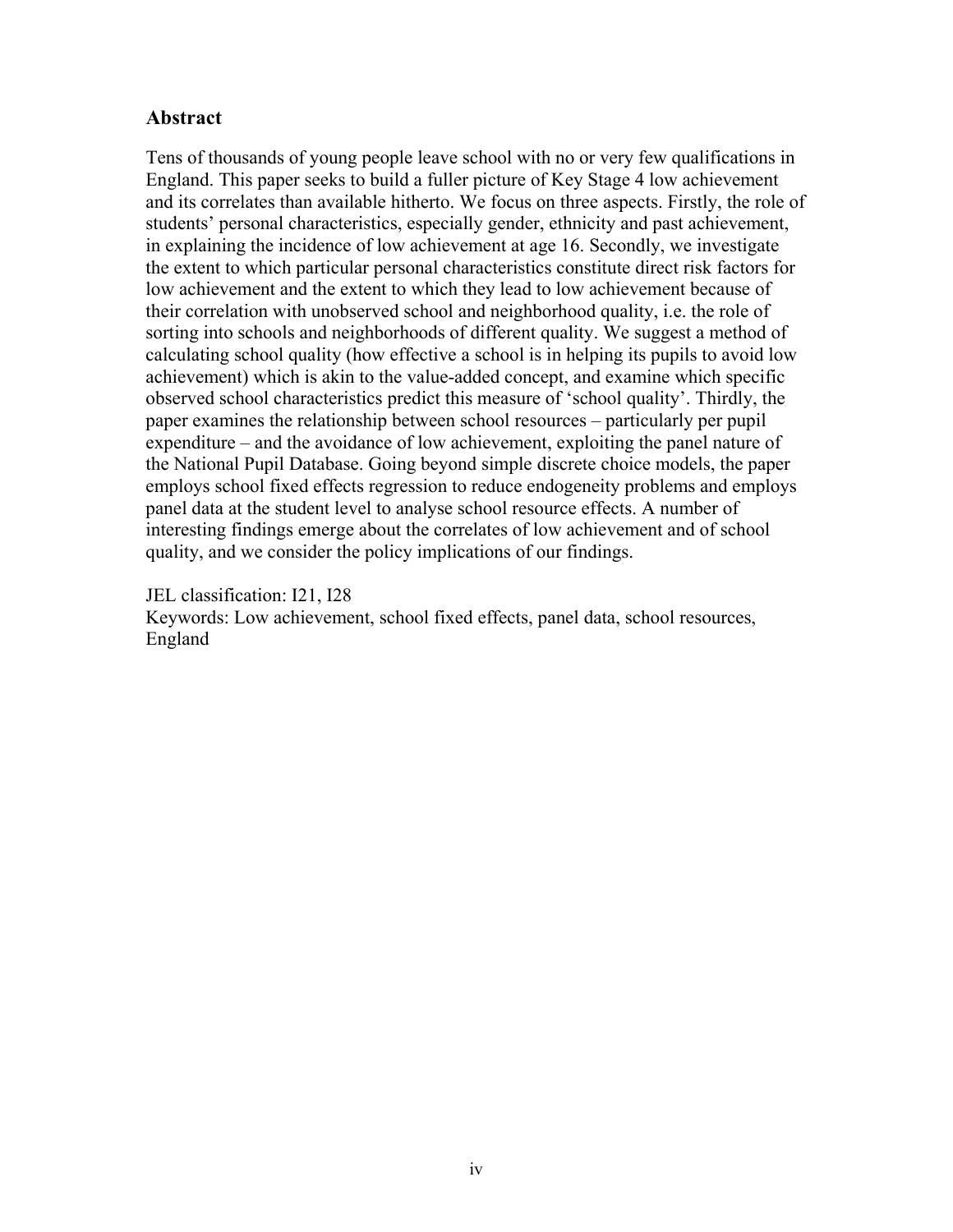## Abstract

Tens of thousands of young people leave school with no or very few qualifications in England. This paper seeks to build a fuller picture of Key Stage 4 low achievement and its correlates than available hitherto. We focus on three aspects. Firstly, the role of students' personal characteristics, especially gender, ethnicity and past achievement, in explaining the incidence of low achievement at age 16. Secondly, we investigate the extent to which particular personal characteristics constitute direct risk factors for low achievement and the extent to which they lead to low achievement because of their correlation with unobserved school and neighborhood quality, i.e. the role of sorting into schools and neighborhoods of different quality. We suggest a method of calculating school quality (how effective a school is in helping its pupils to avoid low achievement) which is akin to the value-added concept, and examine which specific observed school characteristics predict this measure of 'school quality'. Thirdly, the paper examines the relationship between school resources – particularly per pupil expenditure – and the avoidance of low achievement, exploiting the panel nature of the National Pupil Database. Going beyond simple discrete choice models, the paper employs school fixed effects regression to reduce endogeneity problems and employs panel data at the student level to analyse school resource effects. A number of interesting findings emerge about the correlates of low achievement and of school quality, and we consider the policy implications of our findings.

JEL classification: I21, I28
Keywords: Low achievement, school fixed effects, panel data, school resources, England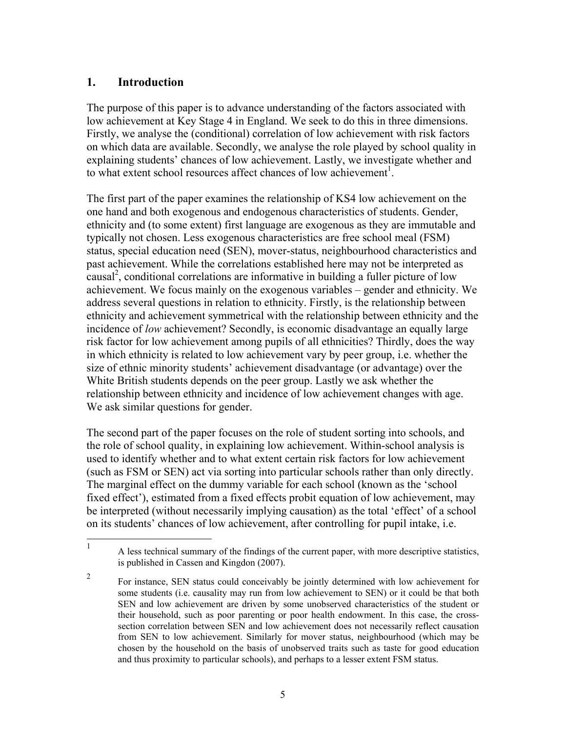## 1. Introduction

The purpose of this paper is to advance understanding of the factors associated with low achievement at Key Stage 4 in England. We seek to do this in three dimensions. Firstly, we analyse the (conditional) correlation of low achievement with risk factors on which data are available. Secondly, we analyse the role played by school quality in explaining students' chances of low achievement. Lastly, we investigate whether and to what extent school resources affect chances of low achievement[1].

The first part of the paper examines the relationship of KS4 low achievement on the one hand and both exogenous and endogenous characteristics of students. Gender, ethnicity and (to some extent) first language are exogenous as they are immutable and typically not chosen. Less exogenous characteristics are free school meal (FSM) status, special education need (SEN), mover-status, neighbourhood characteristics and past achievement. While the correlations established here may not be interpreted as causal[2], conditional correlations are informative in building a fuller picture of low achievement. We focus mainly on the exogenous variables – gender and ethnicity. We address several questions in relation to ethnicity. Firstly, is the relationship between ethnicity and achievement symmetrical with the relationship between ethnicity and the incidence of *low* achievement? Secondly, is economic disadvantage an equally large risk factor for low achievement among pupils of all ethnicities? Thirdly, does the way in which ethnicity is related to low achievement vary by peer group, i.e. whether the size of ethnic minority students' achievement disadvantage (or advantage) over the White British students depends on the peer group. Lastly we ask whether the relationship between ethnicity and incidence of low achievement changes with age. We ask similar questions for gender.

The second part of the paper focuses on the role of student sorting into schools, and the role of school quality, in explaining low achievement. Within-school analysis is used to identify whether and to what extent certain risk factors for low achievement (such as FSM or SEN) act via sorting into particular schools rather than only directly. The marginal effect on the dummy variable for each school (known as the 'school fixed effect'), estimated from a fixed effects probit equation of low achievement, may be interpreted (without necessarily implying causation) as the total 'effect' of a school on its students' chances of low achievement, after controlling for pupil intake, i.e.

---

[1] A less technical summary of the findings of the current paper, with more descriptive statistics, is published in Cassen and Kingdon (2007).

[2] For instance, SEN status could conceivably be jointly determined with low achievement for some students (i.e. causality may run from low achievement to SEN) or it could be that both SEN and low achievement are driven by some unobserved characteristics of the student or their household, such as poor parenting or poor health endowment. In this case, the cross-section correlation between SEN and low achievement does not necessarily reflect causation from SEN to low achievement. Similarly for mover status, neighbourhood (which may be chosen by the household on the basis of unobserved traits such as taste for good education and thus proximity to particular schools), and perhaps to a lesser extent FSM status.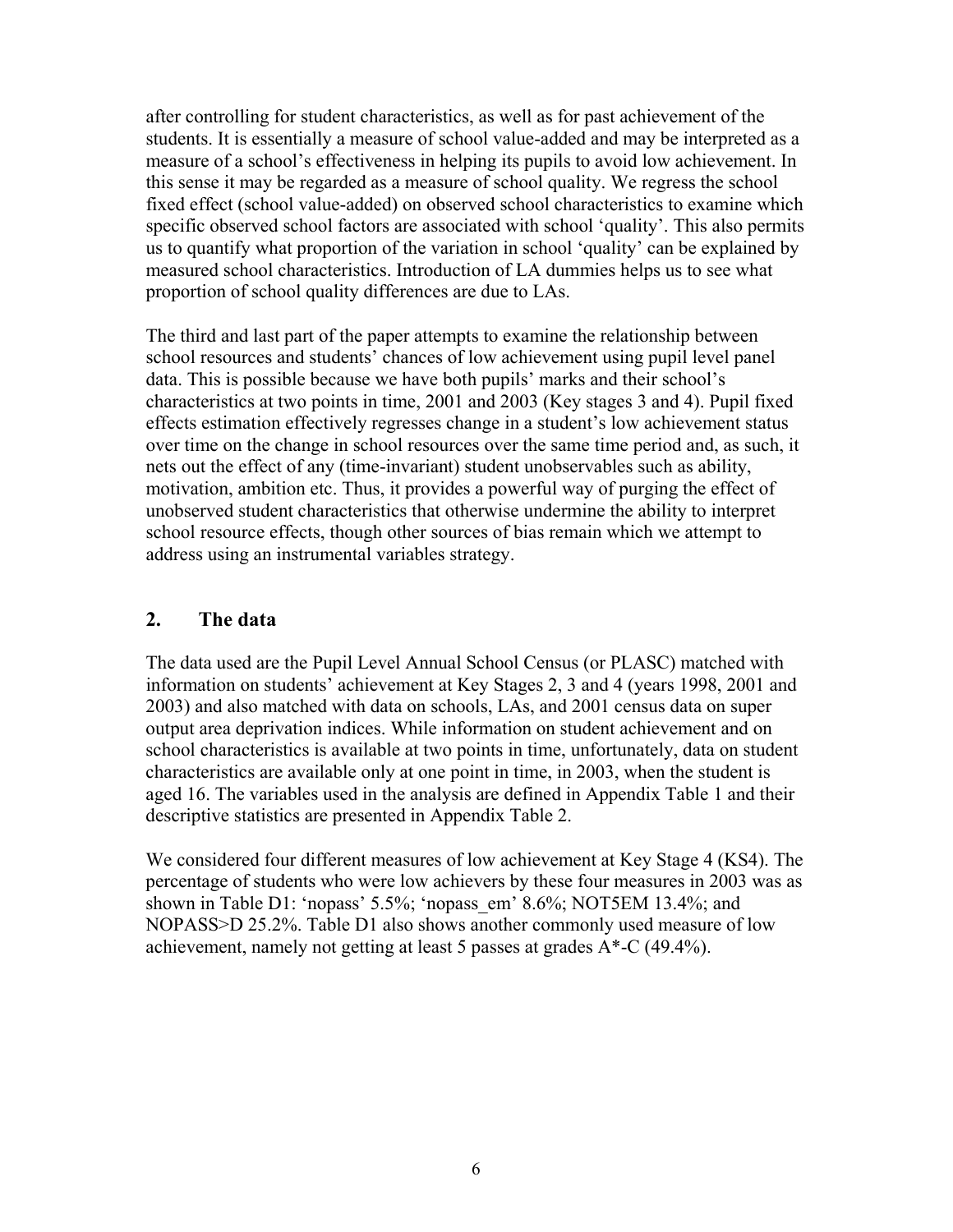after controlling for student characteristics, as well as for past achievement of the students. It is essentially a measure of school value-added and may be interpreted as a measure of a school's effectiveness in helping its pupils to avoid low achievement. In this sense it may be regarded as a measure of school quality. We regress the school fixed effect (school value-added) on observed school characteristics to examine which specific observed school factors are associated with school 'quality'. This also permits us to quantify what proportion of the variation in school 'quality' can be explained by measured school characteristics. Introduction of LA dummies helps us to see what proportion of school quality differences are due to LAs.

The third and last part of the paper attempts to examine the relationship between school resources and students' chances of low achievement using pupil level panel data. This is possible because we have both pupils' marks and their school's characteristics at two points in time, 2001 and 2003 (Key stages 3 and 4). Pupil fixed effects estimation effectively regresses change in a student's low achievement status over time on the change in school resources over the same time period and, as such, it nets out the effect of any (time-invariant) student unobservables such as ability, motivation, ambition etc. Thus, it provides a powerful way of purging the effect of unobserved student characteristics that otherwise undermine the ability to interpret school resource effects, though other sources of bias remain which we attempt to address using an instrumental variables strategy.

## 2. The data

The data used are the Pupil Level Annual School Census (or PLASC) matched with information on students' achievement at Key Stages 2, 3 and 4 (years 1998, 2001 and 2003) and also matched with data on schools, LAs, and 2001 census data on super output area deprivation indices. While information on student achievement and on school characteristics is available at two points in time, unfortunately, data on student characteristics are available only at one point in time, in 2003, when the student is aged 16. The variables used in the analysis are defined in Appendix Table 1 and their descriptive statistics are presented in Appendix Table 2.

We considered four different measures of low achievement at Key Stage 4 (KS4). The percentage of students who were low achievers by these four measures in 2003 was as shown in Table D1: 'nopass' 5.5%; 'nopass_em' 8.6%; NOT5EM 13.4%; and NOPASS>D 25.2%. Table D1 also shows another commonly used measure of low achievement, namely not getting at least 5 passes at grades A*-C (49.4%).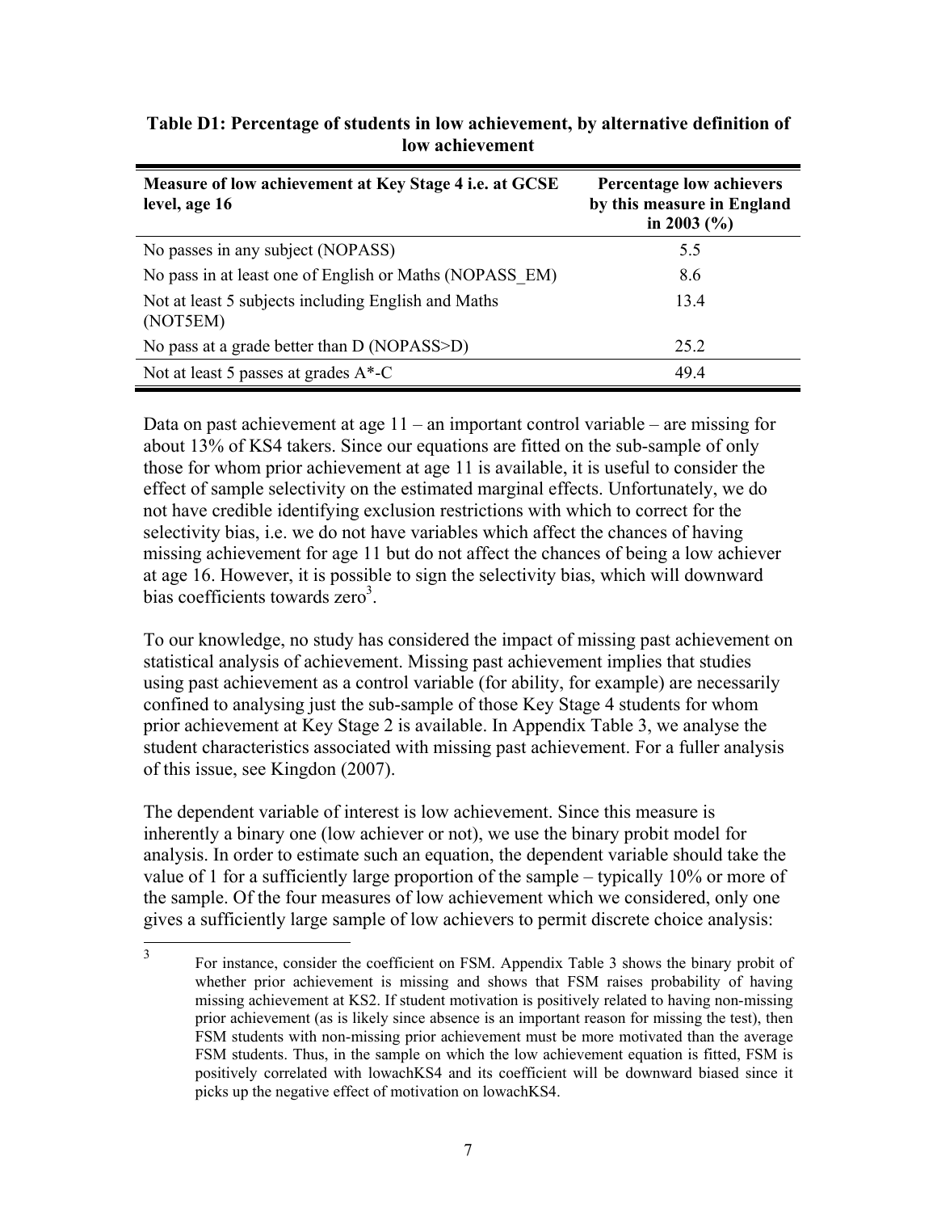**Table D1: Percentage of students in low achievement, by alternative definition of low achievement**

| Measure of low achievement at Key Stage 4 i.e. at GCSE level, age 16 | Percentage low achievers by this measure in England in 2003 (%) |
|---|---|
| No passes in any subject (NOPASS) | 5.5 |
| No pass in at least one of English or Maths (NOPASS_EM) | 8.6 |
| Not at least 5 subjects including English and Maths (NOT5EM) | 13.4 |
| No pass at a grade better than D (NOPASS>D) | 25.2 |
| Not at least 5 passes at grades A*-C | 49.4 |

Data on past achievement at age 11 – an important control variable – are missing for about 13% of KS4 takers. Since our equations are fitted on the sub-sample of only those for whom prior achievement at age 11 is available, it is useful to consider the effect of sample selectivity on the estimated marginal effects. Unfortunately, we do not have credible identifying exclusion restrictions with which to correct for the selectivity bias, i.e. we do not have variables which affect the chances of having missing achievement for age 11 but do not affect the chances of being a low achiever at age 16. However, it is possible to sign the selectivity bias, which will downward bias coefficients towards zero[3].

To our knowledge, no study has considered the impact of missing past achievement on statistical analysis of achievement. Missing past achievement implies that studies using past achievement as a control variable (for ability, for example) are necessarily confined to analysing just the sub-sample of those Key Stage 4 students for whom prior achievement at Key Stage 2 is available. In Appendix Table 3, we analyse the student characteristics associated with missing past achievement. For a fuller analysis of this issue, see Kingdon (2007).

The dependent variable of interest is low achievement. Since this measure is inherently a binary one (low achiever or not), we use the binary probit model for analysis. In order to estimate such an equation, the dependent variable should take the value of 1 for a sufficiently large proportion of the sample – typically 10% or more of the sample. Of the four measures of low achievement which we considered, only one gives a sufficiently large sample of low achievers to permit discrete choice analysis:

[3] For instance, consider the coefficient on FSM. Appendix Table 3 shows the binary probit of whether prior achievement is missing and shows that FSM raises probability of having missing achievement at KS2. If student motivation is positively related to having non-missing prior achievement (as is likely since absence is an important reason for missing the test), then FSM students with non-missing prior achievement must be more motivated than the average FSM students. Thus, in the sample on which the low achievement equation is fitted, FSM is positively correlated with lowachKS4 and its coefficient will be downward biased since it picks up the negative effect of motivation on lowachKS4.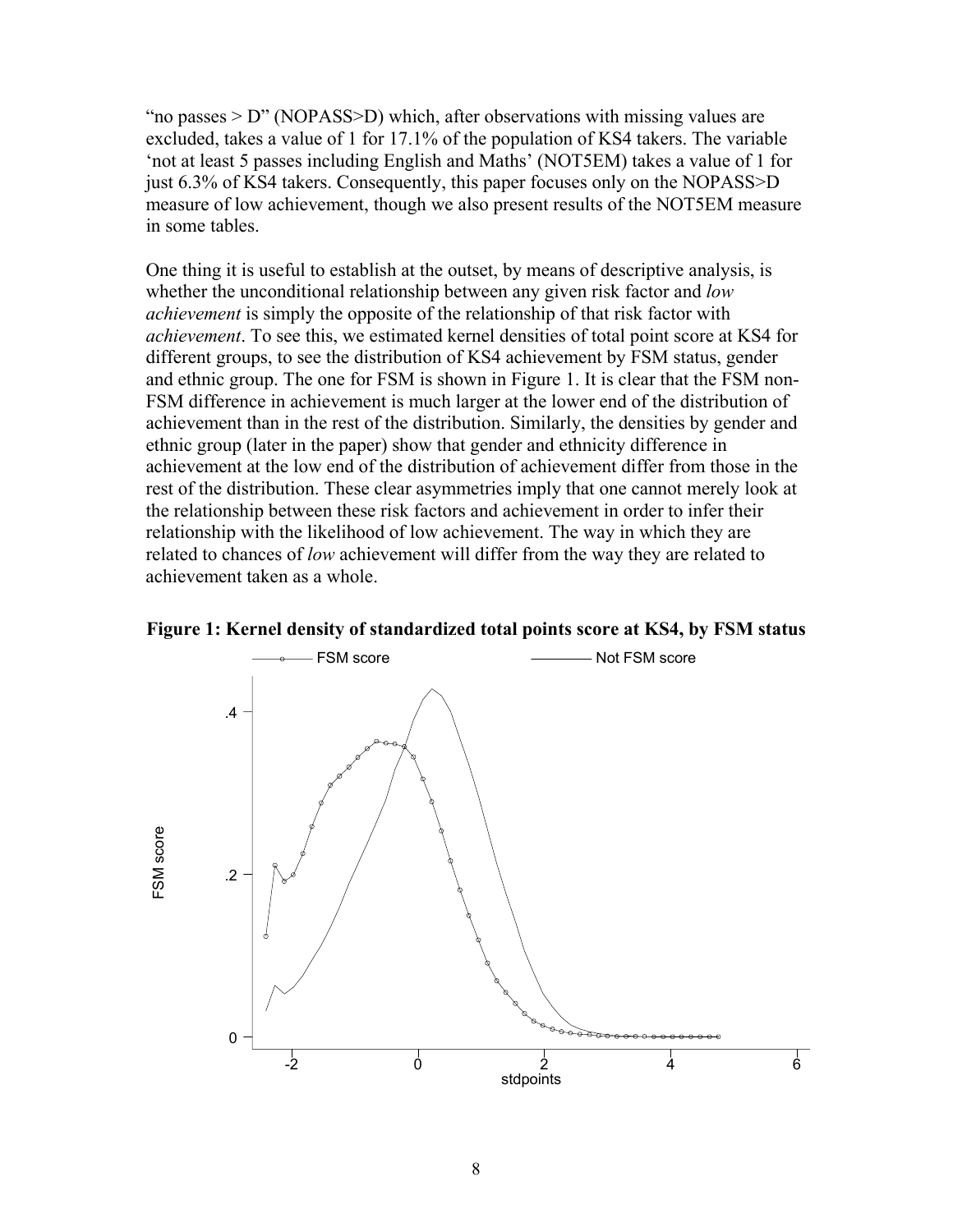"no passes > D" (NOPASS>D) which, after observations with missing values are excluded, takes a value of 1 for 17.1% of the population of KS4 takers. The variable 'not at least 5 passes including English and Maths' (NOT5EM) takes a value of 1 for just 6.3% of KS4 takers. Consequently, this paper focuses only on the NOPASS>D measure of low achievement, though we also present results of the NOT5EM measure in some tables.

One thing it is useful to establish at the outset, by means of descriptive analysis, is whether the unconditional relationship between any given risk factor and *low achievement* is simply the opposite of the relationship of that risk factor with *achievement*. To see this, we estimated kernel densities of total point score at KS4 for different groups, to see the distribution of KS4 achievement by FSM status, gender and ethnic group. The one for FSM is shown in Figure 1. It is clear that the FSM non-FSM difference in achievement is much larger at the lower end of the distribution of achievement than in the rest of the distribution. Similarly, the densities by gender and ethnic group (later in the paper) show that gender and ethnicity difference in achievement at the low end of the distribution of achievement differ from those in the rest of the distribution. These clear asymmetries imply that one cannot merely look at the relationship between these risk factors and achievement in order to infer their relationship with the likelihood of low achievement. The way in which they are related to chances of *low* achievement will differ from the way they are related to achievement taken as a whole.

**Figure 1: Kernel density of standardized total points score at KS4, by FSM status**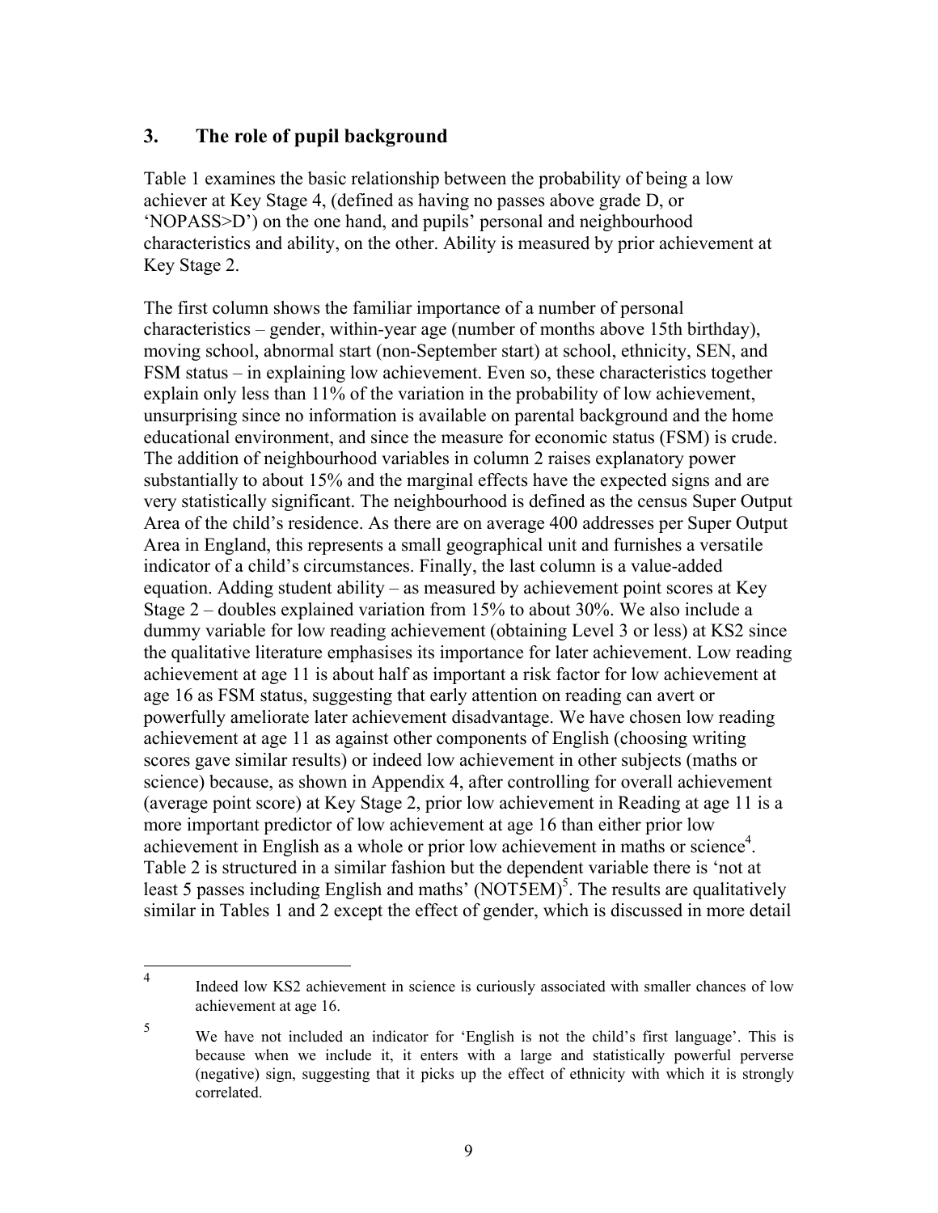## 3. The role of pupil background

Table 1 examines the basic relationship between the probability of being a low achiever at Key Stage 4, (defined as having no passes above grade D, or 'NOPASS>D') on the one hand, and pupils' personal and neighbourhood characteristics and ability, on the other. Ability is measured by prior achievement at Key Stage 2.

The first column shows the familiar importance of a number of personal characteristics – gender, within-year age (number of months above 15th birthday), moving school, abnormal start (non-September start) at school, ethnicity, SEN, and FSM status – in explaining low achievement. Even so, these characteristics together explain only less than 11% of the variation in the probability of low achievement, unsurprising since no information is available on parental background and the home educational environment, and since the measure for economic status (FSM) is crude. The addition of neighbourhood variables in column 2 raises explanatory power substantially to about 15% and the marginal effects have the expected signs and are very statistically significant. The neighbourhood is defined as the census Super Output Area of the child's residence. As there are on average 400 addresses per Super Output Area in England, this represents a small geographical unit and furnishes a versatile indicator of a child's circumstances. Finally, the last column is a value-added equation. Adding student ability – as measured by achievement point scores at Key Stage 2 – doubles explained variation from 15% to about 30%. We also include a dummy variable for low reading achievement (obtaining Level 3 or less) at KS2 since the qualitative literature emphasises its importance for later achievement. Low reading achievement at age 11 is about half as important a risk factor for low achievement at age 16 as FSM status, suggesting that early attention on reading can avert or powerfully ameliorate later achievement disadvantage. We have chosen low reading achievement at age 11 as against other components of English (choosing writing scores gave similar results) or indeed low achievement in other subjects (maths or science) because, as shown in Appendix 4, after controlling for overall achievement (average point score) at Key Stage 2, prior low achievement in Reading at age 11 is a more important predictor of low achievement at age 16 than either prior low achievement in English as a whole or prior low achievement in maths or science[4]. Table 2 is structured in a similar fashion but the dependent variable there is 'not at least 5 passes including English and maths' (NOT5EM)[5]. The results are qualitatively similar in Tables 1 and 2 except the effect of gender, which is discussed in more detail

---

[4] Indeed low KS2 achievement in science is curiously associated with smaller chances of low achievement at age 16.

[5] We have not included an indicator for 'English is not the child's first language'. This is because when we include it, it enters with a large and statistically powerful perverse (negative) sign, suggesting that it picks up the effect of ethnicity with which it is strongly correlated.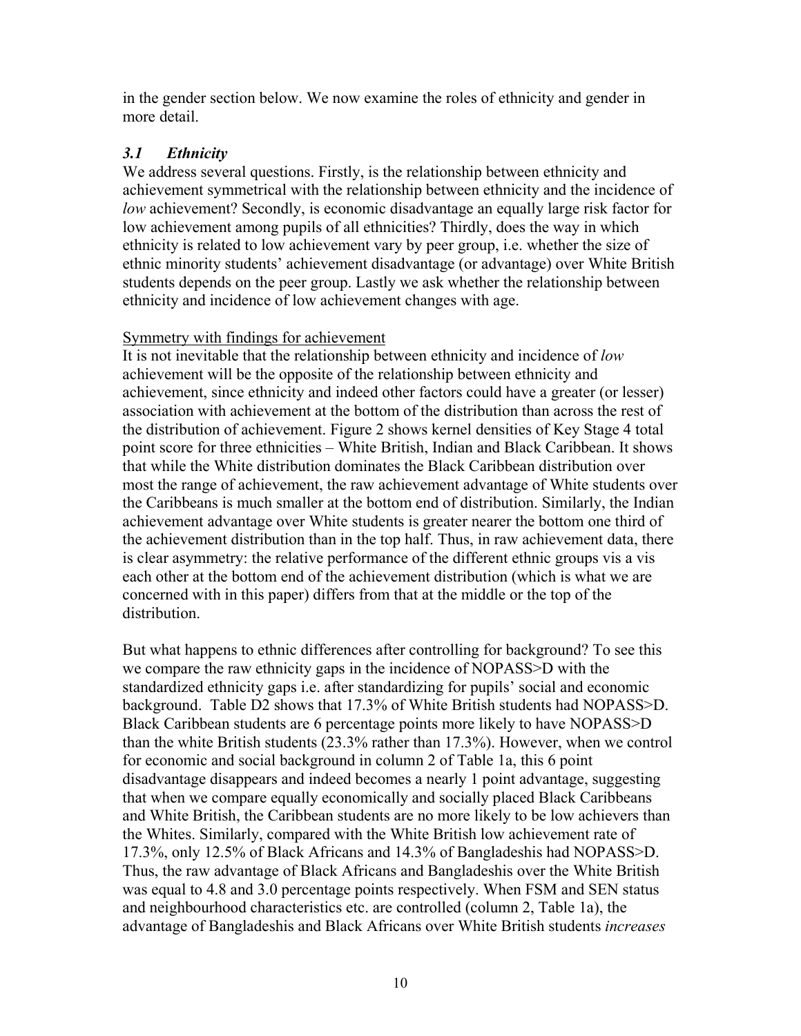in the gender section below. We now examine the roles of ethnicity and gender in more detail.

## *3.1 Ethnicity*

We address several questions. Firstly, is the relationship between ethnicity and achievement symmetrical with the relationship between ethnicity and the incidence of *low* achievement? Secondly, is economic disadvantage an equally large risk factor for low achievement among pupils of all ethnicities? Thirdly, does the way in which ethnicity is related to low achievement vary by peer group, i.e. whether the size of ethnic minority students' achievement disadvantage (or advantage) over White British students depends on the peer group. Lastly we ask whether the relationship between ethnicity and incidence of low achievement changes with age.

<u>Symmetry with findings for achievement</u>

It is not inevitable that the relationship between ethnicity and incidence of *low* achievement will be the opposite of the relationship between ethnicity and achievement, since ethnicity and indeed other factors could have a greater (or lesser) association with achievement at the bottom of the distribution than across the rest of the distribution of achievement. Figure 2 shows kernel densities of Key Stage 4 total point score for three ethnicities – White British, Indian and Black Caribbean. It shows that while the White distribution dominates the Black Caribbean distribution over most the range of achievement, the raw achievement advantage of White students over the Caribbeans is much smaller at the bottom end of distribution. Similarly, the Indian achievement advantage over White students is greater nearer the bottom one third of the achievement distribution than in the top half. Thus, in raw achievement data, there is clear asymmetry: the relative performance of the different ethnic groups vis a vis each other at the bottom end of the achievement distribution (which is what we are concerned with in this paper) differs from that at the middle or the top of the distribution.

But what happens to ethnic differences after controlling for background? To see this we compare the raw ethnicity gaps in the incidence of NOPASS>D with the standardized ethnicity gaps i.e. after standardizing for pupils' social and economic background. Table D2 shows that 17.3% of White British students had NOPASS>D. Black Caribbean students are 6 percentage points more likely to have NOPASS>D than the white British students (23.3% rather than 17.3%). However, when we control for economic and social background in column 2 of Table 1a, this 6 point disadvantage disappears and indeed becomes a nearly 1 point advantage, suggesting that when we compare equally economically and socially placed Black Caribbeans and White British, the Caribbean students are no more likely to be low achievers than the Whites. Similarly, compared with the White British low achievement rate of 17.3%, only 12.5% of Black Africans and 14.3% of Bangladeshis had NOPASS>D. Thus, the raw advantage of Black Africans and Bangladeshis over the White British was equal to 4.8 and 3.0 percentage points respectively. When FSM and SEN status and neighbourhood characteristics etc. are controlled (column 2, Table 1a), the advantage of Bangladeshis and Black Africans over White British students *increases*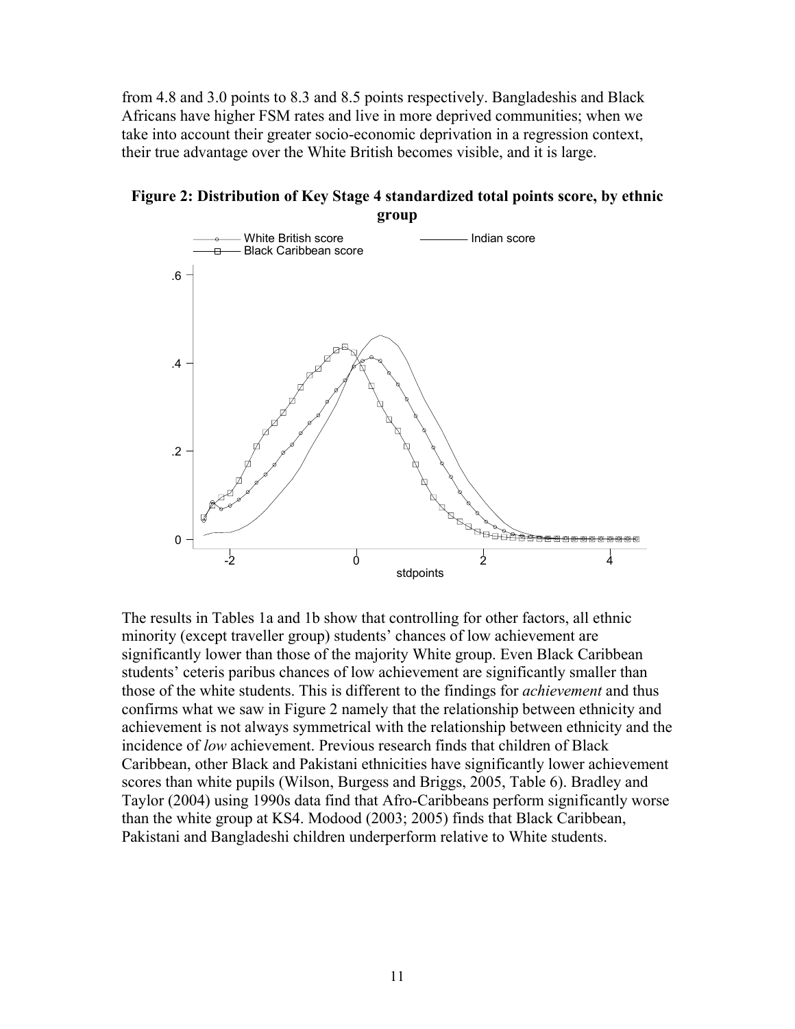from 4.8 and 3.0 points to 8.3 and 8.5 points respectively. Bangladeshis and Black Africans have higher FSM rates and live in more deprived communities; when we take into account their greater socio-economic deprivation in a regression context, their true advantage over the White British becomes visible, and it is large.

**Figure 2: Distribution of Key Stage 4 standardized total points score, by ethnic group**

The results in Tables 1a and 1b show that controlling for other factors, all ethnic minority (except traveller group) students' chances of low achievement are significantly lower than those of the majority White group. Even Black Caribbean students' ceteris paribus chances of low achievement are significantly smaller than those of the white students. This is different to the findings for *achievement* and thus confirms what we saw in Figure 2 namely that the relationship between ethnicity and achievement is not always symmetrical with the relationship between ethnicity and the incidence of *low* achievement. Previous research finds that children of Black Caribbean, other Black and Pakistani ethnicities have significantly lower achievement scores than white pupils (Wilson, Burgess and Briggs, 2005, Table 6). Bradley and Taylor (2004) using 1990s data find that Afro-Caribbeans perform significantly worse than the white group at KS4. Modood (2003; 2005) finds that Black Caribbean, Pakistani and Bangladeshi children underperform relative to White students.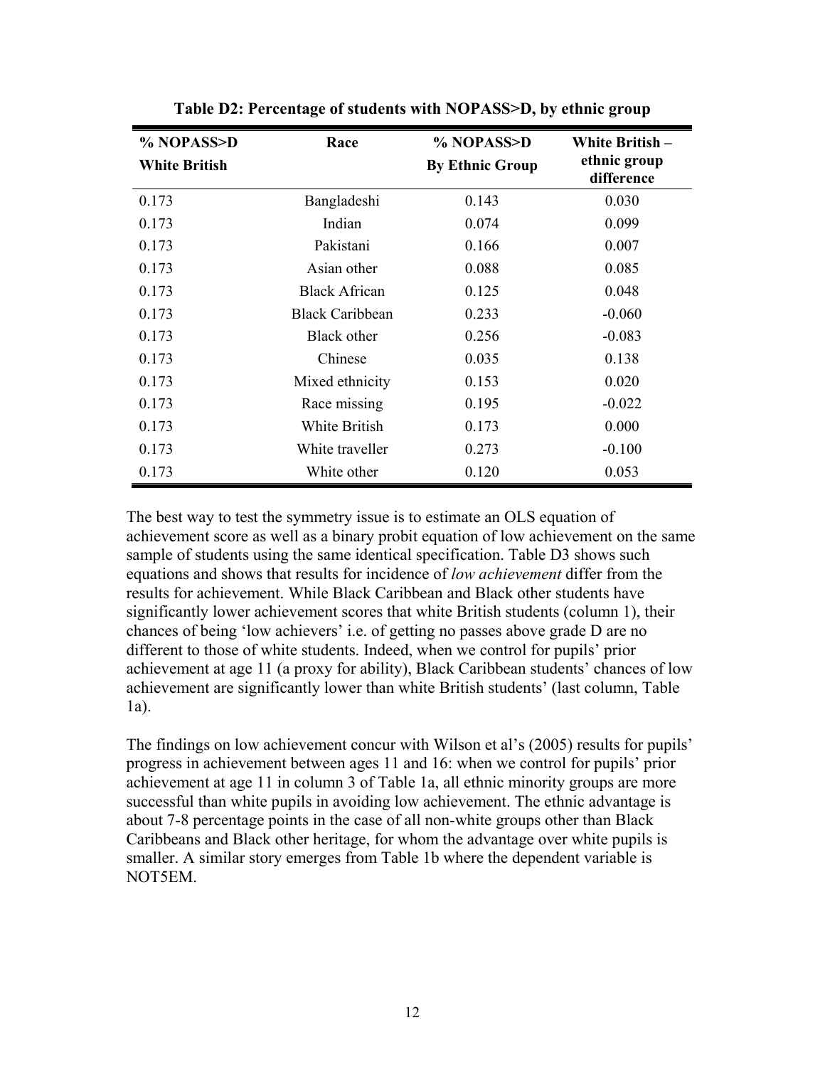**Table D2: Percentage of students with NOPASS>D, by ethnic group**

| % NOPASS>D White British | Race | % NOPASS>D By Ethnic Group | White British – ethnic group difference |
|---|---|---|---|
| 0.173 | Bangladeshi | 0.143 | 0.030 |
| 0.173 | Indian | 0.074 | 0.099 |
| 0.173 | Pakistani | 0.166 | 0.007 |
| 0.173 | Asian other | 0.088 | 0.085 |
| 0.173 | Black African | 0.125 | 0.048 |
| 0.173 | Black Caribbean | 0.233 | -0.060 |
| 0.173 | Black other | 0.256 | -0.083 |
| 0.173 | Chinese | 0.035 | 0.138 |
| 0.173 | Mixed ethnicity | 0.153 | 0.020 |
| 0.173 | Race missing | 0.195 | -0.022 |
| 0.173 | White British | 0.173 | 0.000 |
| 0.173 | White traveller | 0.273 | -0.100 |
| 0.173 | White other | 0.120 | 0.053 |

The best way to test the symmetry issue is to estimate an OLS equation of achievement score as well as a binary probit equation of low achievement on the same sample of students using the same identical specification. Table D3 shows such equations and shows that results for incidence of *low achievement* differ from the results for achievement. While Black Caribbean and Black other students have significantly lower achievement scores that white British students (column 1), their chances of being 'low achievers' i.e. of getting no passes above grade D are no different to those of white students. Indeed, when we control for pupils' prior achievement at age 11 (a proxy for ability), Black Caribbean students' chances of low achievement are significantly lower than white British students' (last column, Table 1a).

The findings on low achievement concur with Wilson et al's (2005) results for pupils' progress in achievement between ages 11 and 16: when we control for pupils' prior achievement at age 11 in column 3 of Table 1a, all ethnic minority groups are more successful than white pupils in avoiding low achievement. The ethnic advantage is about 7-8 percentage points in the case of all non-white groups other than Black Caribbeans and Black other heritage, for whom the advantage over white pupils is smaller. A similar story emerges from Table 1b where the dependent variable is NOT5EM.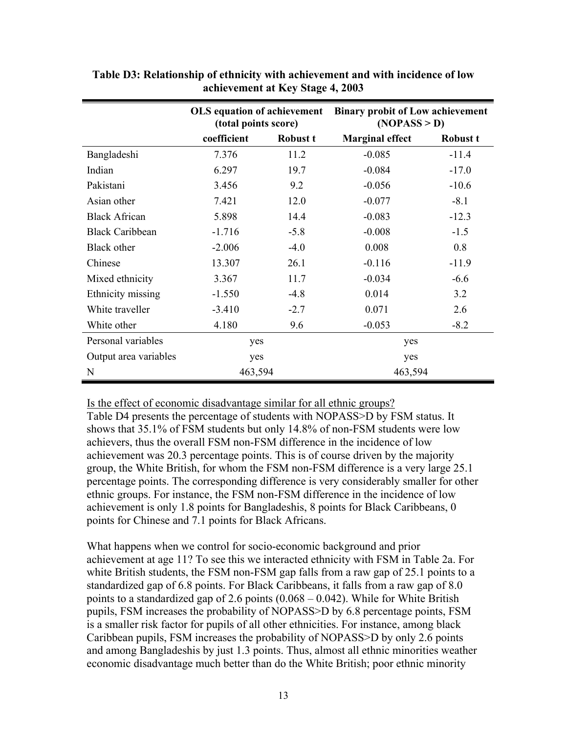**Table D3: Relationship of ethnicity with achievement and with incidence of low achievement at Key Stage 4, 2003**

| | OLS equation of achievement (total points score) | | Binary probit of Low achievement (NOPASS > D) | |
|---|---|---|---|---|
| | coefficient | Robust t | Marginal effect | Robust t |
| Bangladeshi | 7.376 | 11.2 | -0.085 | -11.4 |
| Indian | 6.297 | 19.7 | -0.084 | -17.0 |
| Pakistani | 3.456 | 9.2 | -0.056 | -10.6 |
| Asian other | 7.421 | 12.0 | -0.077 | -8.1 |
| Black African | 5.898 | 14.4 | -0.083 | -12.3 |
| Black Caribbean | -1.716 | -5.8 | -0.008 | -1.5 |
| Black other | -2.006 | -4.0 | 0.008 | 0.8 |
| Chinese | 13.307 | 26.1 | -0.116 | -11.9 |
| Mixed ethnicity | 3.367 | 11.7 | -0.034 | -6.6 |
| Ethnicity missing | -1.550 | -4.8 | 0.014 | 3.2 |
| White traveller | -3.410 | -2.7 | 0.071 | 2.6 |
| White other | 4.180 | 9.6 | -0.053 | -8.2 |
| Personal variables | yes | | yes | |
| Output area variables | yes | | yes | |
| N | 463,594 | | 463,594 | |

Is the effect of economic disadvantage similar for all ethnic groups?

Table D4 presents the percentage of students with NOPASS>D by FSM status. It shows that 35.1% of FSM students but only 14.8% of non-FSM students were low achievers, thus the overall FSM non-FSM difference in the incidence of low achievement was 20.3 percentage points. This is of course driven by the majority group, the White British, for whom the FSM non-FSM difference is a very large 25.1 percentage points. The corresponding difference is very considerably smaller for other ethnic groups. For instance, the FSM non-FSM difference in the incidence of low achievement is only 1.8 points for Bangladeshis, 8 points for Black Caribbeans, 0 points for Chinese and 7.1 points for Black Africans.

What happens when we control for socio-economic background and prior achievement at age 11? To see this we interacted ethnicity with FSM in Table 2a. For white British students, the FSM non-FSM gap falls from a raw gap of 25.1 points to a standardized gap of 6.8 points. For Black Caribbeans, it falls from a raw gap of 8.0 points to a standardized gap of 2.6 points (0.068 – 0.042). While for White British pupils, FSM increases the probability of NOPASS>D by 6.8 percentage points, FSM is a smaller risk factor for pupils of all other ethnicities. For instance, among black Caribbean pupils, FSM increases the probability of NOPASS>D by only 2.6 points and among Bangladeshis by just 1.3 points. Thus, almost all ethnic minorities weather economic disadvantage much better than do the White British; poor ethnic minority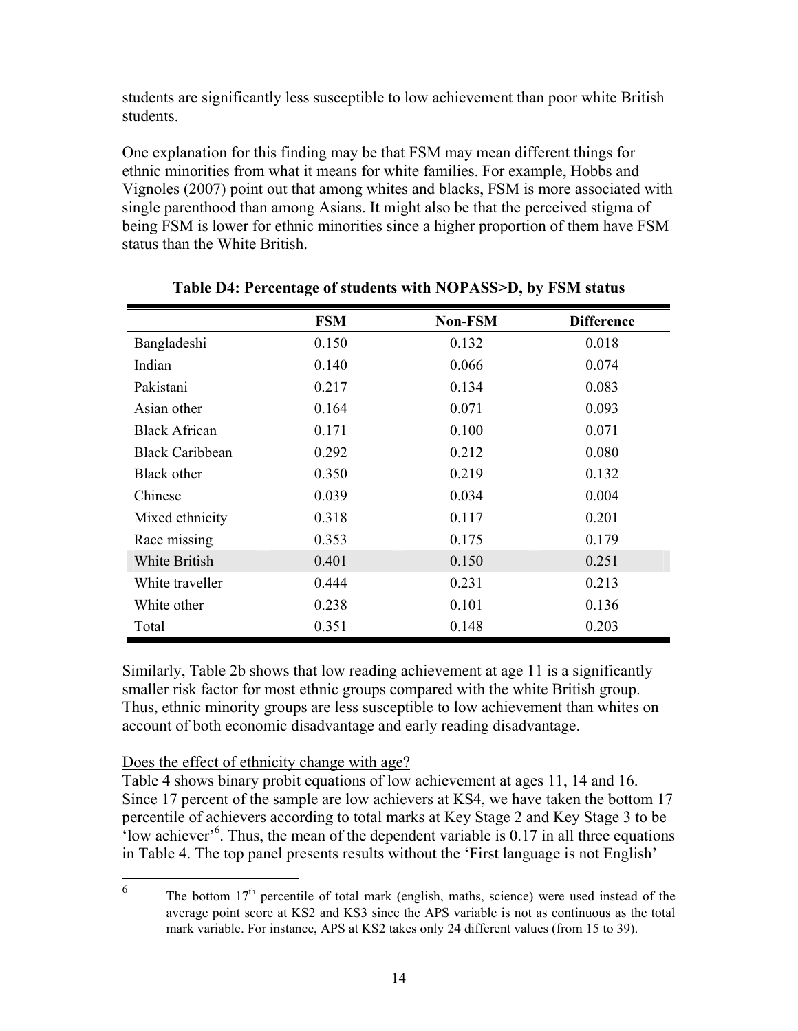students are significantly less susceptible to low achievement than poor white British students.

One explanation for this finding may be that FSM may mean different things for ethnic minorities from what it means for white families. For example, Hobbs and Vignoles (2007) point out that among whites and blacks, FSM is more associated with single parenthood than among Asians. It might also be that the perceived stigma of being FSM is lower for ethnic minorities since a higher proportion of them have FSM status than the White British.

**Table D4: Percentage of students with NOPASS>D, by FSM status**

| | FSM | Non-FSM | Difference |
|---|---|---|---|
| Bangladeshi | 0.150 | 0.132 | 0.018 |
| Indian | 0.140 | 0.066 | 0.074 |
| Pakistani | 0.217 | 0.134 | 0.083 |
| Asian other | 0.164 | 0.071 | 0.093 |
| Black African | 0.171 | 0.100 | 0.071 |
| Black Caribbean | 0.292 | 0.212 | 0.080 |
| Black other | 0.350 | 0.219 | 0.132 |
| Chinese | 0.039 | 0.034 | 0.004 |
| Mixed ethnicity | 0.318 | 0.117 | 0.201 |
| Race missing | 0.353 | 0.175 | 0.179 |
| White British | 0.401 | 0.150 | 0.251 |
| White traveller | 0.444 | 0.231 | 0.213 |
| White other | 0.238 | 0.101 | 0.136 |
| Total | 0.351 | 0.148 | 0.203 |

Similarly, Table 2b shows that low reading achievement at age 11 is a significantly smaller risk factor for most ethnic groups compared with the white British group. Thus, ethnic minority groups are less susceptible to low achievement than whites on account of both economic disadvantage and early reading disadvantage.

Does the effect of ethnicity change with age?

Table 4 shows binary probit equations of low achievement at ages 11, 14 and 16. Since 17 percent of the sample are low achievers at KS4, we have taken the bottom 17 percentile of achievers according to total marks at Key Stage 2 and Key Stage 3 to be 'low achiever'[6]. Thus, the mean of the dependent variable is 0.17 in all three equations in Table 4. The top panel presents results without the 'First language is not English'

[6] The bottom 17[th] percentile of total mark (english, maths, science) were used instead of the average point score at KS2 and KS3 since the APS variable is not as continuous as the total mark variable. For instance, APS at KS2 takes only 24 different values (from 15 to 39).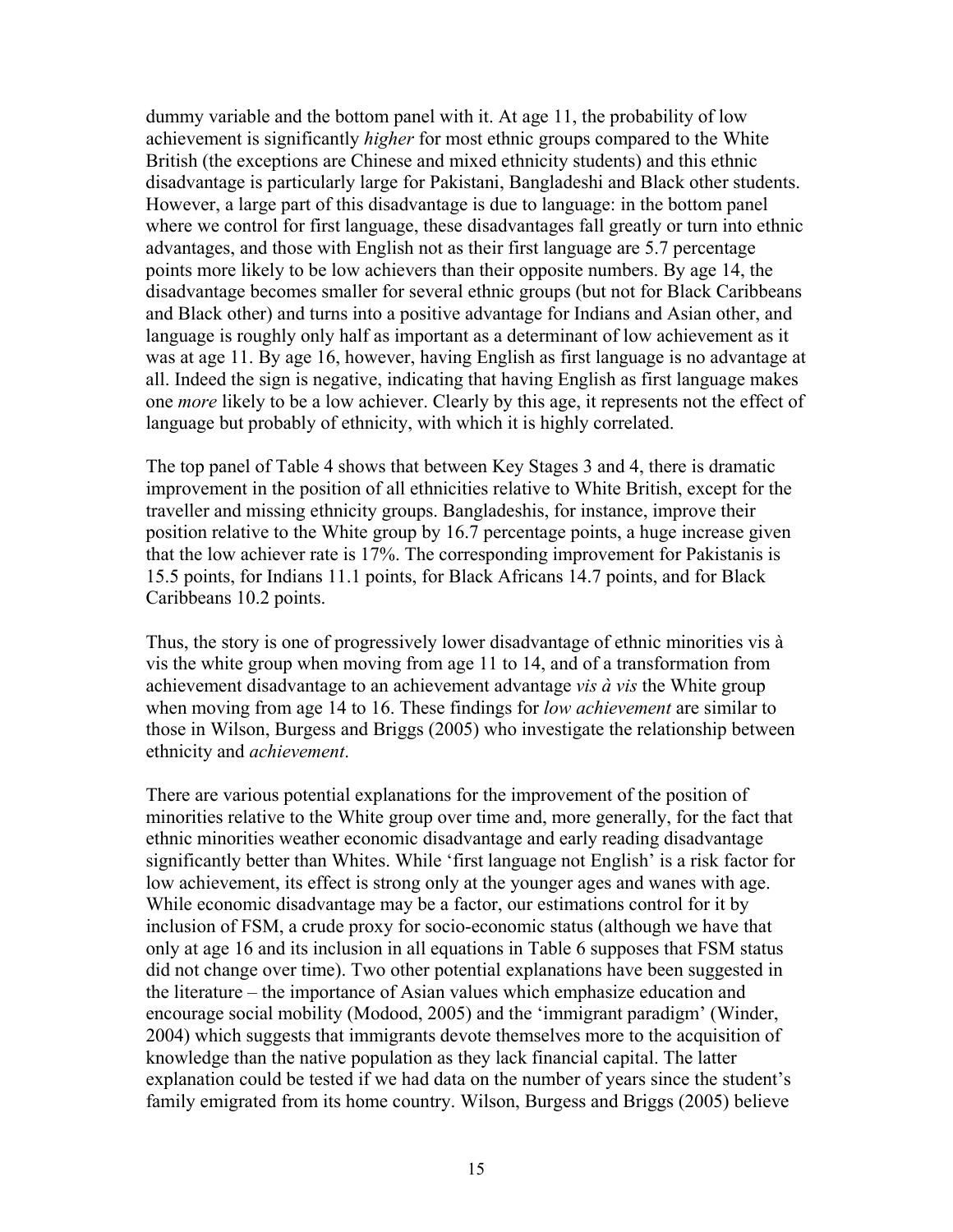dummy variable and the bottom panel with it. At age 11, the probability of low achievement is significantly *higher* for most ethnic groups compared to the White British (the exceptions are Chinese and mixed ethnicity students) and this ethnic disadvantage is particularly large for Pakistani, Bangladeshi and Black other students. However, a large part of this disadvantage is due to language: in the bottom panel where we control for first language, these disadvantages fall greatly or turn into ethnic advantages, and those with English not as their first language are 5.7 percentage points more likely to be low achievers than their opposite numbers. By age 14, the disadvantage becomes smaller for several ethnic groups (but not for Black Caribbeans and Black other) and turns into a positive advantage for Indians and Asian other, and language is roughly only half as important as a determinant of low achievement as it was at age 11. By age 16, however, having English as first language is no advantage at all. Indeed the sign is negative, indicating that having English as first language makes one *more* likely to be a low achiever. Clearly by this age, it represents not the effect of language but probably of ethnicity, with which it is highly correlated.

The top panel of Table 4 shows that between Key Stages 3 and 4, there is dramatic improvement in the position of all ethnicities relative to White British, except for the traveller and missing ethnicity groups. Bangladeshis, for instance, improve their position relative to the White group by 16.7 percentage points, a huge increase given that the low achiever rate is 17%. The corresponding improvement for Pakistanis is 15.5 points, for Indians 11.1 points, for Black Africans 14.7 points, and for Black Caribbeans 10.2 points.

Thus, the story is one of progressively lower disadvantage of ethnic minorities vis à vis the white group when moving from age 11 to 14, and of a transformation from achievement disadvantage to an achievement advantage *vis à vis* the White group when moving from age 14 to 16. These findings for *low achievement* are similar to those in Wilson, Burgess and Briggs (2005) who investigate the relationship between ethnicity and *achievement*.

There are various potential explanations for the improvement of the position of minorities relative to the White group over time and, more generally, for the fact that ethnic minorities weather economic disadvantage and early reading disadvantage significantly better than Whites. While 'first language not English' is a risk factor for low achievement, its effect is strong only at the younger ages and wanes with age. While economic disadvantage may be a factor, our estimations control for it by inclusion of FSM, a crude proxy for socio-economic status (although we have that only at age 16 and its inclusion in all equations in Table 6 supposes that FSM status did not change over time). Two other potential explanations have been suggested in the literature – the importance of Asian values which emphasize education and encourage social mobility (Modood, 2005) and the 'immigrant paradigm' (Winder, 2004) which suggests that immigrants devote themselves more to the acquisition of knowledge than the native population as they lack financial capital. The latter explanation could be tested if we had data on the number of years since the student's family emigrated from its home country. Wilson, Burgess and Briggs (2005) believe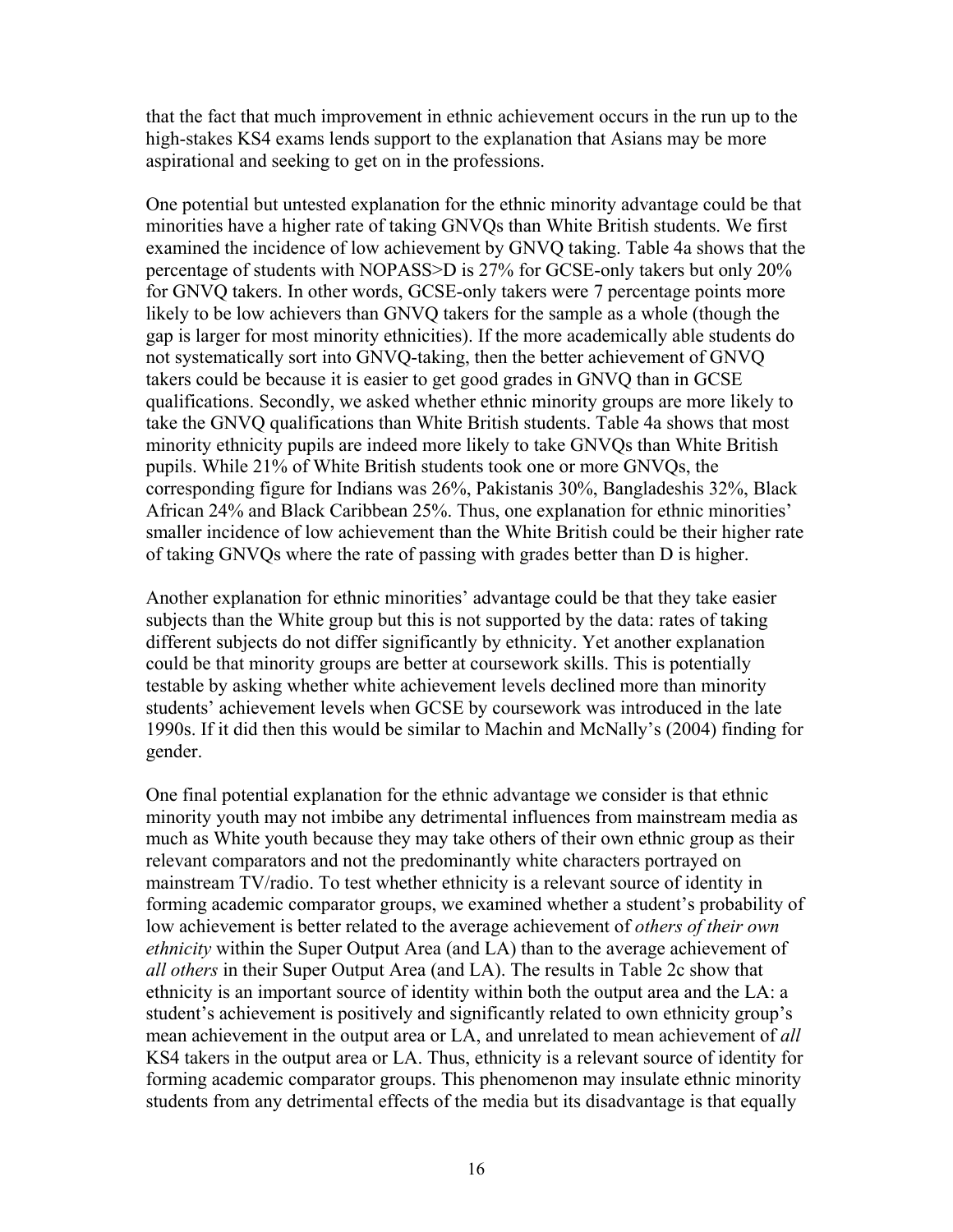that the fact that much improvement in ethnic achievement occurs in the run up to the high-stakes KS4 exams lends support to the explanation that Asians may be more aspirational and seeking to get on in the professions.

One potential but untested explanation for the ethnic minority advantage could be that minorities have a higher rate of taking GNVQs than White British students. We first examined the incidence of low achievement by GNVQ taking. Table 4a shows that the percentage of students with NOPASS>D is 27% for GCSE-only takers but only 20% for GNVQ takers. In other words, GCSE-only takers were 7 percentage points more likely to be low achievers than GNVQ takers for the sample as a whole (though the gap is larger for most minority ethnicities). If the more academically able students do not systematically sort into GNVQ-taking, then the better achievement of GNVQ takers could be because it is easier to get good grades in GNVQ than in GCSE qualifications. Secondly, we asked whether ethnic minority groups are more likely to take the GNVQ qualifications than White British students. Table 4a shows that most minority ethnicity pupils are indeed more likely to take GNVQs than White British pupils. While 21% of White British students took one or more GNVQs, the corresponding figure for Indians was 26%, Pakistanis 30%, Bangladeshis 32%, Black African 24% and Black Caribbean 25%. Thus, one explanation for ethnic minorities' smaller incidence of low achievement than the White British could be their higher rate of taking GNVQs where the rate of passing with grades better than D is higher.

Another explanation for ethnic minorities' advantage could be that they take easier subjects than the White group but this is not supported by the data: rates of taking different subjects do not differ significantly by ethnicity. Yet another explanation could be that minority groups are better at coursework skills. This is potentially testable by asking whether white achievement levels declined more than minority students' achievement levels when GCSE by coursework was introduced in the late 1990s. If it did then this would be similar to Machin and McNally's (2004) finding for gender.

One final potential explanation for the ethnic advantage we consider is that ethnic minority youth may not imbibe any detrimental influences from mainstream media as much as White youth because they may take others of their own ethnic group as their relevant comparators and not the predominantly white characters portrayed on mainstream TV/radio. To test whether ethnicity is a relevant source of identity in forming academic comparator groups, we examined whether a student's probability of low achievement is better related to the average achievement of *others of their own ethnicity* within the Super Output Area (and LA) than to the average achievement of *all others* in their Super Output Area (and LA). The results in Table 2c show that ethnicity is an important source of identity within both the output area and the LA: a student's achievement is positively and significantly related to own ethnicity group's mean achievement in the output area or LA, and unrelated to mean achievement of *all* KS4 takers in the output area or LA. Thus, ethnicity is a relevant source of identity for forming academic comparator groups. This phenomenon may insulate ethnic minority students from any detrimental effects of the media but its disadvantage is that equally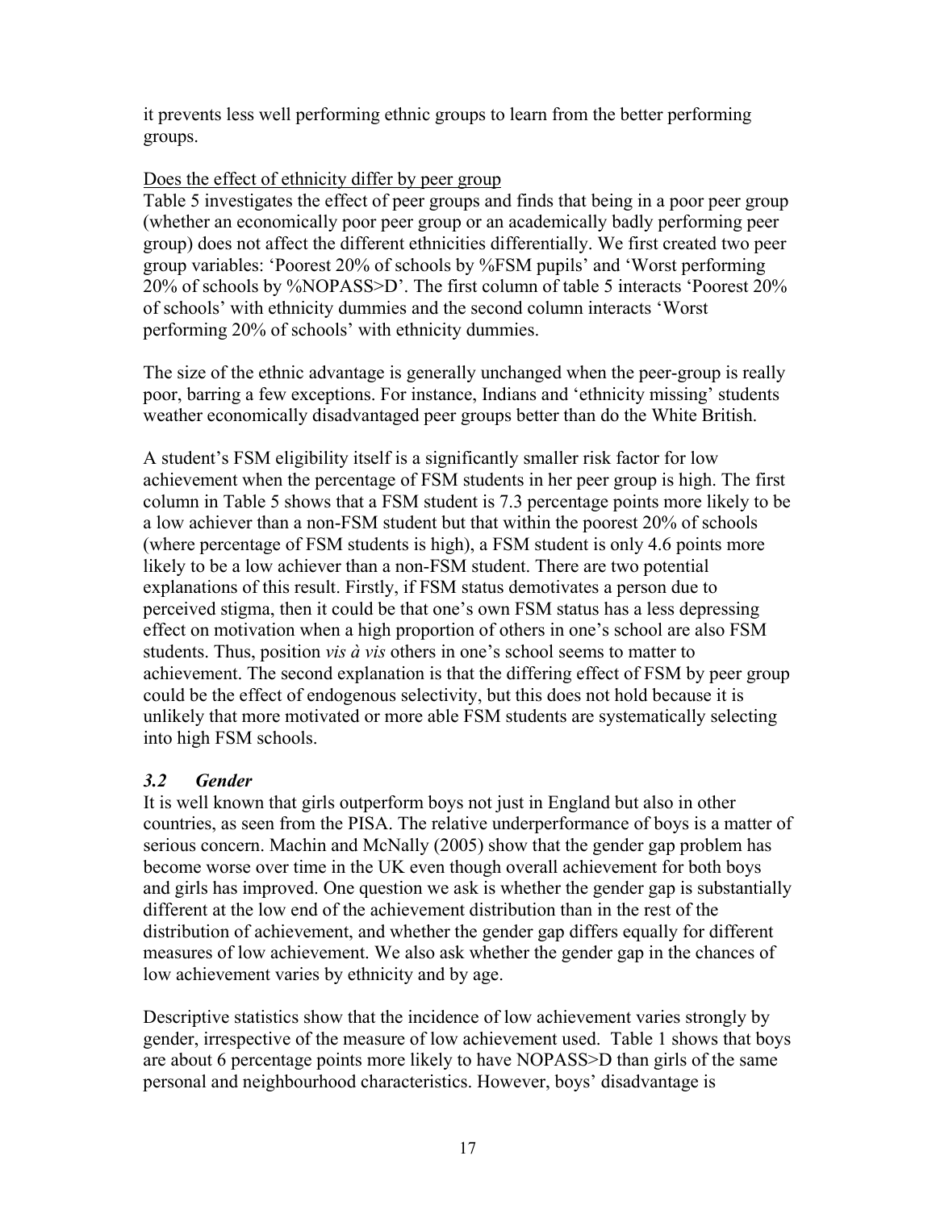it prevents less well performing ethnic groups to learn from the better performing groups.

<u>Does the effect of ethnicity differ by peer group</u>

Table 5 investigates the effect of peer groups and finds that being in a poor peer group (whether an economically poor peer group or an academically badly performing peer group) does not affect the different ethnicities differentially. We first created two peer group variables: 'Poorest 20% of schools by %FSM pupils' and 'Worst performing 20% of schools by %NOPASS>D'. The first column of table 5 interacts 'Poorest 20% of schools' with ethnicity dummies and the second column interacts 'Worst performing 20% of schools' with ethnicity dummies.

The size of the ethnic advantage is generally unchanged when the peer-group is really poor, barring a few exceptions. For instance, Indians and 'ethnicity missing' students weather economically disadvantaged peer groups better than do the White British.

A student's FSM eligibility itself is a significantly smaller risk factor for low achievement when the percentage of FSM students in her peer group is high. The first column in Table 5 shows that a FSM student is 7.3 percentage points more likely to be a low achiever than a non-FSM student but that within the poorest 20% of schools (where percentage of FSM students is high), a FSM student is only 4.6 points more likely to be a low achiever than a non-FSM student. There are two potential explanations of this result. Firstly, if FSM status demotivates a person due to perceived stigma, then it could be that one's own FSM status has a less depressing effect on motivation when a high proportion of others in one's school are also FSM students. Thus, position *vis à vis* others in one's school seems to matter to achievement. The second explanation is that the differing effect of FSM by peer group could be the effect of endogenous selectivity, but this does not hold because it is unlikely that more motivated or more able FSM students are systematically selecting into high FSM schools.

### *3.2 Gender*

It is well known that girls outperform boys not just in England but also in other countries, as seen from the PISA. The relative underperformance of boys is a matter of serious concern. Machin and McNally (2005) show that the gender gap problem has become worse over time in the UK even though overall achievement for both boys and girls has improved. One question we ask is whether the gender gap is substantially different at the low end of the achievement distribution than in the rest of the distribution of achievement, and whether the gender gap differs equally for different measures of low achievement. We also ask whether the gender gap in the chances of low achievement varies by ethnicity and by age.

Descriptive statistics show that the incidence of low achievement varies strongly by gender, irrespective of the measure of low achievement used. Table 1 shows that boys are about 6 percentage points more likely to have NOPASS>D than girls of the same personal and neighbourhood characteristics. However, boys' disadvantage is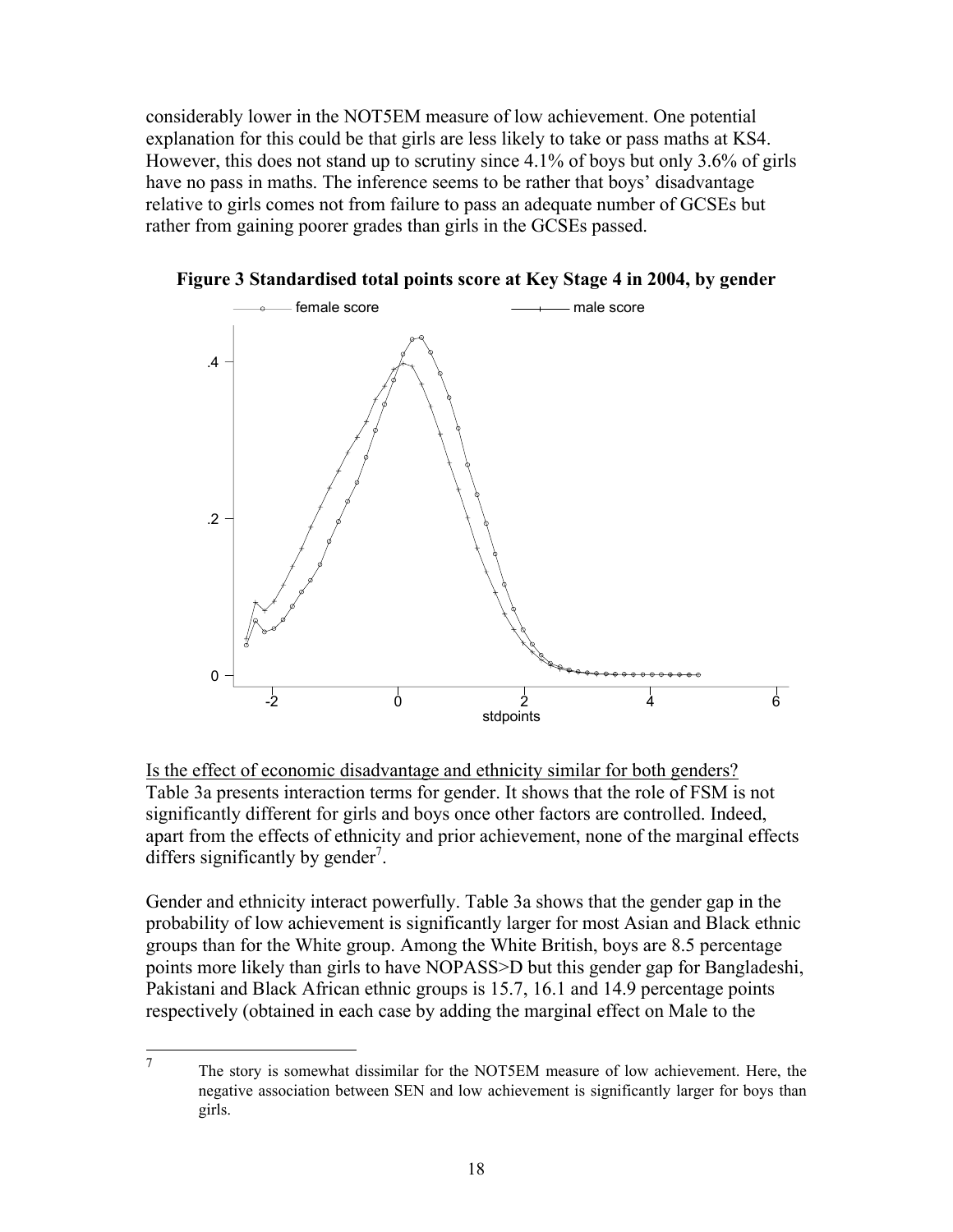considerably lower in the NOT5EM measure of low achievement. One potential explanation for this could be that girls are less likely to take or pass maths at KS4. However, this does not stand up to scrutiny since 4.1% of boys but only 3.6% of girls have no pass in maths. The inference seems to be rather that boys' disadvantage relative to girls comes not from failure to pass an adequate number of GCSEs but rather from gaining poorer grades than girls in the GCSEs passed.

**Figure 3 Standardised total points score at Key Stage 4 in 2004, by gender**

<u>Is the effect of economic disadvantage and ethnicity similar for both genders?</u>
Table 3a presents interaction terms for gender. It shows that the role of FSM is not significantly different for girls and boys once other factors are controlled. Indeed, apart from the effects of ethnicity and prior achievement, none of the marginal effects differs significantly by gender[7].

Gender and ethnicity interact powerfully. Table 3a shows that the gender gap in the probability of low achievement is significantly larger for most Asian and Black ethnic groups than for the White group. Among the White British, boys are 8.5 percentage points more likely than girls to have NOPASS>D but this gender gap for Bangladeshi, Pakistani and Black African ethnic groups is 15.7, 16.1 and 14.9 percentage points respectively (obtained in each case by adding the marginal effect on Male to the

[7] The story is somewhat dissimilar for the NOT5EM measure of low achievement. Here, the negative association between SEN and low achievement is significantly larger for boys than girls.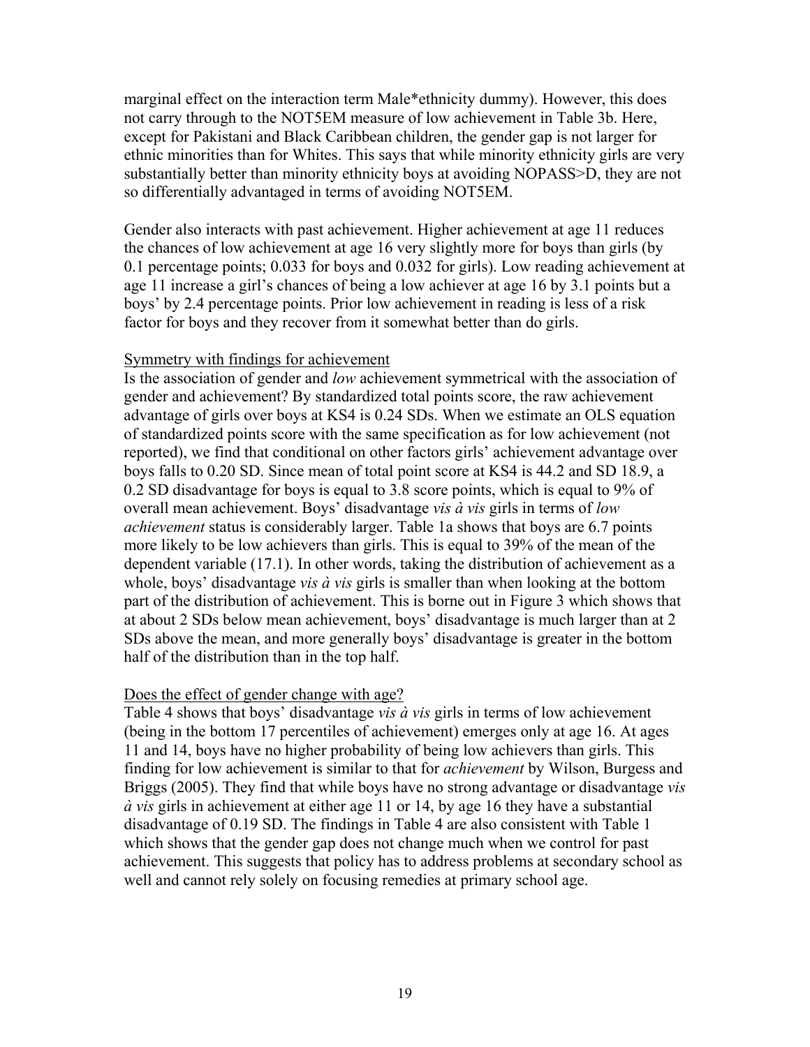marginal effect on the interaction term Male*ethnicity dummy). However, this does not carry through to the NOT5EM measure of low achievement in Table 3b. Here, except for Pakistani and Black Caribbean children, the gender gap is not larger for ethnic minorities than for Whites. This says that while minority ethnicity girls are very substantially better than minority ethnicity boys at avoiding NOPASS>D, they are not so differentially advantaged in terms of avoiding NOT5EM.

Gender also interacts with past achievement. Higher achievement at age 11 reduces the chances of low achievement at age 16 very slightly more for boys than girls (by 0.1 percentage points; 0.033 for boys and 0.032 for girls). Low reading achievement at age 11 increase a girl's chances of being a low achiever at age 16 by 3.1 points but a boys' by 2.4 percentage points. Prior low achievement in reading is less of a risk factor for boys and they recover from it somewhat better than do girls.

Symmetry with findings for achievement

Is the association of gender and *low* achievement symmetrical with the association of gender and achievement? By standardized total points score, the raw achievement advantage of girls over boys at KS4 is 0.24 SDs. When we estimate an OLS equation of standardized points score with the same specification as for low achievement (not reported), we find that conditional on other factors girls' achievement advantage over boys falls to 0.20 SD. Since mean of total point score at KS4 is 44.2 and SD 18.9, a 0.2 SD disadvantage for boys is equal to 3.8 score points, which is equal to 9% of overall mean achievement. Boys' disadvantage *vis à vis* girls in terms of *low achievement* status is considerably larger. Table 1a shows that boys are 6.7 points more likely to be low achievers than girls. This is equal to 39% of the mean of the dependent variable (17.1). In other words, taking the distribution of achievement as a whole, boys' disadvantage *vis à vis* girls is smaller than when looking at the bottom part of the distribution of achievement. This is borne out in Figure 3 which shows that at about 2 SDs below mean achievement, boys' disadvantage is much larger than at 2 SDs above the mean, and more generally boys' disadvantage is greater in the bottom half of the distribution than in the top half.

Does the effect of gender change with age?

Table 4 shows that boys' disadvantage *vis à vis* girls in terms of low achievement (being in the bottom 17 percentiles of achievement) emerges only at age 16. At ages 11 and 14, boys have no higher probability of being low achievers than girls. This finding for low achievement is similar to that for *achievement* by Wilson, Burgess and Briggs (2005). They find that while boys have no strong advantage or disadvantage *vis à vis* girls in achievement at either age 11 or 14, by age 16 they have a substantial disadvantage of 0.19 SD. The findings in Table 4 are also consistent with Table 1 which shows that the gender gap does not change much when we control for past achievement. This suggests that policy has to address problems at secondary school as well and cannot rely solely on focusing remedies at primary school age.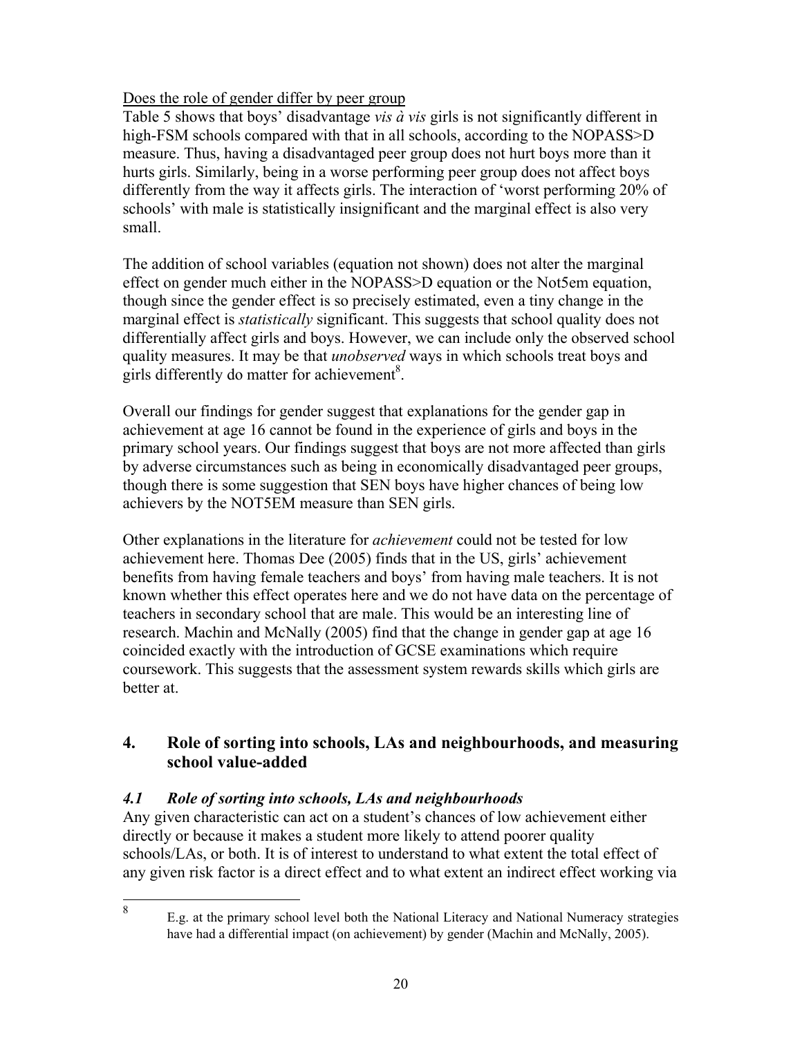Does the role of gender differ by peer group

Table 5 shows that boys' disadvantage *vis à vis* girls is not significantly different in high-FSM schools compared with that in all schools, according to the NOPASS>D measure. Thus, having a disadvantaged peer group does not hurt boys more than it hurts girls. Similarly, being in a worse performing peer group does not affect boys differently from the way it affects girls. The interaction of 'worst performing 20% of schools' with male is statistically insignificant and the marginal effect is also very small.

The addition of school variables (equation not shown) does not alter the marginal effect on gender much either in the NOPASS>D equation or the Not5em equation, though since the gender effect is so precisely estimated, even a tiny change in the marginal effect is *statistically* significant. This suggests that school quality does not differentially affect girls and boys. However, we can include only the observed school quality measures. It may be that *unobserved* ways in which schools treat boys and girls differently do matter for achievement[8].

Overall our findings for gender suggest that explanations for the gender gap in achievement at age 16 cannot be found in the experience of girls and boys in the primary school years. Our findings suggest that boys are not more affected than girls by adverse circumstances such as being in economically disadvantaged peer groups, though there is some suggestion that SEN boys have higher chances of being low achievers by the NOT5EM measure than SEN girls.

Other explanations in the literature for *achievement* could not be tested for low achievement here. Thomas Dee (2005) finds that in the US, girls' achievement benefits from having female teachers and boys' from having male teachers. It is not known whether this effect operates here and we do not have data on the percentage of teachers in secondary school that are male. This would be an interesting line of research. Machin and McNally (2005) find that the change in gender gap at age 16 coincided exactly with the introduction of GCSE examinations which require coursework. This suggests that the assessment system rewards skills which girls are better at.

## 4. Role of sorting into schools, LAs and neighbourhoods, and measuring school value-added

### *4.1 Role of sorting into schools, LAs and neighbourhoods*

Any given characteristic can act on a student's chances of low achievement either directly or because it makes a student more likely to attend poorer quality schools/LAs, or both. It is of interest to understand to what extent the total effect of any given risk factor is a direct effect and to what extent an indirect effect working via

[8] E.g. at the primary school level both the National Literacy and National Numeracy strategies have had a differential impact (on achievement) by gender (Machin and McNally, 2005).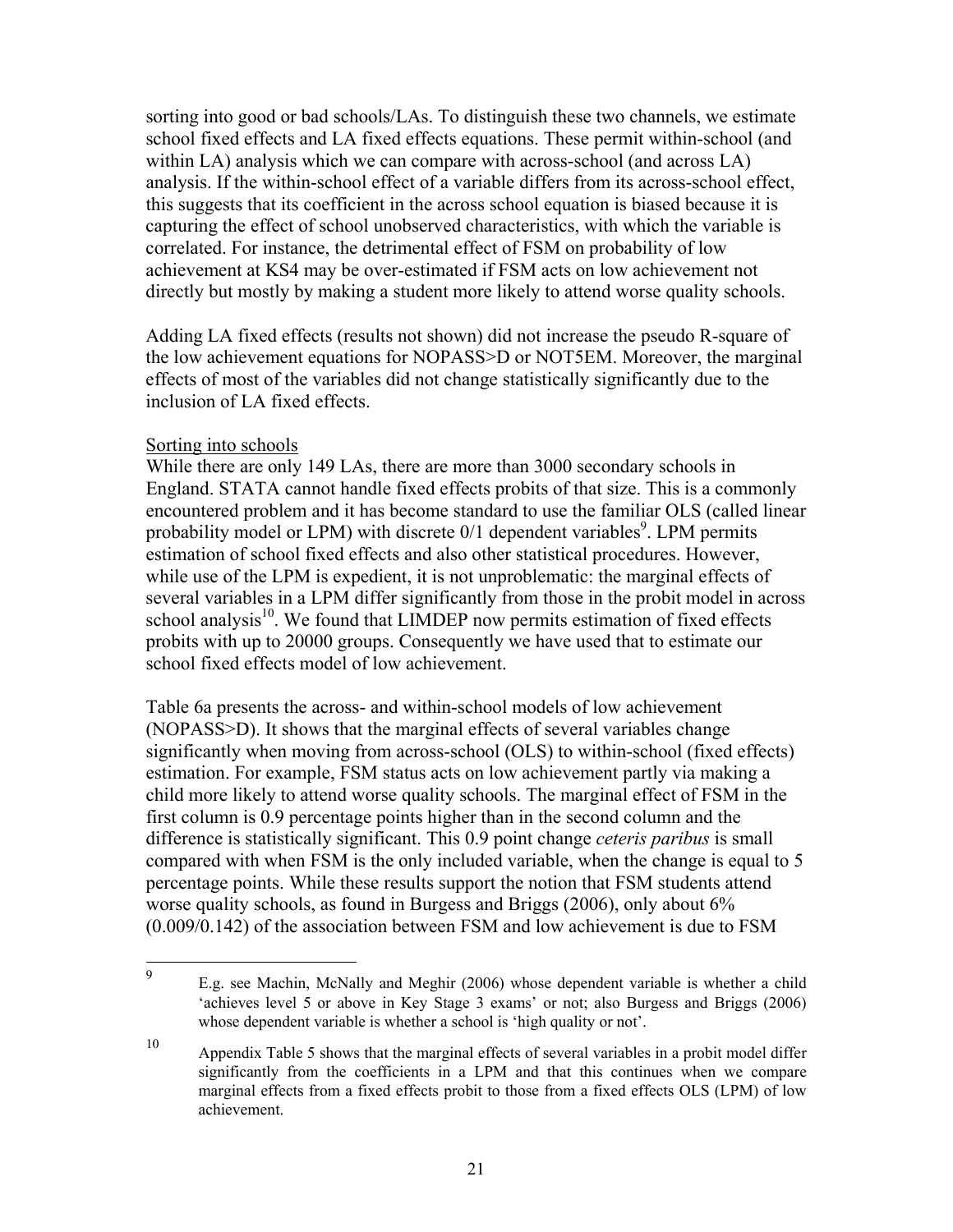sorting into good or bad schools/LAs. To distinguish these two channels, we estimate school fixed effects and LA fixed effects equations. These permit within-school (and within LA) analysis which we can compare with across-school (and across LA) analysis. If the within-school effect of a variable differs from its across-school effect, this suggests that its coefficient in the across school equation is biased because it is capturing the effect of school unobserved characteristics, with which the variable is correlated. For instance, the detrimental effect of FSM on probability of low achievement at KS4 may be over-estimated if FSM acts on low achievement not directly but mostly by making a student more likely to attend worse quality schools.

Adding LA fixed effects (results not shown) did not increase the pseudo R-square of the low achievement equations for NOPASS>D or NOT5EM. Moreover, the marginal effects of most of the variables did not change statistically significantly due to the inclusion of LA fixed effects.

Sorting into schools

While there are only 149 LAs, there are more than 3000 secondary schools in England. STATA cannot handle fixed effects probits of that size. This is a commonly encountered problem and it has become standard to use the familiar OLS (called linear probability model or LPM) with discrete 0/1 dependent variables[9]. LPM permits estimation of school fixed effects and also other statistical procedures. However, while use of the LPM is expedient, it is not unproblematic: the marginal effects of several variables in a LPM differ significantly from those in the probit model in across school analysis[10]. We found that LIMDEP now permits estimation of fixed effects probits with up to 20000 groups. Consequently we have used that to estimate our school fixed effects model of low achievement.

Table 6a presents the across- and within-school models of low achievement (NOPASS>D). It shows that the marginal effects of several variables change significantly when moving from across-school (OLS) to within-school (fixed effects) estimation. For example, FSM status acts on low achievement partly via making a child more likely to attend worse quality schools. The marginal effect of FSM in the first column is 0.9 percentage points higher than in the second column and the difference is statistically significant. This 0.9 point change *ceteris paribus* is small compared with when FSM is the only included variable, when the change is equal to 5 percentage points. While these results support the notion that FSM students attend worse quality schools, as found in Burgess and Briggs (2006), only about 6% (0.009/0.142) of the association between FSM and low achievement is due to FSM

[9] E.g. see Machin, McNally and Meghir (2006) whose dependent variable is whether a child 'achieves level 5 or above in Key Stage 3 exams' or not; also Burgess and Briggs (2006) whose dependent variable is whether a school is 'high quality or not'.

[10] Appendix Table 5 shows that the marginal effects of several variables in a probit model differ significantly from the coefficients in a LPM and that this continues when we compare marginal effects from a fixed effects probit to those from a fixed effects OLS (LPM) of low achievement.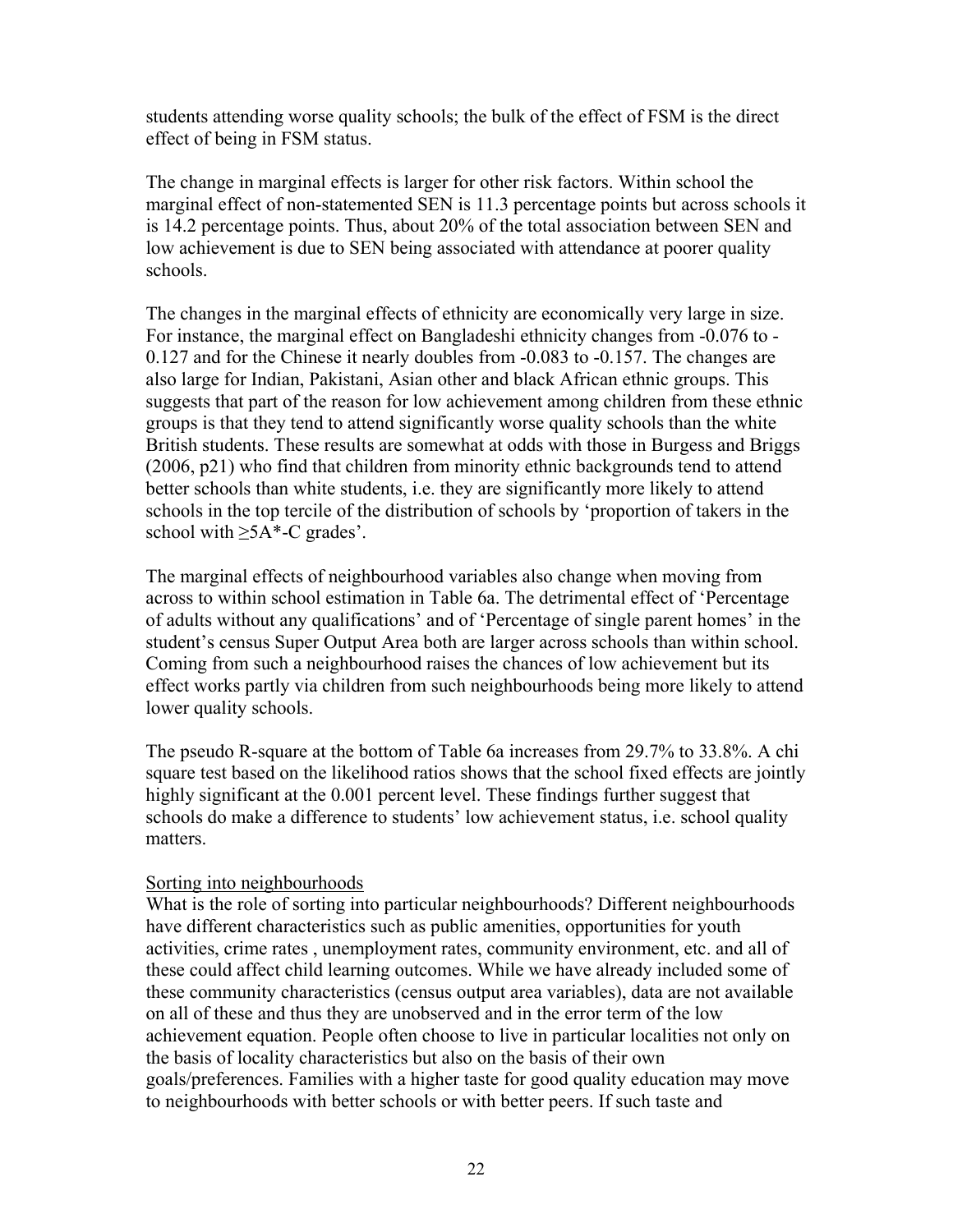students attending worse quality schools; the bulk of the effect of FSM is the direct effect of being in FSM status.

The change in marginal effects is larger for other risk factors. Within school the marginal effect of non-statemented SEN is 11.3 percentage points but across schools it is 14.2 percentage points. Thus, about 20% of the total association between SEN and low achievement is due to SEN being associated with attendance at poorer quality schools.

The changes in the marginal effects of ethnicity are economically very large in size. For instance, the marginal effect on Bangladeshi ethnicity changes from -0.076 to -0.127 and for the Chinese it nearly doubles from -0.083 to -0.157. The changes are also large for Indian, Pakistani, Asian other and black African ethnic groups. This suggests that part of the reason for low achievement among children from these ethnic groups is that they tend to attend significantly worse quality schools than the white British students. These results are somewhat at odds with those in Burgess and Briggs (2006, p21) who find that children from minority ethnic backgrounds tend to attend better schools than white students, i.e. they are significantly more likely to attend schools in the top tercile of the distribution of schools by 'proportion of takers in the school with ≥5A*-C grades'.

The marginal effects of neighbourhood variables also change when moving from across to within school estimation in Table 6a. The detrimental effect of 'Percentage of adults without any qualifications' and of 'Percentage of single parent homes' in the student's census Super Output Area both are larger across schools than within school. Coming from such a neighbourhood raises the chances of low achievement but its effect works partly via children from such neighbourhoods being more likely to attend lower quality schools.

The pseudo R-square at the bottom of Table 6a increases from 29.7% to 33.8%. A chi square test based on the likelihood ratios shows that the school fixed effects are jointly highly significant at the 0.001 percent level. These findings further suggest that schools do make a difference to students' low achievement status, i.e. school quality matters.

<u>Sorting into neighbourhoods</u>

What is the role of sorting into particular neighbourhoods? Different neighbourhoods have different characteristics such as public amenities, opportunities for youth activities, crime rates , unemployment rates, community environment, etc. and all of these could affect child learning outcomes. While we have already included some of these community characteristics (census output area variables), data are not available on all of these and thus they are unobserved and in the error term of the low achievement equation. People often choose to live in particular localities not only on the basis of locality characteristics but also on the basis of their own goals/preferences. Families with a higher taste for good quality education may move to neighbourhoods with better schools or with better peers. If such taste and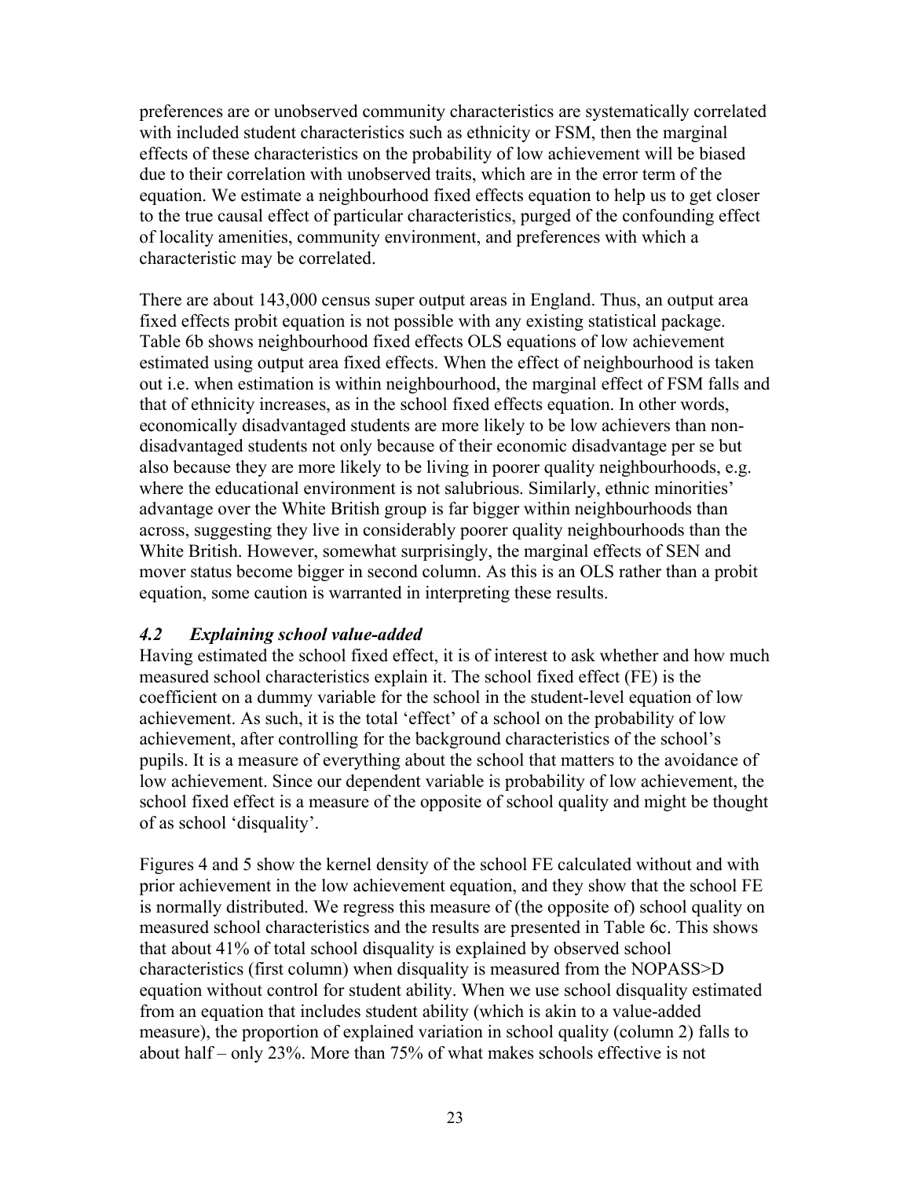preferences are or unobserved community characteristics are systematically correlated with included student characteristics such as ethnicity or FSM, then the marginal effects of these characteristics on the probability of low achievement will be biased due to their correlation with unobserved traits, which are in the error term of the equation. We estimate a neighbourhood fixed effects equation to help us to get closer to the true causal effect of particular characteristics, purged of the confounding effect of locality amenities, community environment, and preferences with which a characteristic may be correlated.

There are about 143,000 census super output areas in England. Thus, an output area fixed effects probit equation is not possible with any existing statistical package. Table 6b shows neighbourhood fixed effects OLS equations of low achievement estimated using output area fixed effects. When the effect of neighbourhood is taken out i.e. when estimation is within neighbourhood, the marginal effect of FSM falls and that of ethnicity increases, as in the school fixed effects equation. In other words, economically disadvantaged students are more likely to be low achievers than non-disadvantaged students not only because of their economic disadvantage per se but also because they are more likely to be living in poorer quality neighbourhoods, e.g. where the educational environment is not salubrious. Similarly, ethnic minorities' advantage over the White British group is far bigger within neighbourhoods than across, suggesting they live in considerably poorer quality neighbourhoods than the White British. However, somewhat surprisingly, the marginal effects of SEN and mover status become bigger in second column. As this is an OLS rather than a probit equation, some caution is warranted in interpreting these results.

### *4.2 Explaining school value-added*

Having estimated the school fixed effect, it is of interest to ask whether and how much measured school characteristics explain it. The school fixed effect (FE) is the coefficient on a dummy variable for the school in the student-level equation of low achievement. As such, it is the total 'effect' of a school on the probability of low achievement, after controlling for the background characteristics of the school's pupils. It is a measure of everything about the school that matters to the avoidance of low achievement. Since our dependent variable is probability of low achievement, the school fixed effect is a measure of the opposite of school quality and might be thought of as school 'disquality'.

Figures 4 and 5 show the kernel density of the school FE calculated without and with prior achievement in the low achievement equation, and they show that the school FE is normally distributed. We regress this measure of (the opposite of) school quality on measured school characteristics and the results are presented in Table 6c. This shows that about 41% of total school disquality is explained by observed school characteristics (first column) when disquality is measured from the NOPASS>D equation without control for student ability. When we use school disquality estimated from an equation that includes student ability (which is akin to a value-added measure), the proportion of explained variation in school quality (column 2) falls to about half – only 23%. More than 75% of what makes schools effective is not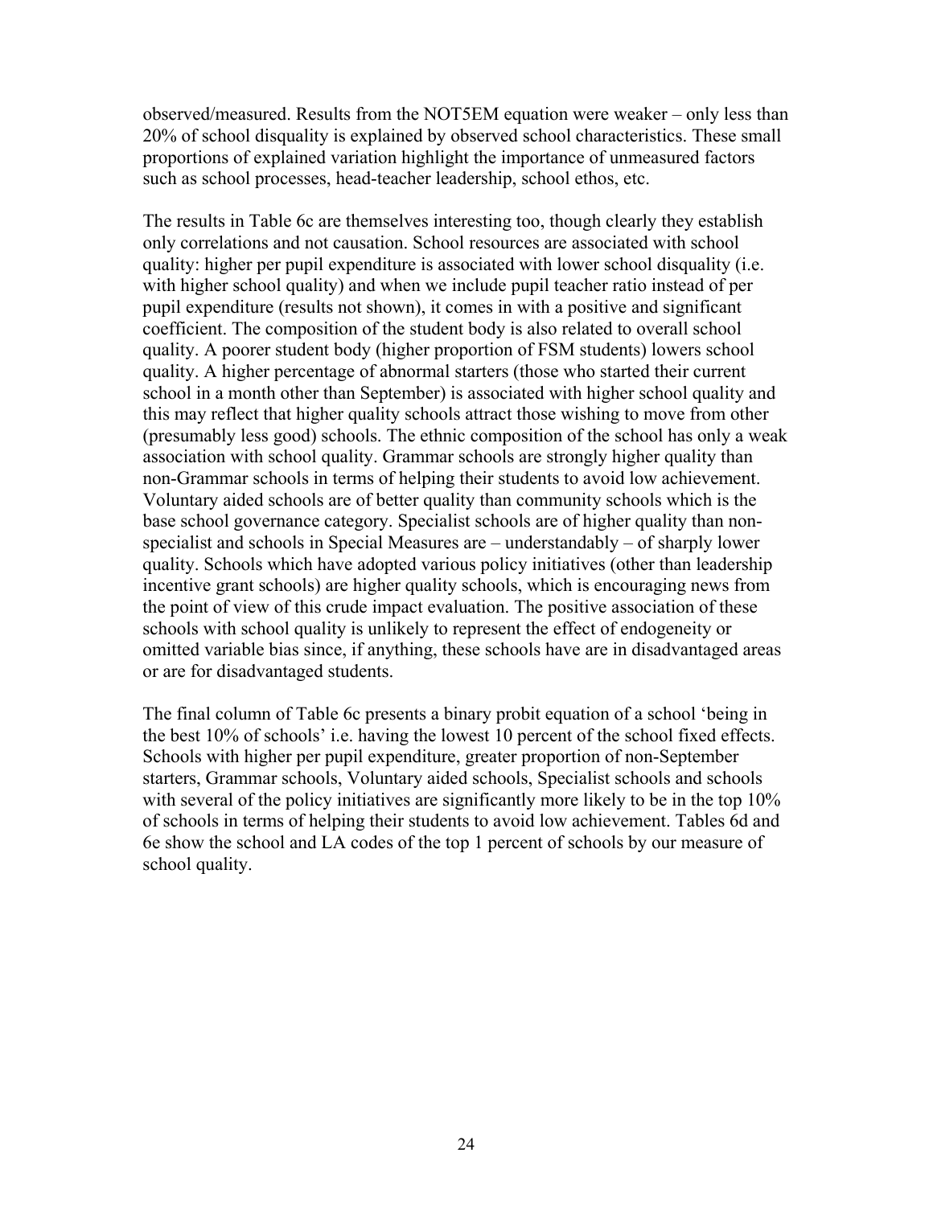observed/measured. Results from the NOT5EM equation were weaker – only less than 20% of school disquality is explained by observed school characteristics. These small proportions of explained variation highlight the importance of unmeasured factors such as school processes, head-teacher leadership, school ethos, etc.

The results in Table 6c are themselves interesting too, though clearly they establish only correlations and not causation. School resources are associated with school quality: higher per pupil expenditure is associated with lower school disquality (i.e. with higher school quality) and when we include pupil teacher ratio instead of per pupil expenditure (results not shown), it comes in with a positive and significant coefficient. The composition of the student body is also related to overall school quality. A poorer student body (higher proportion of FSM students) lowers school quality. A higher percentage of abnormal starters (those who started their current school in a month other than September) is associated with higher school quality and this may reflect that higher quality schools attract those wishing to move from other (presumably less good) schools. The ethnic composition of the school has only a weak association with school quality. Grammar schools are strongly higher quality than non-Grammar schools in terms of helping their students to avoid low achievement. Voluntary aided schools are of better quality than community schools which is the base school governance category. Specialist schools are of higher quality than non-specialist and schools in Special Measures are – understandably – of sharply lower quality. Schools which have adopted various policy initiatives (other than leadership incentive grant schools) are higher quality schools, which is encouraging news from the point of view of this crude impact evaluation. The positive association of these schools with school quality is unlikely to represent the effect of endogeneity or omitted variable bias since, if anything, these schools have are in disadvantaged areas or are for disadvantaged students.

The final column of Table 6c presents a binary probit equation of a school 'being in the best 10% of schools' i.e. having the lowest 10 percent of the school fixed effects. Schools with higher per pupil expenditure, greater proportion of non-September starters, Grammar schools, Voluntary aided schools, Specialist schools and schools with several of the policy initiatives are significantly more likely to be in the top 10% of schools in terms of helping their students to avoid low achievement. Tables 6d and 6e show the school and LA codes of the top 1 percent of schools by our measure of school quality.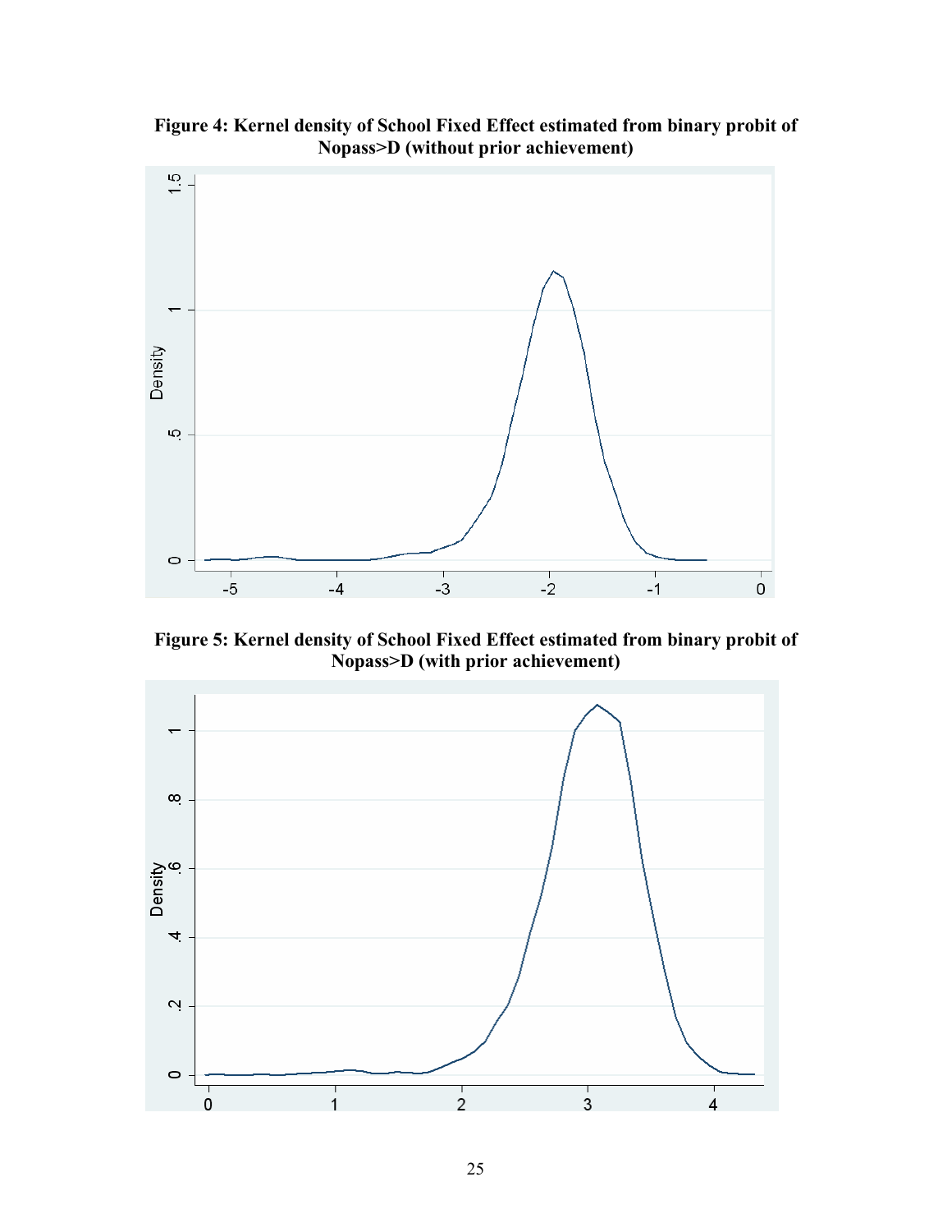**Figure 4: Kernel density of School Fixed Effect estimated from binary probit of Nopass>D (without prior achievement)**

**Figure 5: Kernel density of School Fixed Effect estimated from binary probit of Nopass>D (with prior achievement)**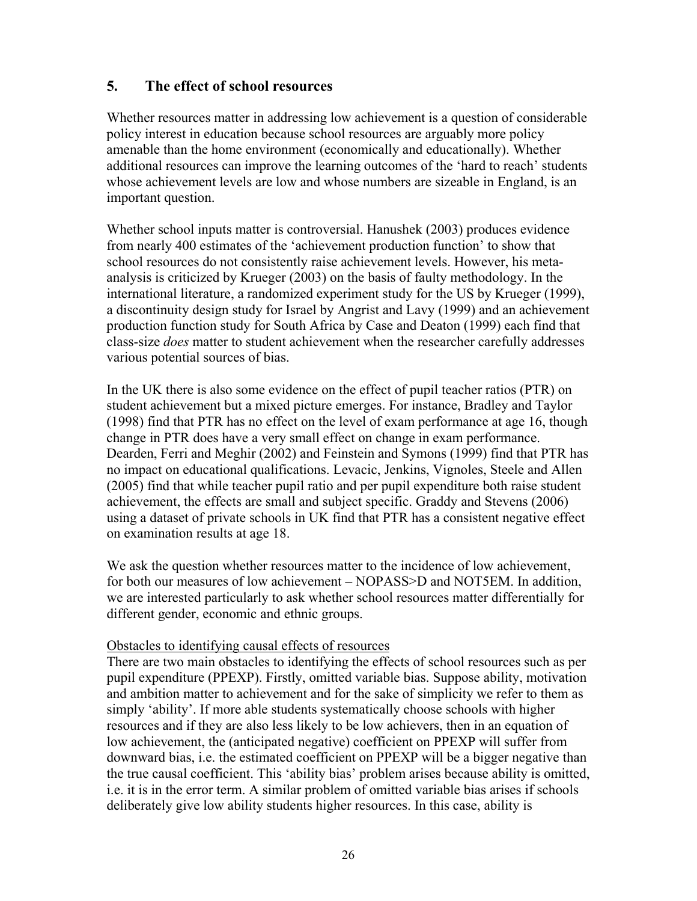## 5. The effect of school resources

Whether resources matter in addressing low achievement is a question of considerable policy interest in education because school resources are arguably more policy amenable than the home environment (economically and educationally). Whether additional resources can improve the learning outcomes of the 'hard to reach' students whose achievement levels are low and whose numbers are sizeable in England, is an important question.

Whether school inputs matter is controversial. Hanushek (2003) produces evidence from nearly 400 estimates of the 'achievement production function' to show that school resources do not consistently raise achievement levels. However, his meta-analysis is criticized by Krueger (2003) on the basis of faulty methodology. In the international literature, a randomized experiment study for the US by Krueger (1999), a discontinuity design study for Israel by Angrist and Lavy (1999) and an achievement production function study for South Africa by Case and Deaton (1999) each find that class-size *does* matter to student achievement when the researcher carefully addresses various potential sources of bias.

In the UK there is also some evidence on the effect of pupil teacher ratios (PTR) on student achievement but a mixed picture emerges. For instance, Bradley and Taylor (1998) find that PTR has no effect on the level of exam performance at age 16, though change in PTR does have a very small effect on change in exam performance. Dearden, Ferri and Meghir (2002) and Feinstein and Symons (1999) find that PTR has no impact on educational qualifications. Levacic, Jenkins, Vignoles, Steele and Allen (2005) find that while teacher pupil ratio and per pupil expenditure both raise student achievement, the effects are small and subject specific. Graddy and Stevens (2006) using a dataset of private schools in UK find that PTR has a consistent negative effect on examination results at age 18.

We ask the question whether resources matter to the incidence of low achievement, for both our measures of low achievement – NOPASS>D and NOT5EM. In addition, we are interested particularly to ask whether school resources matter differentially for different gender, economic and ethnic groups.

Obstacles to identifying causal effects of resources

There are two main obstacles to identifying the effects of school resources such as per pupil expenditure (PPEXP). Firstly, omitted variable bias. Suppose ability, motivation and ambition matter to achievement and for the sake of simplicity we refer to them as simply 'ability'. If more able students systematically choose schools with higher resources and if they are also less likely to be low achievers, then in an equation of low achievement, the (anticipated negative) coefficient on PPEXP will suffer from downward bias, i.e. the estimated coefficient on PPEXP will be a bigger negative than the true causal coefficient. This 'ability bias' problem arises because ability is omitted, i.e. it is in the error term. A similar problem of omitted variable bias arises if schools deliberately give low ability students higher resources. In this case, ability is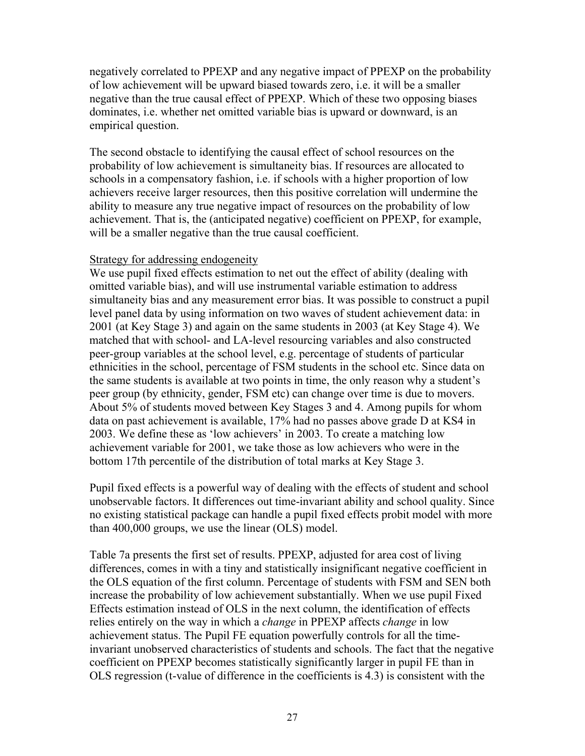negatively correlated to PPEXP and any negative impact of PPEXP on the probability of low achievement will be upward biased towards zero, i.e. it will be a smaller negative than the true causal effect of PPEXP. Which of these two opposing biases dominates, i.e. whether net omitted variable bias is upward or downward, is an empirical question.

The second obstacle to identifying the causal effect of school resources on the probability of low achievement is simultaneity bias. If resources are allocated to schools in a compensatory fashion, i.e. if schools with a higher proportion of low achievers receive larger resources, then this positive correlation will undermine the ability to measure any true negative impact of resources on the probability of low achievement. That is, the (anticipated negative) coefficient on PPEXP, for example, will be a smaller negative than the true causal coefficient.

Strategy for addressing endogeneity

We use pupil fixed effects estimation to net out the effect of ability (dealing with omitted variable bias), and will use instrumental variable estimation to address simultaneity bias and any measurement error bias. It was possible to construct a pupil level panel data by using information on two waves of student achievement data: in 2001 (at Key Stage 3) and again on the same students in 2003 (at Key Stage 4). We matched that with school- and LA-level resourcing variables and also constructed peer-group variables at the school level, e.g. percentage of students of particular ethnicities in the school, percentage of FSM students in the school etc. Since data on the same students is available at two points in time, the only reason why a student's peer group (by ethnicity, gender, FSM etc) can change over time is due to movers. About 5% of students moved between Key Stages 3 and 4. Among pupils for whom data on past achievement is available, 17% had no passes above grade D at KS4 in 2003. We define these as 'low achievers' in 2003. To create a matching low achievement variable for 2001, we take those as low achievers who were in the bottom 17th percentile of the distribution of total marks at Key Stage 3.

Pupil fixed effects is a powerful way of dealing with the effects of student and school unobservable factors. It differences out time-invariant ability and school quality. Since no existing statistical package can handle a pupil fixed effects probit model with more than 400,000 groups, we use the linear (OLS) model.

Table 7a presents the first set of results. PPEXP, adjusted for area cost of living differences, comes in with a tiny and statistically insignificant negative coefficient in the OLS equation of the first column. Percentage of students with FSM and SEN both increase the probability of low achievement substantially. When we use pupil Fixed Effects estimation instead of OLS in the next column, the identification of effects relies entirely on the way in which a *change* in PPEXP affects *change* in low achievement status. The Pupil FE equation powerfully controls for all the time-invariant unobserved characteristics of students and schools. The fact that the negative coefficient on PPEXP becomes statistically significantly larger in pupil FE than in OLS regression (t-value of difference in the coefficients is 4.3) is consistent with the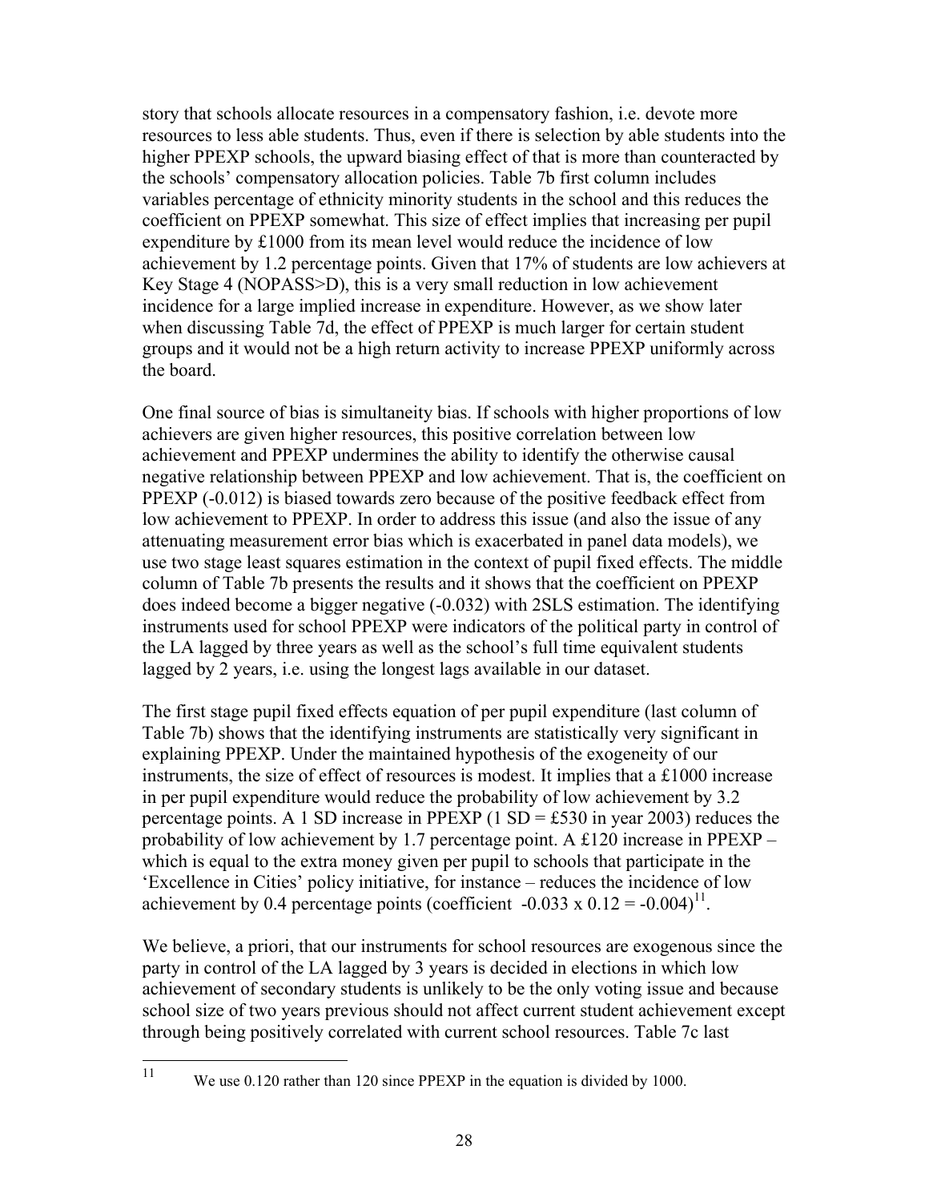story that schools allocate resources in a compensatory fashion, i.e. devote more resources to less able students. Thus, even if there is selection by able students into the higher PPEXP schools, the upward biasing effect of that is more than counteracted by the schools' compensatory allocation policies. Table 7b first column includes variables percentage of ethnicity minority students in the school and this reduces the coefficient on PPEXP somewhat. This size of effect implies that increasing per pupil expenditure by £1000 from its mean level would reduce the incidence of low achievement by 1.2 percentage points. Given that 17% of students are low achievers at Key Stage 4 (NOPASS>D), this is a very small reduction in low achievement incidence for a large implied increase in expenditure. However, as we show later when discussing Table 7d, the effect of PPEXP is much larger for certain student groups and it would not be a high return activity to increase PPEXP uniformly across the board.

One final source of bias is simultaneity bias. If schools with higher proportions of low achievers are given higher resources, this positive correlation between low achievement and PPEXP undermines the ability to identify the otherwise causal negative relationship between PPEXP and low achievement. That is, the coefficient on PPEXP (-0.012) is biased towards zero because of the positive feedback effect from low achievement to PPEXP. In order to address this issue (and also the issue of any attenuating measurement error bias which is exacerbated in panel data models), we use two stage least squares estimation in the context of pupil fixed effects. The middle column of Table 7b presents the results and it shows that the coefficient on PPEXP does indeed become a bigger negative (-0.032) with 2SLS estimation. The identifying instruments used for school PPEXP were indicators of the political party in control of the LA lagged by three years as well as the school's full time equivalent students lagged by 2 years, i.e. using the longest lags available in our dataset.

The first stage pupil fixed effects equation of per pupil expenditure (last column of Table 7b) shows that the identifying instruments are statistically very significant in explaining PPEXP. Under the maintained hypothesis of the exogeneity of our instruments, the size of effect of resources is modest. It implies that a £1000 increase in per pupil expenditure would reduce the probability of low achievement by 3.2 percentage points. A 1 SD increase in PPEXP (1 SD = £530 in year 2003) reduces the probability of low achievement by 1.7 percentage point. A £120 increase in PPEXP – which is equal to the extra money given per pupil to schools that participate in the 'Excellence in Cities' policy initiative, for instance – reduces the incidence of low achievement by 0.4 percentage points (coefficient -0.033 x 0.12 = -0.004)[11].

We believe, a priori, that our instruments for school resources are exogenous since the party in control of the LA lagged by 3 years is decided in elections in which low achievement of secondary students is unlikely to be the only voting issue and because school size of two years previous should not affect current student achievement except through being positively correlated with current school resources. Table 7c last

[11] We use 0.120 rather than 120 since PPEXP in the equation is divided by 1000.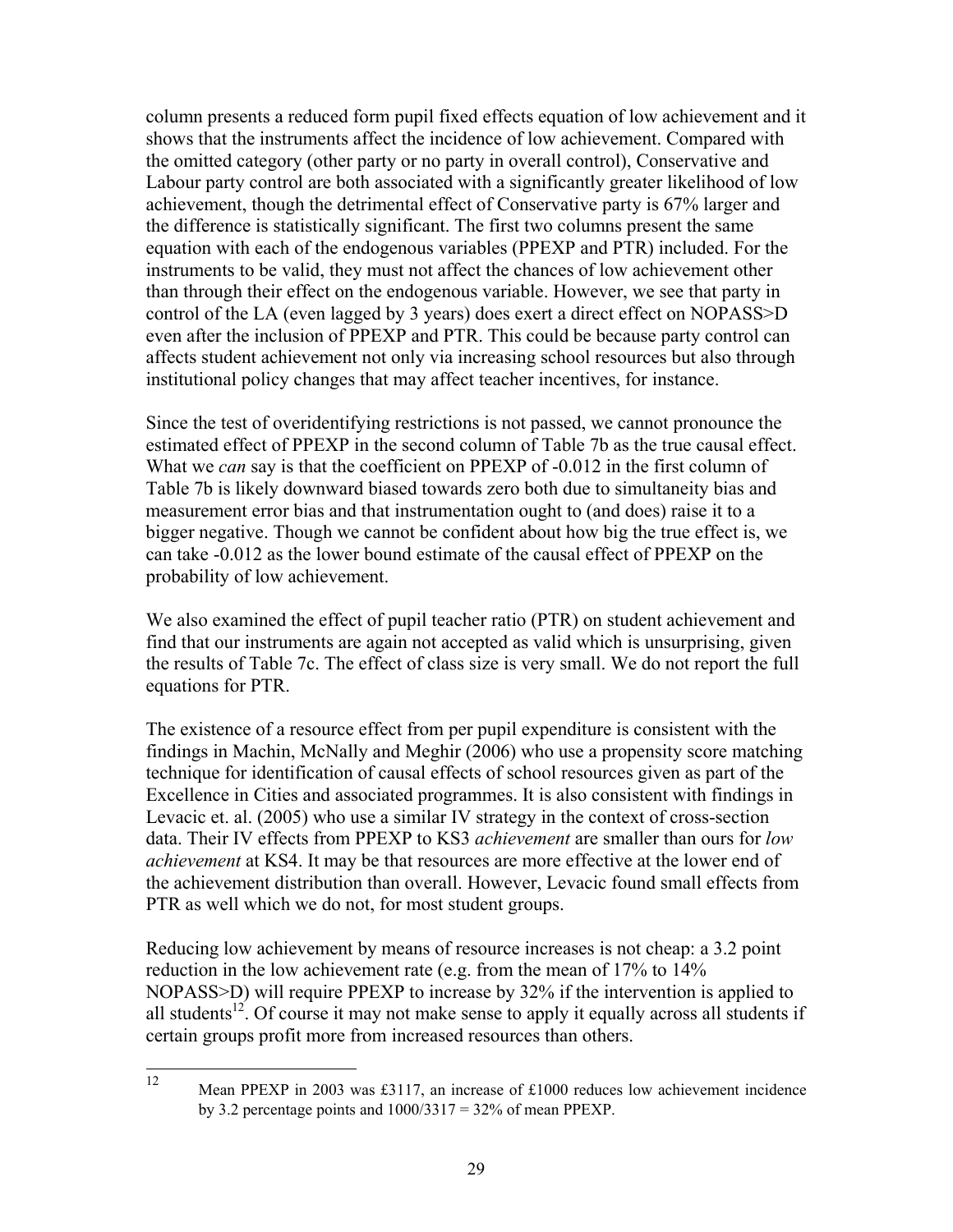column presents a reduced form pupil fixed effects equation of low achievement and it shows that the instruments affect the incidence of low achievement. Compared with the omitted category (other party or no party in overall control), Conservative and Labour party control are both associated with a significantly greater likelihood of low achievement, though the detrimental effect of Conservative party is 67% larger and the difference is statistically significant. The first two columns present the same equation with each of the endogenous variables (PPEXP and PTR) included. For the instruments to be valid, they must not affect the chances of low achievement other than through their effect on the endogenous variable. However, we see that party in control of the LA (even lagged by 3 years) does exert a direct effect on NOPASS>D even after the inclusion of PPEXP and PTR. This could be because party control can affects student achievement not only via increasing school resources but also through institutional policy changes that may affect teacher incentives, for instance.

Since the test of overidentifying restrictions is not passed, we cannot pronounce the estimated effect of PPEXP in the second column of Table 7b as the true causal effect. What we *can* say is that the coefficient on PPEXP of -0.012 in the first column of Table 7b is likely downward biased towards zero both due to simultaneity bias and measurement error bias and that instrumentation ought to (and does) raise it to a bigger negative. Though we cannot be confident about how big the true effect is, we can take -0.012 as the lower bound estimate of the causal effect of PPEXP on the probability of low achievement.

We also examined the effect of pupil teacher ratio (PTR) on student achievement and find that our instruments are again not accepted as valid which is unsurprising, given the results of Table 7c. The effect of class size is very small. We do not report the full equations for PTR.

The existence of a resource effect from per pupil expenditure is consistent with the findings in Machin, McNally and Meghir (2006) who use a propensity score matching technique for identification of causal effects of school resources given as part of the Excellence in Cities and associated programmes. It is also consistent with findings in Levacic et. al. (2005) who use a similar IV strategy in the context of cross-section data. Their IV effects from PPEXP to KS3 *achievement* are smaller than ours for *low achievement* at KS4. It may be that resources are more effective at the lower end of the achievement distribution than overall. However, Levacic found small effects from PTR as well which we do not, for most student groups.

Reducing low achievement by means of resource increases is not cheap: a 3.2 point reduction in the low achievement rate (e.g. from the mean of 17% to 14% NOPASS>D) will require PPEXP to increase by 32% if the intervention is applied to all students[12]. Of course it may not make sense to apply it equally across all students if certain groups profit more from increased resources than others.

[12] Mean PPEXP in 2003 was £3117, an increase of £1000 reduces low achievement incidence by 3.2 percentage points and 1000/3317 = 32% of mean PPEXP.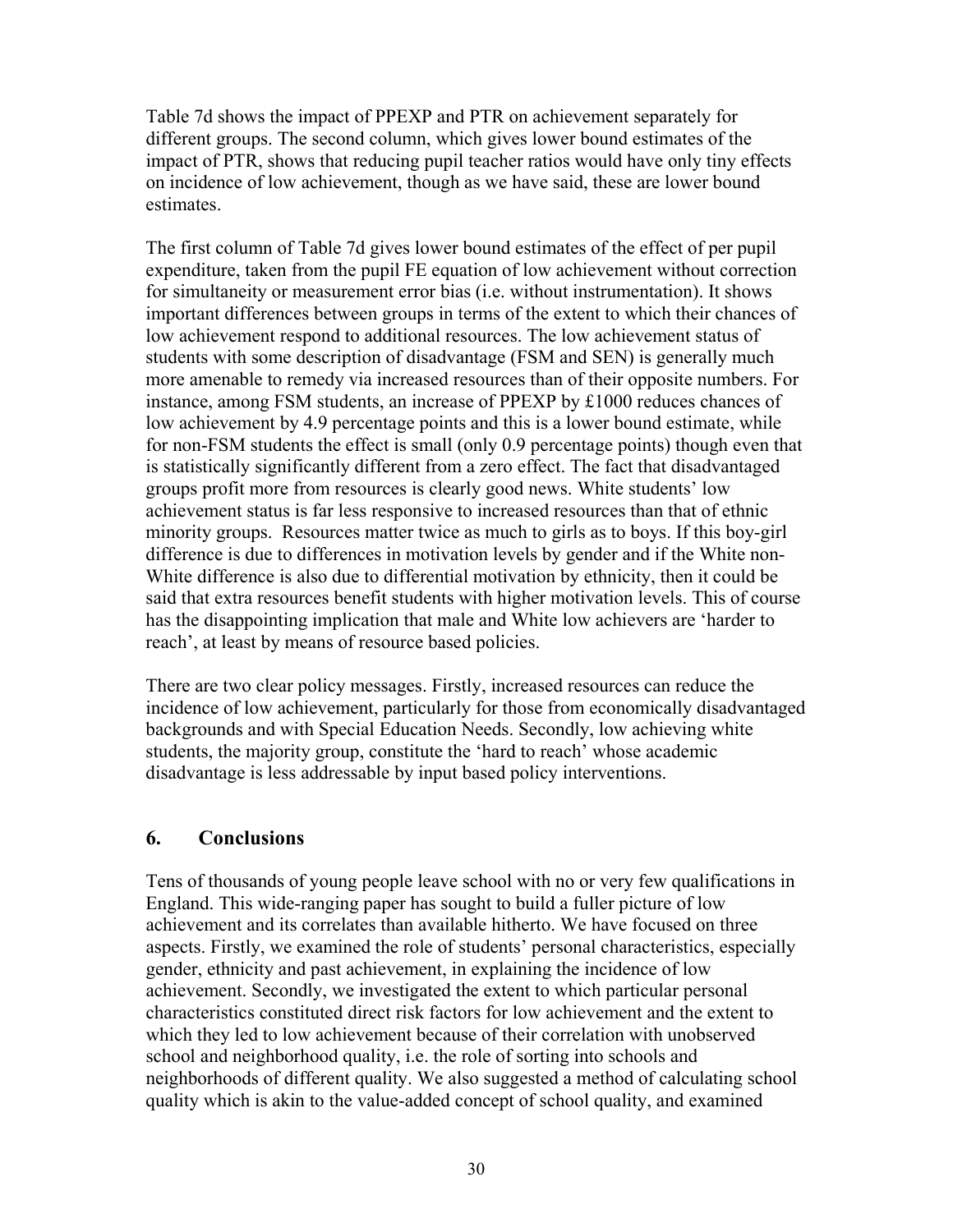Table 7d shows the impact of PPEXP and PTR on achievement separately for different groups. The second column, which gives lower bound estimates of the impact of PTR, shows that reducing pupil teacher ratios would have only tiny effects on incidence of low achievement, though as we have said, these are lower bound estimates.

The first column of Table 7d gives lower bound estimates of the effect of per pupil expenditure, taken from the pupil FE equation of low achievement without correction for simultaneity or measurement error bias (i.e. without instrumentation). It shows important differences between groups in terms of the extent to which their chances of low achievement respond to additional resources. The low achievement status of students with some description of disadvantage (FSM and SEN) is generally much more amenable to remedy via increased resources than of their opposite numbers. For instance, among FSM students, an increase of PPEXP by £1000 reduces chances of low achievement by 4.9 percentage points and this is a lower bound estimate, while for non-FSM students the effect is small (only 0.9 percentage points) though even that is statistically significantly different from a zero effect. The fact that disadvantaged groups profit more from resources is clearly good news. White students' low achievement status is far less responsive to increased resources than that of ethnic minority groups. Resources matter twice as much to girls as to boys. If this boy-girl difference is due to differences in motivation levels by gender and if the White non-White difference is also due to differential motivation by ethnicity, then it could be said that extra resources benefit students with higher motivation levels. This of course has the disappointing implication that male and White low achievers are 'harder to reach', at least by means of resource based policies.

There are two clear policy messages. Firstly, increased resources can reduce the incidence of low achievement, particularly for those from economically disadvantaged backgrounds and with Special Education Needs. Secondly, low achieving white students, the majority group, constitute the 'hard to reach' whose academic disadvantage is less addressable by input based policy interventions.

## 6. Conclusions

Tens of thousands of young people leave school with no or very few qualifications in England. This wide-ranging paper has sought to build a fuller picture of low achievement and its correlates than available hitherto. We have focused on three aspects. Firstly, we examined the role of students' personal characteristics, especially gender, ethnicity and past achievement, in explaining the incidence of low achievement. Secondly, we investigated the extent to which particular personal characteristics constituted direct risk factors for low achievement and the extent to which they led to low achievement because of their correlation with unobserved school and neighborhood quality, i.e. the role of sorting into schools and neighborhoods of different quality. We also suggested a method of calculating school quality which is akin to the value-added concept of school quality, and examined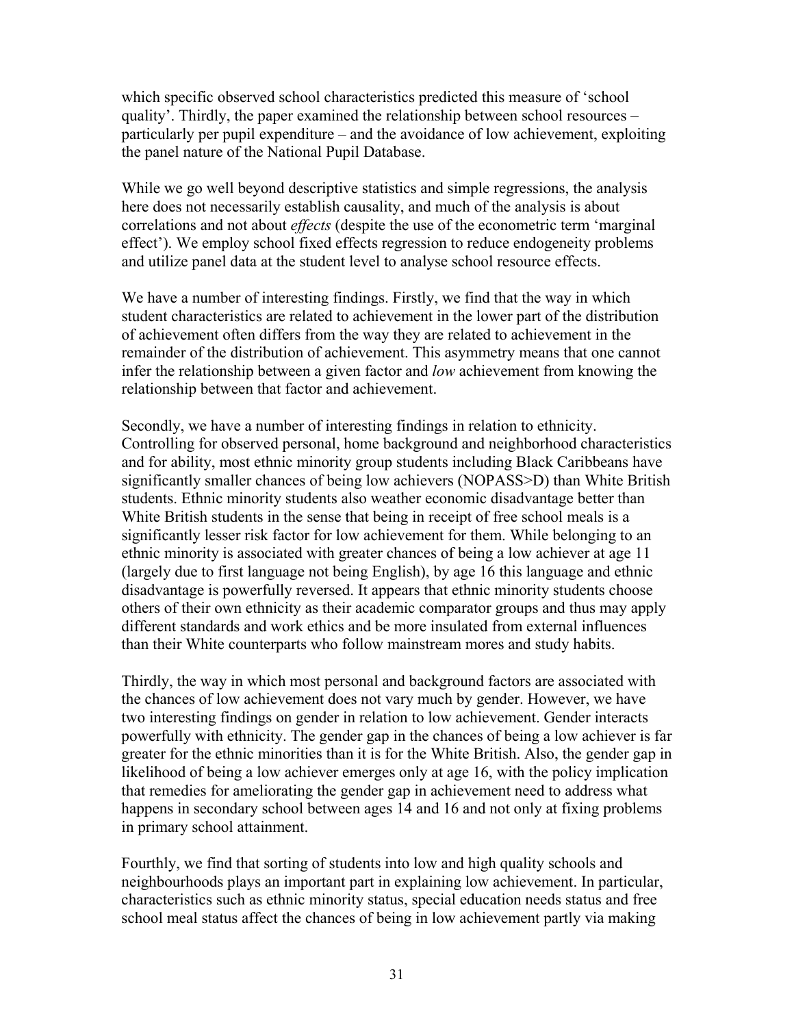which specific observed school characteristics predicted this measure of 'school quality'. Thirdly, the paper examined the relationship between school resources – particularly per pupil expenditure – and the avoidance of low achievement, exploiting the panel nature of the National Pupil Database.

While we go well beyond descriptive statistics and simple regressions, the analysis here does not necessarily establish causality, and much of the analysis is about correlations and not about *effects* (despite the use of the econometric term 'marginal effect'). We employ school fixed effects regression to reduce endogeneity problems and utilize panel data at the student level to analyse school resource effects.

We have a number of interesting findings. Firstly, we find that the way in which student characteristics are related to achievement in the lower part of the distribution of achievement often differs from the way they are related to achievement in the remainder of the distribution of achievement. This asymmetry means that one cannot infer the relationship between a given factor and *low* achievement from knowing the relationship between that factor and achievement.

Secondly, we have a number of interesting findings in relation to ethnicity. Controlling for observed personal, home background and neighborhood characteristics and for ability, most ethnic minority group students including Black Caribbeans have significantly smaller chances of being low achievers (NOPASS>D) than White British students. Ethnic minority students also weather economic disadvantage better than White British students in the sense that being in receipt of free school meals is a significantly lesser risk factor for low achievement for them. While belonging to an ethnic minority is associated with greater chances of being a low achiever at age 11 (largely due to first language not being English), by age 16 this language and ethnic disadvantage is powerfully reversed. It appears that ethnic minority students choose others of their own ethnicity as their academic comparator groups and thus may apply different standards and work ethics and be more insulated from external influences than their White counterparts who follow mainstream mores and study habits.

Thirdly, the way in which most personal and background factors are associated with the chances of low achievement does not vary much by gender. However, we have two interesting findings on gender in relation to low achievement. Gender interacts powerfully with ethnicity. The gender gap in the chances of being a low achiever is far greater for the ethnic minorities than it is for the White British. Also, the gender gap in likelihood of being a low achiever emerges only at age 16, with the policy implication that remedies for ameliorating the gender gap in achievement need to address what happens in secondary school between ages 14 and 16 and not only at fixing problems in primary school attainment.

Fourthly, we find that sorting of students into low and high quality schools and neighbourhoods plays an important part in explaining low achievement. In particular, characteristics such as ethnic minority status, special education needs status and free school meal status affect the chances of being in low achievement partly via making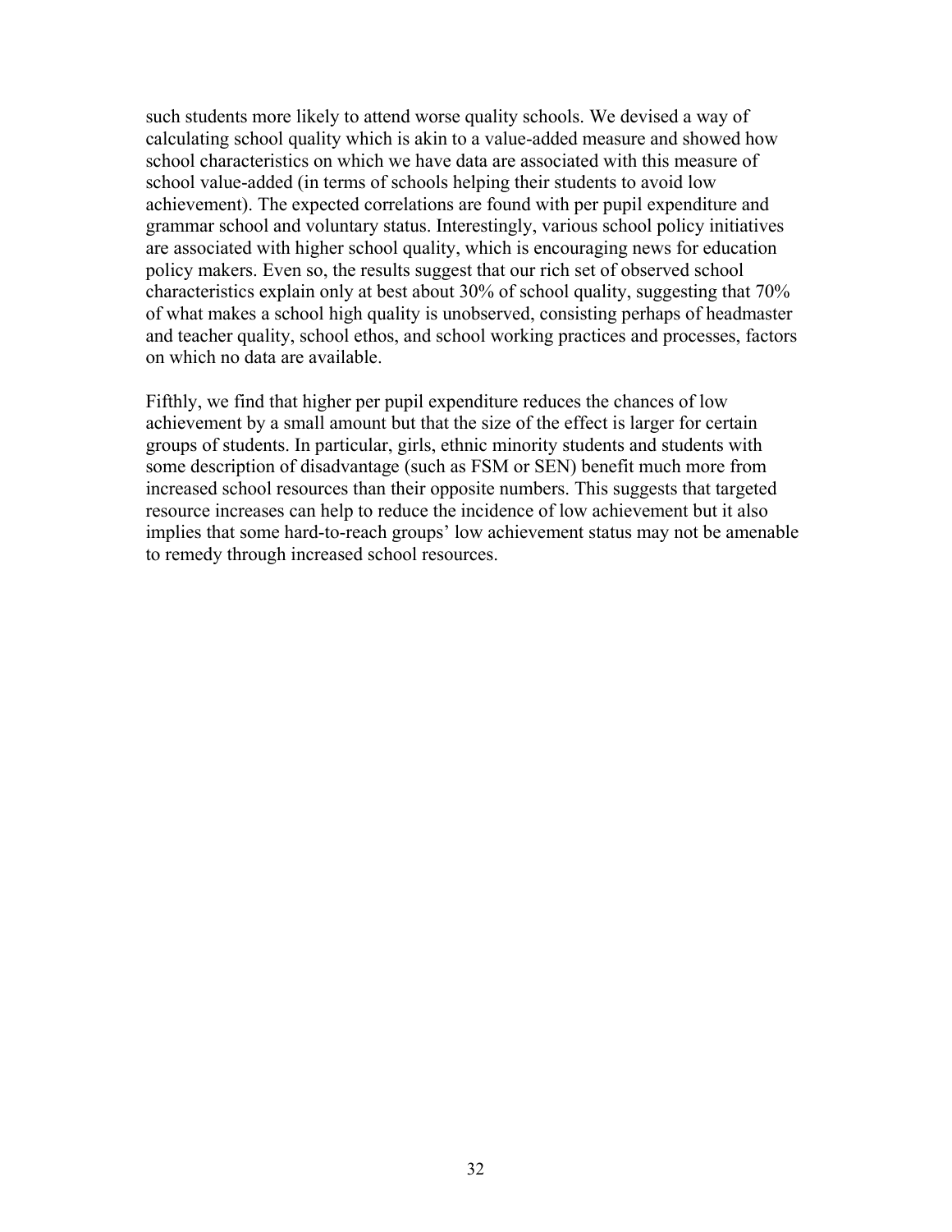such students more likely to attend worse quality schools. We devised a way of calculating school quality which is akin to a value-added measure and showed how school characteristics on which we have data are associated with this measure of school value-added (in terms of schools helping their students to avoid low achievement). The expected correlations are found with per pupil expenditure and grammar school and voluntary status. Interestingly, various school policy initiatives are associated with higher school quality, which is encouraging news for education policy makers. Even so, the results suggest that our rich set of observed school characteristics explain only at best about 30% of school quality, suggesting that 70% of what makes a school high quality is unobserved, consisting perhaps of headmaster and teacher quality, school ethos, and school working practices and processes, factors on which no data are available.

Fifthly, we find that higher per pupil expenditure reduces the chances of low achievement by a small amount but that the size of the effect is larger for certain groups of students. In particular, girls, ethnic minority students and students with some description of disadvantage (such as FSM or SEN) benefit much more from increased school resources than their opposite numbers. This suggests that targeted resource increases can help to reduce the incidence of low achievement but it also implies that some hard-to-reach groups' low achievement status may not be amenable to remedy through increased school resources.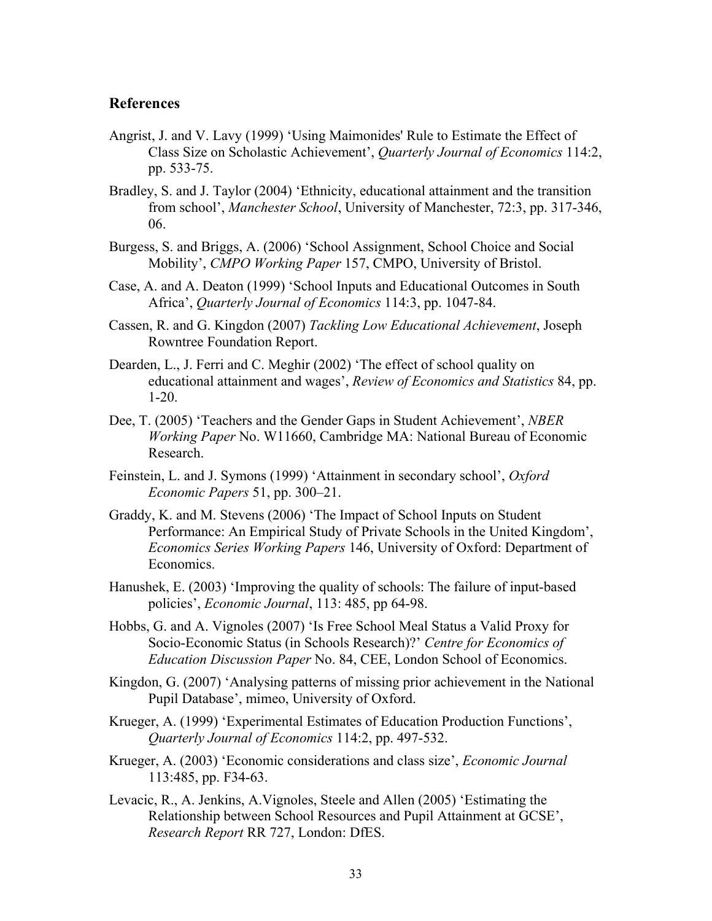## References

Angrist, J. and V. Lavy (1999) 'Using Maimonides' Rule to Estimate the Effect of Class Size on Scholastic Achievement', *Quarterly Journal of Economics* 114:2, pp. 533-75.

Bradley, S. and J. Taylor (2004) 'Ethnicity, educational attainment and the transition from school', *Manchester School*, University of Manchester, 72:3, pp. 317-346, 06.

Burgess, S. and Briggs, A. (2006) 'School Assignment, School Choice and Social Mobility', *CMPO Working Paper* 157, CMPO, University of Bristol.

Case, A. and A. Deaton (1999) 'School Inputs and Educational Outcomes in South Africa', *Quarterly Journal of Economics* 114:3, pp. 1047-84.

Cassen, R. and G. Kingdon (2007) *Tackling Low Educational Achievement*, Joseph Rowntree Foundation Report.

Dearden, L., J. Ferri and C. Meghir (2002) 'The effect of school quality on educational attainment and wages', *Review of Economics and Statistics* 84, pp. 1-20.

Dee, T. (2005) 'Teachers and the Gender Gaps in Student Achievement', *NBER Working Paper* No. W11660, Cambridge MA: National Bureau of Economic Research.

Feinstein, L. and J. Symons (1999) 'Attainment in secondary school', *Oxford Economic Papers* 51, pp. 300–21.

Graddy, K. and M. Stevens (2006) 'The Impact of School Inputs on Student Performance: An Empirical Study of Private Schools in the United Kingdom', *Economics Series Working Papers* 146, University of Oxford: Department of Economics.

Hanushek, E. (2003) 'Improving the quality of schools: The failure of input-based policies', *Economic Journal*, 113: 485, pp 64-98.

Hobbs, G. and A. Vignoles (2007) 'Is Free School Meal Status a Valid Proxy for Socio-Economic Status (in Schools Research)?' *Centre for Economics of Education Discussion Paper* No. 84, CEE, London School of Economics.

Kingdon, G. (2007) 'Analysing patterns of missing prior achievement in the National Pupil Database', mimeo, University of Oxford.

Krueger, A. (1999) 'Experimental Estimates of Education Production Functions', *Quarterly Journal of Economics* 114:2, pp. 497-532.

Krueger, A. (2003) 'Economic considerations and class size', *Economic Journal* 113:485, pp. F34-63.

Levacic, R., A. Jenkins, A.Vignoles, Steele and Allen (2005) 'Estimating the Relationship between School Resources and Pupil Attainment at GCSE', *Research Report* RR 727, London: DfES.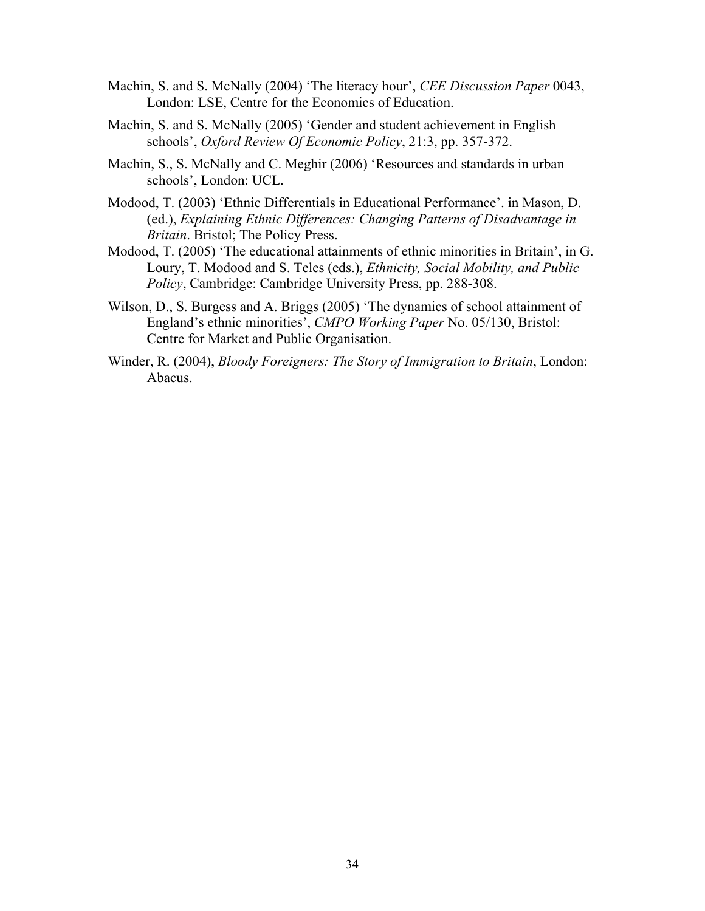Machin, S. and S. McNally (2004) 'The literacy hour', *CEE Discussion Paper* 0043, London: LSE, Centre for the Economics of Education.

Machin, S. and S. McNally (2005) 'Gender and student achievement in English schools', *Oxford Review Of Economic Policy*, 21:3, pp. 357-372.

Machin, S., S. McNally and C. Meghir (2006) 'Resources and standards in urban schools', London: UCL.

Modood, T. (2003) 'Ethnic Differentials in Educational Performance'. in Mason, D. (ed.), *Explaining Ethnic Differences: Changing Patterns of Disadvantage in Britain*. Bristol; The Policy Press.

Modood, T. (2005) 'The educational attainments of ethnic minorities in Britain', in G. Loury, T. Modood and S. Teles (eds.), *Ethnicity, Social Mobility, and Public Policy*, Cambridge: Cambridge University Press, pp. 288-308.

Wilson, D., S. Burgess and A. Briggs (2005) 'The dynamics of school attainment of England's ethnic minorities', *CMPO Working Paper* No. 05/130, Bristol: Centre for Market and Public Organisation.

Winder, R. (2004), *Bloody Foreigners: The Story of Immigration to Britain*, London: Abacus.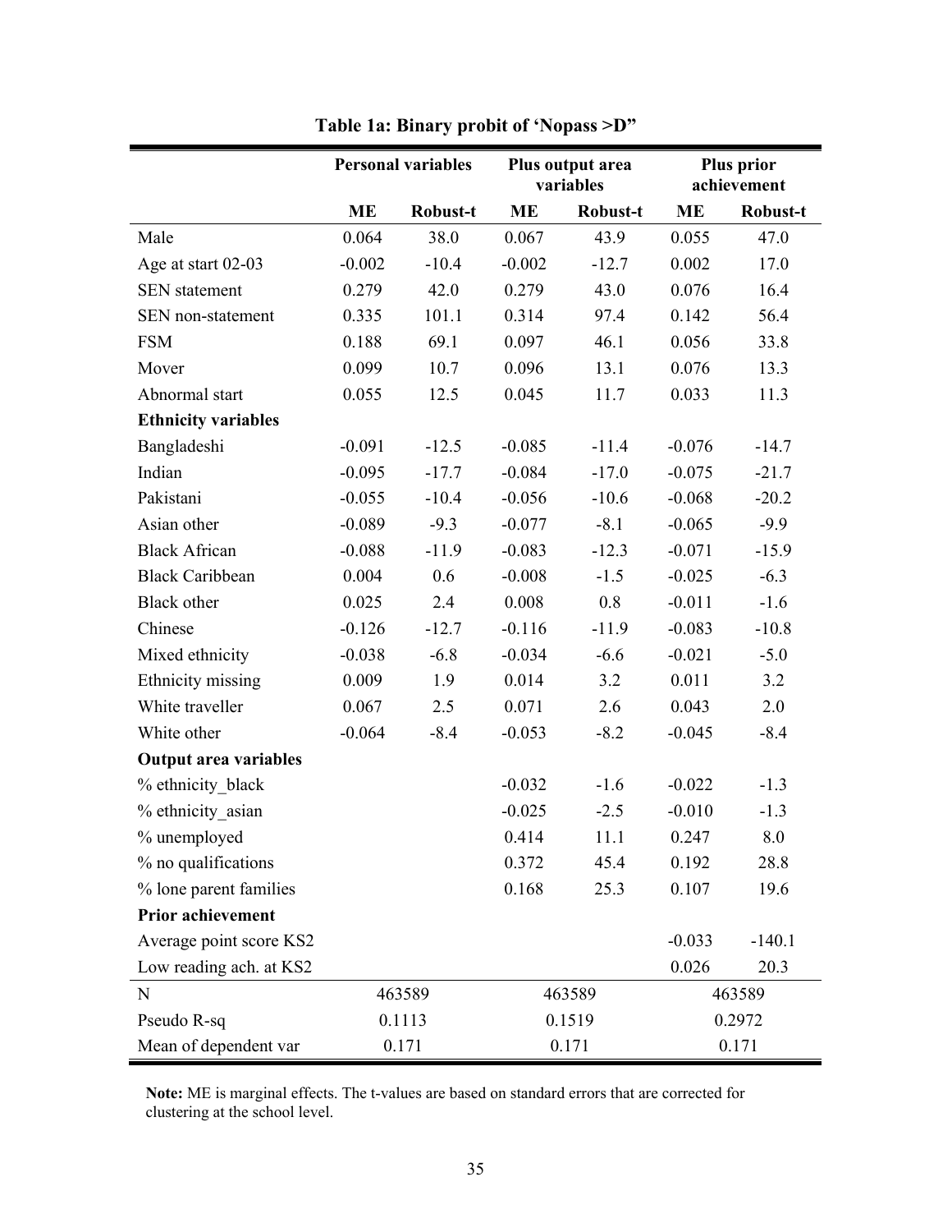**Table 1a: Binary probit of 'Nopass >D"**

| | Personal variables | | Plus output area variables | | Plus prior achievement | |
|---|---|---|---|---|---|---|
| | **ME** | **Robust-t** | **ME** | **Robust-t** | **ME** | **Robust-t** |
| Male | 0.064 | 38.0 | 0.067 | 43.9 | 0.055 | 47.0 |
| Age at start 02-03 | -0.002 | -10.4 | -0.002 | -12.7 | 0.002 | 17.0 |
| SEN statement | 0.279 | 42.0 | 0.279 | 43.0 | 0.076 | 16.4 |
| SEN non-statement | 0.335 | 101.1 | 0.314 | 97.4 | 0.142 | 56.4 |
| FSM | 0.188 | 69.1 | 0.097 | 46.1 | 0.056 | 33.8 |
| Mover | 0.099 | 10.7 | 0.096 | 13.1 | 0.076 | 13.3 |
| Abnormal start | 0.055 | 12.5 | 0.045 | 11.7 | 0.033 | 11.3 |
| **Ethnicity variables** | | | | | | |
| Bangladeshi | -0.091 | -12.5 | -0.085 | -11.4 | -0.076 | -14.7 |
| Indian | -0.095 | -17.7 | -0.084 | -17.0 | -0.075 | -21.7 |
| Pakistani | -0.055 | -10.4 | -0.056 | -10.6 | -0.068 | -20.2 |
| Asian other | -0.089 | -9.3 | -0.077 | -8.1 | -0.065 | -9.9 |
| Black African | -0.088 | -11.9 | -0.083 | -12.3 | -0.071 | -15.9 |
| Black Caribbean | 0.004 | 0.6 | -0.008 | -1.5 | -0.025 | -6.3 |
| Black other | 0.025 | 2.4 | 0.008 | 0.8 | -0.011 | -1.6 |
| Chinese | -0.126 | -12.7 | -0.116 | -11.9 | -0.083 | -10.8 |
| Mixed ethnicity | -0.038 | -6.8 | -0.034 | -6.6 | -0.021 | -5.0 |
| Ethnicity missing | 0.009 | 1.9 | 0.014 | 3.2 | 0.011 | 3.2 |
| White traveller | 0.067 | 2.5 | 0.071 | 2.6 | 0.043 | 2.0 |
| White other | -0.064 | -8.4 | -0.053 | -8.2 | -0.045 | -8.4 |
| **Output area variables** | | | | | | |
| % ethnicity_black | | | -0.032 | -1.6 | -0.022 | -1.3 |
| % ethnicity_asian | | | -0.025 | -2.5 | -0.010 | -1.3 |
| % unemployed | | | 0.414 | 11.1 | 0.247 | 8.0 |
| % no qualifications | | | 0.372 | 45.4 | 0.192 | 28.8 |
| % lone parent families | | | 0.168 | 25.3 | 0.107 | 19.6 |
| **Prior achievement** | | | | | | |
| Average point score KS2 | | | | | -0.033 | -140.1 |
| Low reading ach. at KS2 | | | | | 0.026 | 20.3 |
| N | 463589 | | 463589 | | 463589 | |
| Pseudo R-sq | 0.1113 | | 0.1519 | | 0.2972 | |
| Mean of dependent var | 0.171 | | 0.171 | | 0.171 | |

**Note:** ME is marginal effects. The t-values are based on standard errors that are corrected for clustering at the school level.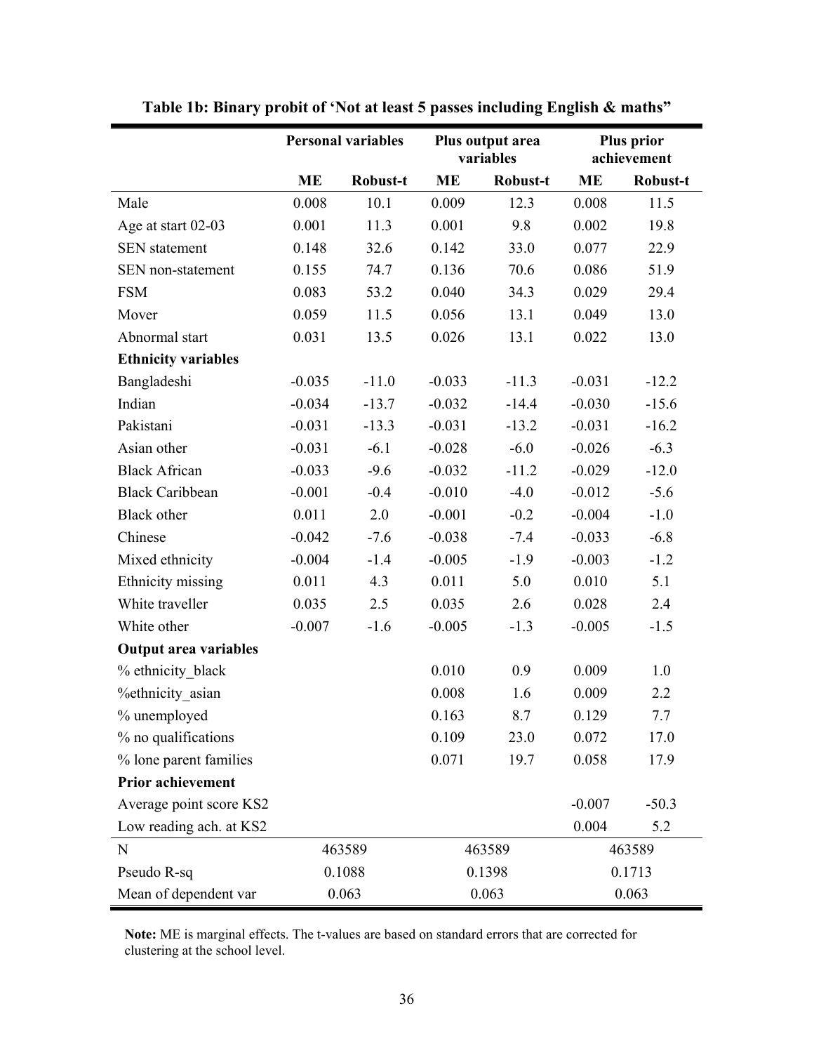**Table 1b: Binary probit of 'Not at least 5 passes including English & maths"**

| | Personal variables | | Plus output area variables | | Plus prior achievement | |
|---|---|---|---|---|---|---|
| | **ME** | **Robust-t** | **ME** | **Robust-t** | **ME** | **Robust-t** |
| Male | 0.008 | 10.1 | 0.009 | 12.3 | 0.008 | 11.5 |
| Age at start 02-03 | 0.001 | 11.3 | 0.001 | 9.8 | 0.002 | 19.8 |
| SEN statement | 0.148 | 32.6 | 0.142 | 33.0 | 0.077 | 22.9 |
| SEN non-statement | 0.155 | 74.7 | 0.136 | 70.6 | 0.086 | 51.9 |
| FSM | 0.083 | 53.2 | 0.040 | 34.3 | 0.029 | 29.4 |
| Mover | 0.059 | 11.5 | 0.056 | 13.1 | 0.049 | 13.0 |
| Abnormal start | 0.031 | 13.5 | 0.026 | 13.1 | 0.022 | 13.0 |
| **Ethnicity variables** | | | | | | |
| Bangladeshi | -0.035 | -11.0 | -0.033 | -11.3 | -0.031 | -12.2 |
| Indian | -0.034 | -13.7 | -0.032 | -14.4 | -0.030 | -15.6 |
| Pakistani | -0.031 | -13.3 | -0.031 | -13.2 | -0.031 | -16.2 |
| Asian other | -0.031 | -6.1 | -0.028 | -6.0 | -0.026 | -6.3 |
| Black African | -0.033 | -9.6 | -0.032 | -11.2 | -0.029 | -12.0 |
| Black Caribbean | -0.001 | -0.4 | -0.010 | -4.0 | -0.012 | -5.6 |
| Black other | 0.011 | 2.0 | -0.001 | -0.2 | -0.004 | -1.0 |
| Chinese | -0.042 | -7.6 | -0.038 | -7.4 | -0.033 | -6.8 |
| Mixed ethnicity | -0.004 | -1.4 | -0.005 | -1.9 | -0.003 | -1.2 |
| Ethnicity missing | 0.011 | 4.3 | 0.011 | 5.0 | 0.010 | 5.1 |
| White traveller | 0.035 | 2.5 | 0.035 | 2.6 | 0.028 | 2.4 |
| White other | -0.007 | -1.6 | -0.005 | -1.3 | -0.005 | -1.5 |
| **Output area variables** | | | | | | |
| % ethnicity_black | | | 0.010 | 0.9 | 0.009 | 1.0 |
| %ethnicity_asian | | | 0.008 | 1.6 | 0.009 | 2.2 |
| % unemployed | | | 0.163 | 8.7 | 0.129 | 7.7 |
| % no qualifications | | | 0.109 | 23.0 | 0.072 | 17.0 |
| % lone parent families | | | 0.071 | 19.7 | 0.058 | 17.9 |
| **Prior achievement** | | | | | | |
| Average point score KS2 | | | | | -0.007 | -50.3 |
| Low reading ach. at KS2 | | | | | 0.004 | 5.2 |
| N | 463589 | | 463589 | | 463589 | |
| Pseudo R-sq | 0.1088 | | 0.1398 | | 0.1713 | |
| Mean of dependent var | 0.063 | | 0.063 | | 0.063 | |

**Note:** ME is marginal effects. The t-values are based on standard errors that are corrected for clustering at the school level.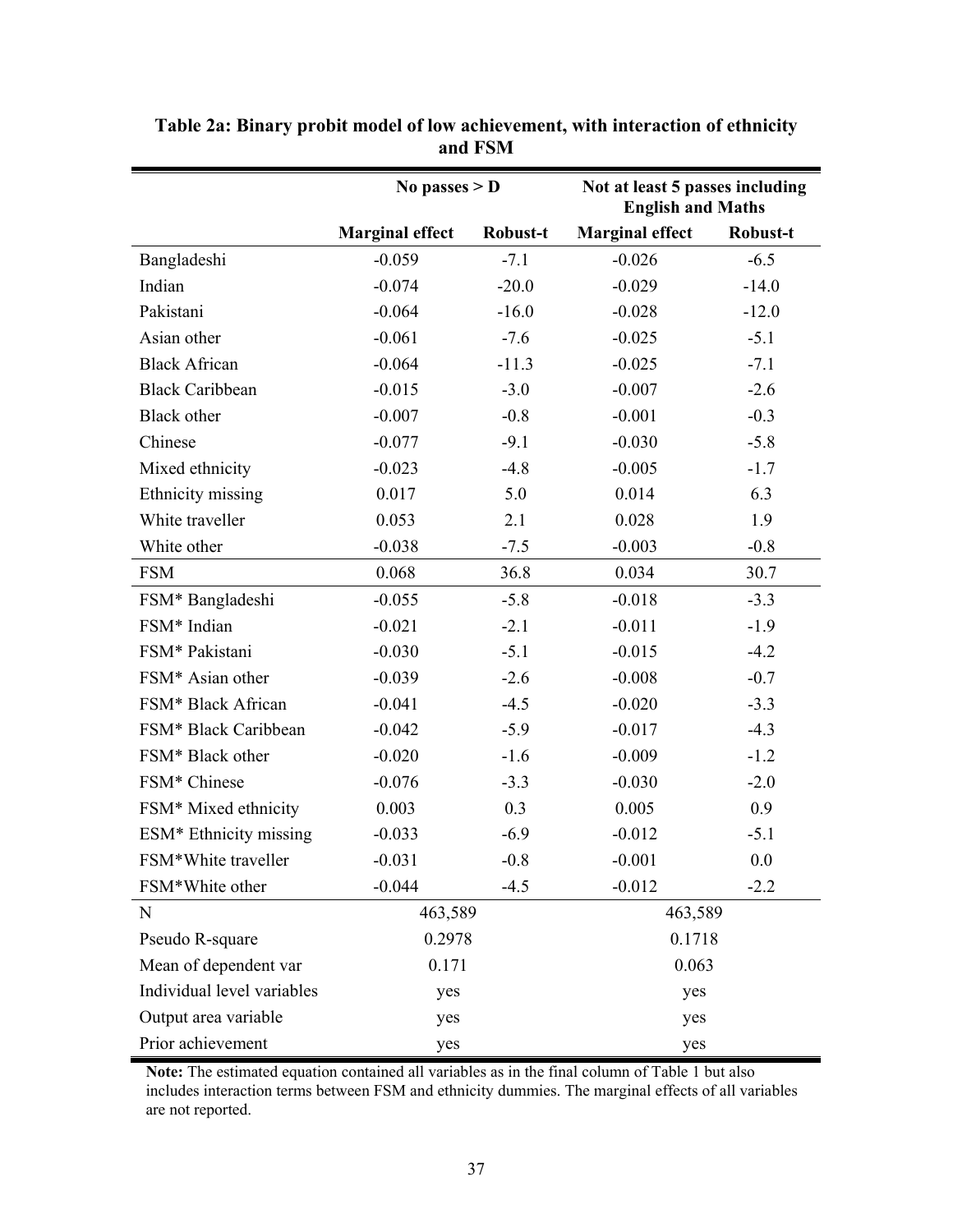**Table 2a: Binary probit model of low achievement, with interaction of ethnicity and FSM**

| | No passes > D | | Not at least 5 passes including English and Maths | |
|---|---|---|---|---|
| | **Marginal effect** | **Robust-t** | **Marginal effect** | **Robust-t** |
| Bangladeshi | -0.059 | -7.1 | -0.026 | -6.5 |
| Indian | -0.074 | -20.0 | -0.029 | -14.0 |
| Pakistani | -0.064 | -16.0 | -0.028 | -12.0 |
| Asian other | -0.061 | -7.6 | -0.025 | -5.1 |
| Black African | -0.064 | -11.3 | -0.025 | -7.1 |
| Black Caribbean | -0.015 | -3.0 | -0.007 | -2.6 |
| Black other | -0.007 | -0.8 | -0.001 | -0.3 |
| Chinese | -0.077 | -9.1 | -0.030 | -5.8 |
| Mixed ethnicity | -0.023 | -4.8 | -0.005 | -1.7 |
| Ethnicity missing | 0.017 | 5.0 | 0.014 | 6.3 |
| White traveller | 0.053 | 2.1 | 0.028 | 1.9 |
| White other | -0.038 | -7.5 | -0.003 | -0.8 |
| FSM | 0.068 | 36.8 | 0.034 | 30.7 |
| FSM* Bangladeshi | -0.055 | -5.8 | -0.018 | -3.3 |
| FSM* Indian | -0.021 | -2.1 | -0.011 | -1.9 |
| FSM* Pakistani | -0.030 | -5.1 | -0.015 | -4.2 |
| FSM* Asian other | -0.039 | -2.6 | -0.008 | -0.7 |
| FSM* Black African | -0.041 | -4.5 | -0.020 | -3.3 |
| FSM* Black Caribbean | -0.042 | -5.9 | -0.017 | -4.3 |
| FSM* Black other | -0.020 | -1.6 | -0.009 | -1.2 |
| FSM* Chinese | -0.076 | -3.3 | -0.030 | -2.0 |
| FSM* Mixed ethnicity | 0.003 | 0.3 | 0.005 | 0.9 |
| ESM* Ethnicity missing | -0.033 | -6.9 | -0.012 | -5.1 |
| FSM*White traveller | -0.031 | -0.8 | -0.001 | 0.0 |
| FSM*White other | -0.044 | -4.5 | -0.012 | -2.2 |
| N | 463,589 | | 463,589 | |
| Pseudo R-square | 0.2978 | | 0.1718 | |
| Mean of dependent var | 0.171 | | 0.063 | |
| Individual level variables | yes | | yes | |
| Output area variable | yes | | yes | |
| Prior achievement | yes | | yes | |

**Note:** The estimated equation contained all variables as in the final column of Table 1 but also includes interaction terms between FSM and ethnicity dummies. The marginal effects of all variables are not reported.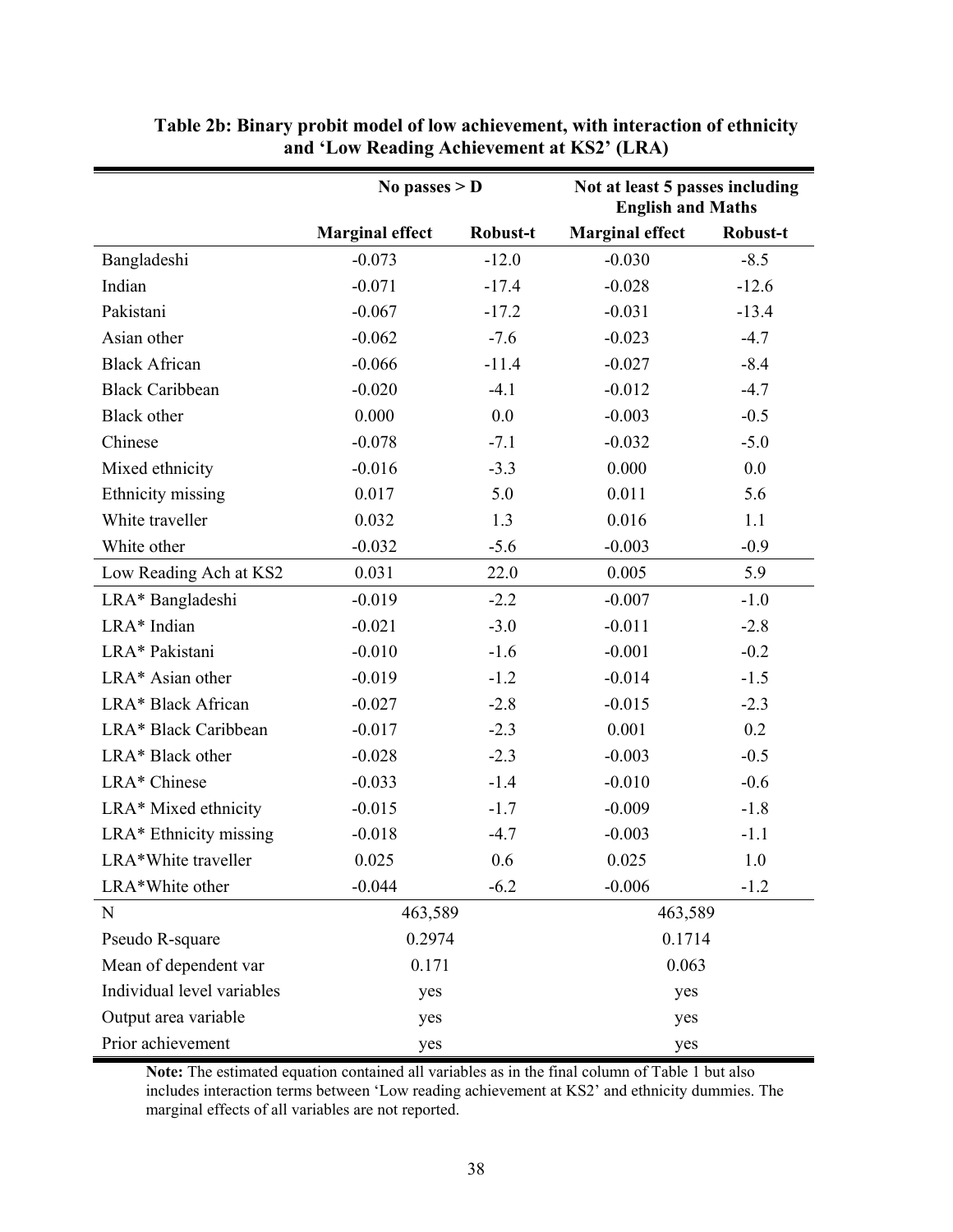**Table 2b: Binary probit model of low achievement, with interaction of ethnicity and 'Low Reading Achievement at KS2' (LRA)**

| | No passes > D | | Not at least 5 passes including English and Maths | |
|---|---|---|---|---|
| | **Marginal effect** | **Robust-t** | **Marginal effect** | **Robust-t** |
| Bangladeshi | -0.073 | -12.0 | -0.030 | -8.5 |
| Indian | -0.071 | -17.4 | -0.028 | -12.6 |
| Pakistani | -0.067 | -17.2 | -0.031 | -13.4 |
| Asian other | -0.062 | -7.6 | -0.023 | -4.7 |
| Black African | -0.066 | -11.4 | -0.027 | -8.4 |
| Black Caribbean | -0.020 | -4.1 | -0.012 | -4.7 |
| Black other | 0.000 | 0.0 | -0.003 | -0.5 |
| Chinese | -0.078 | -7.1 | -0.032 | -5.0 |
| Mixed ethnicity | -0.016 | -3.3 | 0.000 | 0.0 |
| Ethnicity missing | 0.017 | 5.0 | 0.011 | 5.6 |
| White traveller | 0.032 | 1.3 | 0.016 | 1.1 |
| White other | -0.032 | -5.6 | -0.003 | -0.9 |
| Low Reading Ach at KS2 | 0.031 | 22.0 | 0.005 | 5.9 |
| LRA* Bangladeshi | -0.019 | -2.2 | -0.007 | -1.0 |
| LRA* Indian | -0.021 | -3.0 | -0.011 | -2.8 |
| LRA* Pakistani | -0.010 | -1.6 | -0.001 | -0.2 |
| LRA* Asian other | -0.019 | -1.2 | -0.014 | -1.5 |
| LRA* Black African | -0.027 | -2.8 | -0.015 | -2.3 |
| LRA* Black Caribbean | -0.017 | -2.3 | 0.001 | 0.2 |
| LRA* Black other | -0.028 | -2.3 | -0.003 | -0.5 |
| LRA* Chinese | -0.033 | -1.4 | -0.010 | -0.6 |
| LRA* Mixed ethnicity | -0.015 | -1.7 | -0.009 | -1.8 |
| LRA* Ethnicity missing | -0.018 | -4.7 | -0.003 | -1.1 |
| LRA*White traveller | 0.025 | 0.6 | 0.025 | 1.0 |
| LRA*White other | -0.044 | -6.2 | -0.006 | -1.2 |
| N | 463,589 | | 463,589 | |
| Pseudo R-square | 0.2974 | | 0.1714 | |
| Mean of dependent var | 0.171 | | 0.063 | |
| Individual level variables | yes | | yes | |
| Output area variable | yes | | yes | |
| Prior achievement | yes | | yes | |

**Note:** The estimated equation contained all variables as in the final column of Table 1 but also includes interaction terms between 'Low reading achievement at KS2' and ethnicity dummies. The marginal effects of all variables are not reported.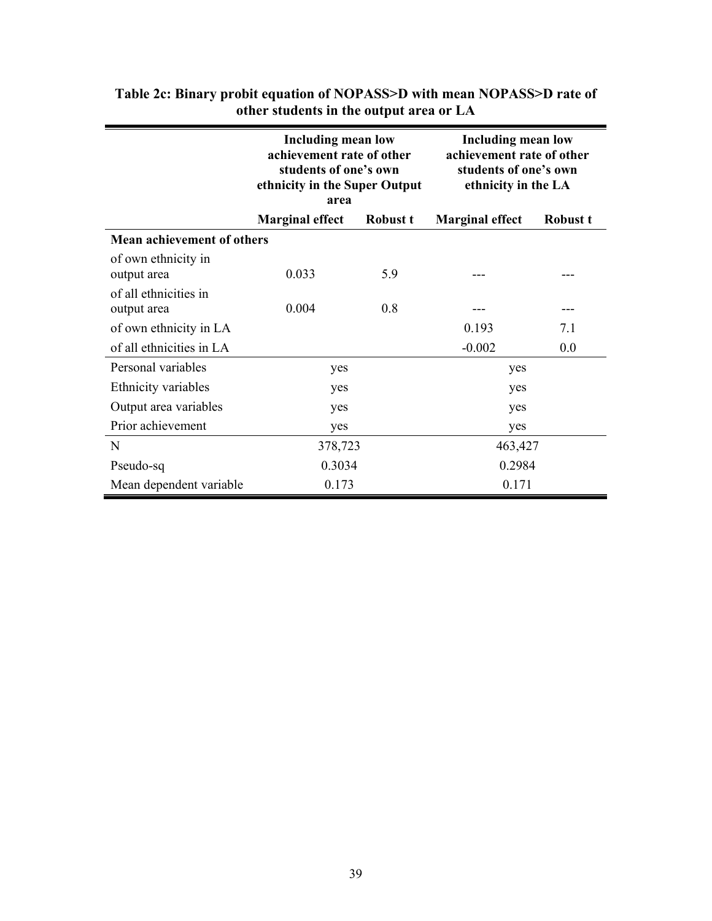**Table 2c: Binary probit equation of NOPASS>D with mean NOPASS>D rate of other students in the output area or LA**

| | Including mean low achievement rate of other students of one's own ethnicity in the Super Output area | | Including mean low achievement rate of other students of one's own ethnicity in the LA | |
|---|---|---|---|---|
| | **Marginal effect** | **Robust t** | **Marginal effect** | **Robust t** |
| **Mean achievement of others** | | | | |
| of own ethnicity in output area | 0.033 | 5.9 | --- | --- |
| of all ethnicities in output area | 0.004 | 0.8 | --- | --- |
| of own ethnicity in LA | | | 0.193 | 7.1 |
| of all ethnicities in LA | | | -0.002 | 0.0 |
| Personal variables | yes | | yes | |
| Ethnicity variables | yes | | yes | |
| Output area variables | yes | | yes | |
| Prior achievement | yes | | yes | |
| N | 378,723 | | 463,427 | |
| Pseudo-sq | 0.3034 | | 0.2984 | |
| Mean dependent variable | 0.173 | | 0.171 | |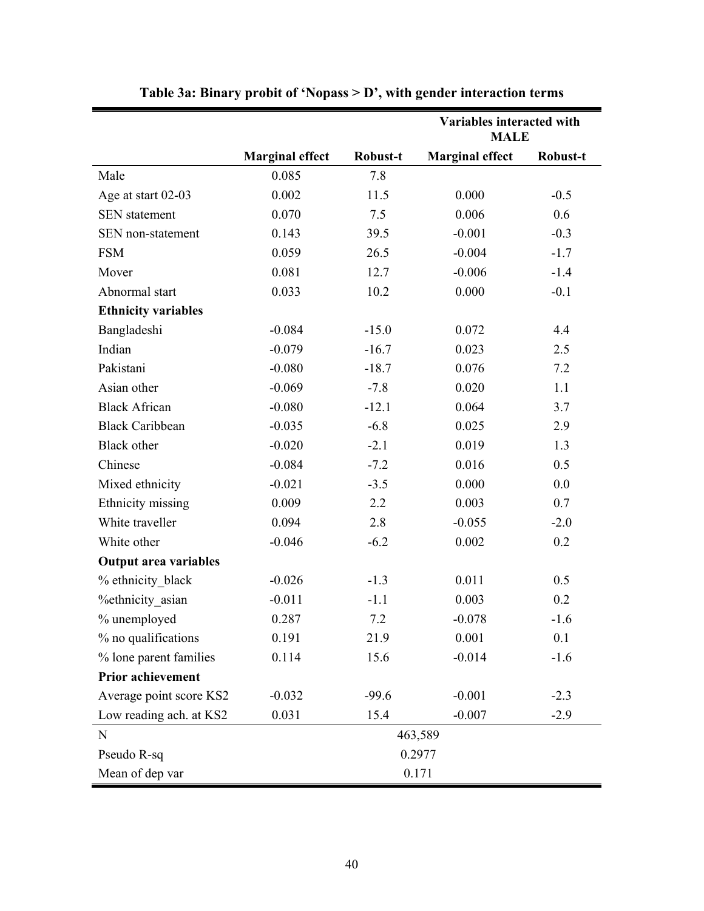**Table 3a: Binary probit of 'Nopass > D', with gender interaction terms**

| | | | Variables interacted with MALE | |
|---|---|---|---|---|
| | **Marginal effect** | **Robust-t** | **Marginal effect** | **Robust-t** |
| Male | 0.085 | 7.8 | | |
| Age at start 02-03 | 0.002 | 11.5 | 0.000 | -0.5 |
| SEN statement | 0.070 | 7.5 | 0.006 | 0.6 |
| SEN non-statement | 0.143 | 39.5 | -0.001 | -0.3 |
| FSM | 0.059 | 26.5 | -0.004 | -1.7 |
| Mover | 0.081 | 12.7 | -0.006 | -1.4 |
| Abnormal start | 0.033 | 10.2 | 0.000 | -0.1 |
| **Ethnicity variables** | | | | |
| Bangladeshi | -0.084 | -15.0 | 0.072 | 4.4 |
| Indian | -0.079 | -16.7 | 0.023 | 2.5 |
| Pakistani | -0.080 | -18.7 | 0.076 | 7.2 |
| Asian other | -0.069 | -7.8 | 0.020 | 1.1 |
| Black African | -0.080 | -12.1 | 0.064 | 3.7 |
| Black Caribbean | -0.035 | -6.8 | 0.025 | 2.9 |
| Black other | -0.020 | -2.1 | 0.019 | 1.3 |
| Chinese | -0.084 | -7.2 | 0.016 | 0.5 |
| Mixed ethnicity | -0.021 | -3.5 | 0.000 | 0.0 |
| Ethnicity missing | 0.009 | 2.2 | 0.003 | 0.7 |
| White traveller | 0.094 | 2.8 | -0.055 | -2.0 |
| White other | -0.046 | -6.2 | 0.002 | 0.2 |
| **Output area variables** | | | | |
| % ethnicity_black | -0.026 | -1.3 | 0.011 | 0.5 |
| %ethnicity_asian | -0.011 | -1.1 | 0.003 | 0.2 |
| % unemployed | 0.287 | 7.2 | -0.078 | -1.6 |
| % no qualifications | 0.191 | 21.9 | 0.001 | 0.1 |
| % lone parent families | 0.114 | 15.6 | -0.014 | -1.6 |
| **Prior achievement** | | | | |
| Average point score KS2 | -0.032 | -99.6 | -0.001 | -2.3 |
| Low reading ach. at KS2 | 0.031 | 15.4 | -0.007 | -2.9 |
| N | | 463,589 | | |
| Pseudo R-sq | | 0.2977 | | |
| Mean of dep var | | 0.171 | | |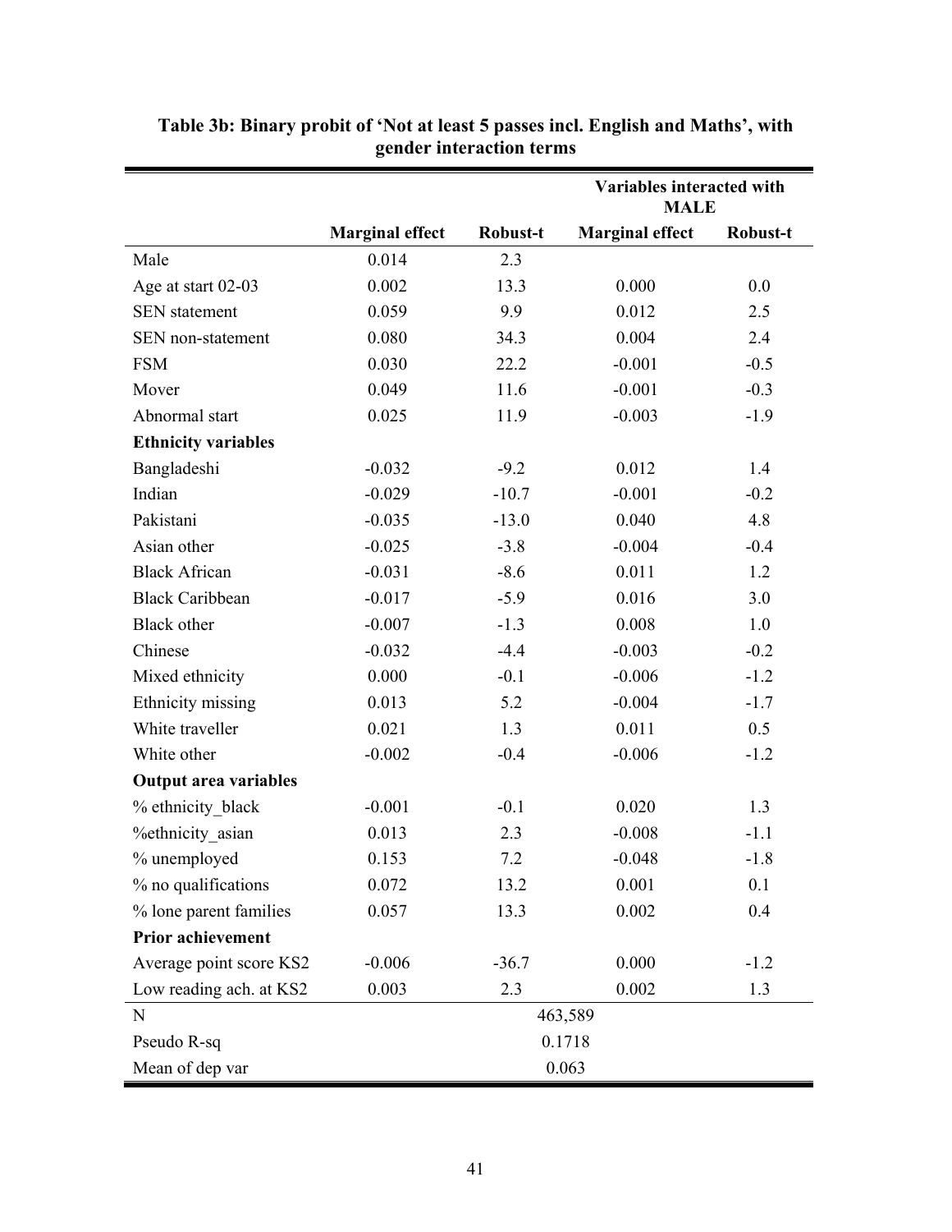**Table 3b: Binary probit of 'Not at least 5 passes incl. English and Maths', with gender interaction terms**

| | | | Variables interacted with MALE | |
|---|---|---|---|---|
| | **Marginal effect** | **Robust-t** | **Marginal effect** | **Robust-t** |
| Male | 0.014 | 2.3 | | |
| Age at start 02-03 | 0.002 | 13.3 | 0.000 | 0.0 |
| SEN statement | 0.059 | 9.9 | 0.012 | 2.5 |
| SEN non-statement | 0.080 | 34.3 | 0.004 | 2.4 |
| FSM | 0.030 | 22.2 | -0.001 | -0.5 |
| Mover | 0.049 | 11.6 | -0.001 | -0.3 |
| Abnormal start | 0.025 | 11.9 | -0.003 | -1.9 |
| **Ethnicity variables** | | | | |
| Bangladeshi | -0.032 | -9.2 | 0.012 | 1.4 |
| Indian | -0.029 | -10.7 | -0.001 | -0.2 |
| Pakistani | -0.035 | -13.0 | 0.040 | 4.8 |
| Asian other | -0.025 | -3.8 | -0.004 | -0.4 |
| Black African | -0.031 | -8.6 | 0.011 | 1.2 |
| Black Caribbean | -0.017 | -5.9 | 0.016 | 3.0 |
| Black other | -0.007 | -1.3 | 0.008 | 1.0 |
| Chinese | -0.032 | -4.4 | -0.003 | -0.2 |
| Mixed ethnicity | 0.000 | -0.1 | -0.006 | -1.2 |
| Ethnicity missing | 0.013 | 5.2 | -0.004 | -1.7 |
| White traveller | 0.021 | 1.3 | 0.011 | 0.5 |
| White other | -0.002 | -0.4 | -0.006 | -1.2 |
| **Output area variables** | | | | |
| % ethnicity_black | -0.001 | -0.1 | 0.020 | 1.3 |
| %ethnicity_asian | 0.013 | 2.3 | -0.008 | -1.1 |
| % unemployed | 0.153 | 7.2 | -0.048 | -1.8 |
| % no qualifications | 0.072 | 13.2 | 0.001 | 0.1 |
| % lone parent families | 0.057 | 13.3 | 0.002 | 0.4 |
| **Prior achievement** | | | | |
| Average point score KS2 | -0.006 | -36.7 | 0.000 | -1.2 |
| Low reading ach. at KS2 | 0.003 | 2.3 | 0.002 | 1.3 |
| N | 463,589 | | | |
| Pseudo R-sq | 0.1718 | | | |
| Mean of dep var | 0.063 | | | |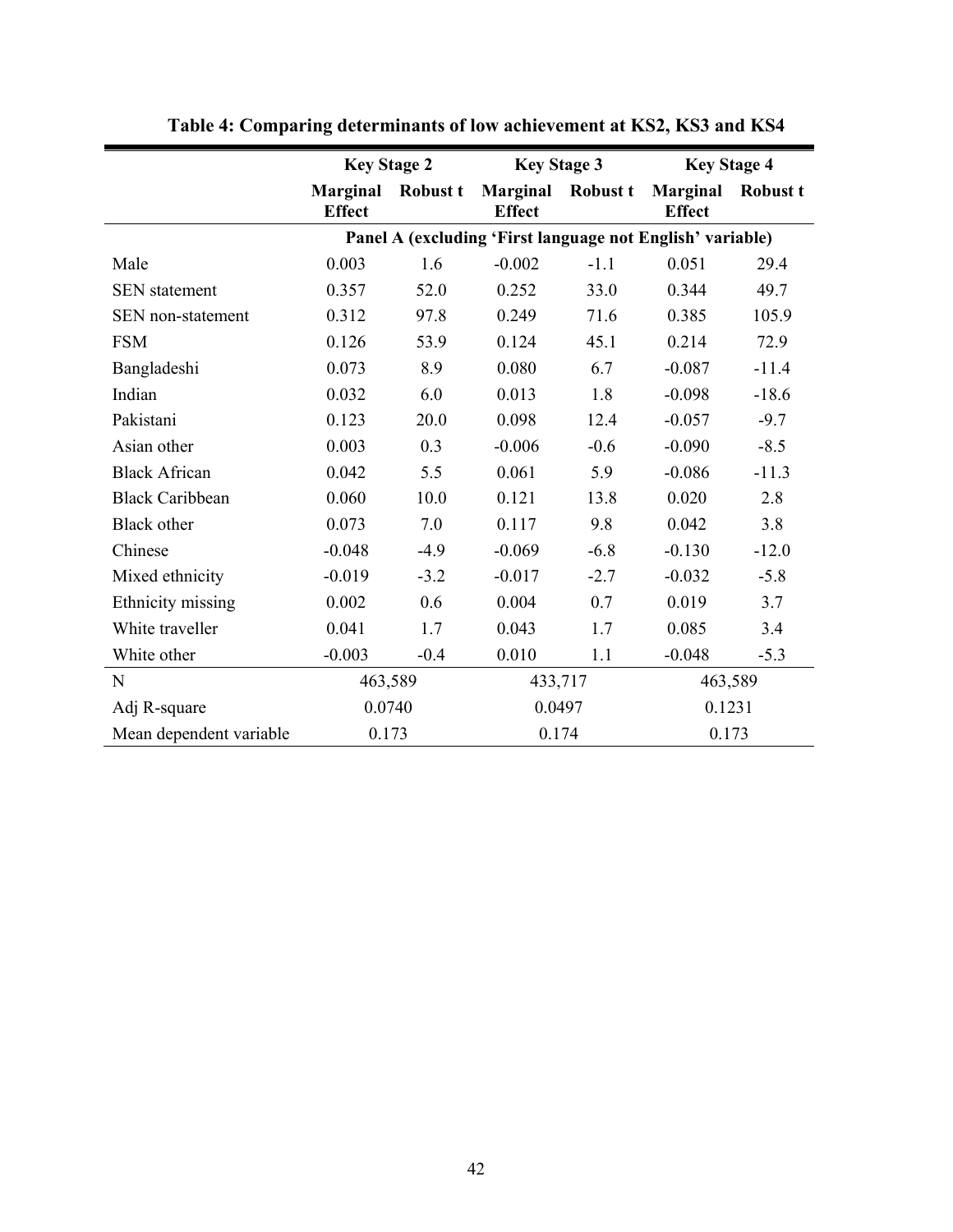**Table 4: Comparing determinants of low achievement at KS2, KS3 and KS4**

| | Key Stage 2 | | Key Stage 3 | | Key Stage 4 | |
|---|---|---|---|---|---|---|
| | Marginal Effect | Robust t | Marginal Effect | Robust t | Marginal Effect | Robust t |
| | Panel A (excluding 'First language not English' variable) | | | | | |
| Male | 0.003 | 1.6 | -0.002 | -1.1 | 0.051 | 29.4 |
| SEN statement | 0.357 | 52.0 | 0.252 | 33.0 | 0.344 | 49.7 |
| SEN non-statement | 0.312 | 97.8 | 0.249 | 71.6 | 0.385 | 105.9 |
| FSM | 0.126 | 53.9 | 0.124 | 45.1 | 0.214 | 72.9 |
| Bangladeshi | 0.073 | 8.9 | 0.080 | 6.7 | -0.087 | -11.4 |
| Indian | 0.032 | 6.0 | 0.013 | 1.8 | -0.098 | -18.6 |
| Pakistani | 0.123 | 20.0 | 0.098 | 12.4 | -0.057 | -9.7 |
| Asian other | 0.003 | 0.3 | -0.006 | -0.6 | -0.090 | -8.5 |
| Black African | 0.042 | 5.5 | 0.061 | 5.9 | -0.086 | -11.3 |
| Black Caribbean | 0.060 | 10.0 | 0.121 | 13.8 | 0.020 | 2.8 |
| Black other | 0.073 | 7.0 | 0.117 | 9.8 | 0.042 | 3.8 |
| Chinese | -0.048 | -4.9 | -0.069 | -6.8 | -0.130 | -12.0 |
| Mixed ethnicity | -0.019 | -3.2 | -0.017 | -2.7 | -0.032 | -5.8 |
| Ethnicity missing | 0.002 | 0.6 | 0.004 | 0.7 | 0.019 | 3.7 |
| White traveller | 0.041 | 1.7 | 0.043 | 1.7 | 0.085 | 3.4 |
| White other | -0.003 | -0.4 | 0.010 | 1.1 | -0.048 | -5.3 |
| N | 463,589 | | 433,717 | | 463,589 | |
| Adj R-square | 0.0740 | | 0.0497 | | 0.1231 | |
| Mean dependent variable | 0.173 | | 0.174 | | 0.173 | |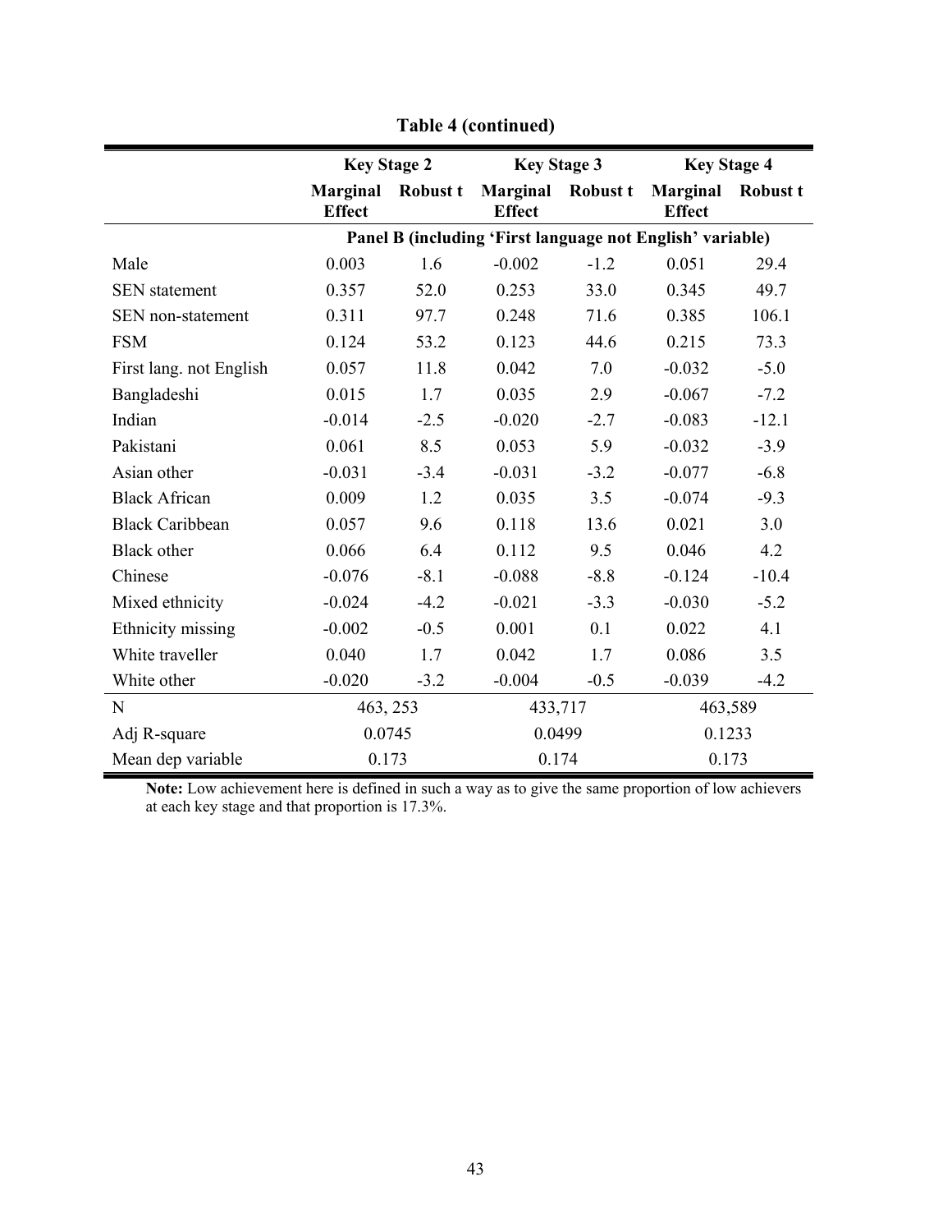**Table 4 (continued)**

| | Key Stage 2 | | Key Stage 3 | | Key Stage 4 | |
|---|---|---|---|---|---|---|
| | **Marginal Effect** | **Robust t** | **Marginal Effect** | **Robust t** | **Marginal Effect** | **Robust t** |
| | **Panel B (including 'First language not English' variable)** | | | | | |
| Male | 0.003 | 1.6 | -0.002 | -1.2 | 0.051 | 29.4 |
| SEN statement | 0.357 | 52.0 | 0.253 | 33.0 | 0.345 | 49.7 |
| SEN non-statement | 0.311 | 97.7 | 0.248 | 71.6 | 0.385 | 106.1 |
| FSM | 0.124 | 53.2 | 0.123 | 44.6 | 0.215 | 73.3 |
| First lang. not English | 0.057 | 11.8 | 0.042 | 7.0 | -0.032 | -5.0 |
| Bangladeshi | 0.015 | 1.7 | 0.035 | 2.9 | -0.067 | -7.2 |
| Indian | -0.014 | -2.5 | -0.020 | -2.7 | -0.083 | -12.1 |
| Pakistani | 0.061 | 8.5 | 0.053 | 5.9 | -0.032 | -3.9 |
| Asian other | -0.031 | -3.4 | -0.031 | -3.2 | -0.077 | -6.8 |
| Black African | 0.009 | 1.2 | 0.035 | 3.5 | -0.074 | -9.3 |
| Black Caribbean | 0.057 | 9.6 | 0.118 | 13.6 | 0.021 | 3.0 |
| Black other | 0.066 | 6.4 | 0.112 | 9.5 | 0.046 | 4.2 |
| Chinese | -0.076 | -8.1 | -0.088 | -8.8 | -0.124 | -10.4 |
| Mixed ethnicity | -0.024 | -4.2 | -0.021 | -3.3 | -0.030 | -5.2 |
| Ethnicity missing | -0.002 | -0.5 | 0.001 | 0.1 | 0.022 | 4.1 |
| White traveller | 0.040 | 1.7 | 0.042 | 1.7 | 0.086 | 3.5 |
| White other | -0.020 | -3.2 | -0.004 | -0.5 | -0.039 | -4.2 |
| N | 463, 253 | | 433,717 | | 463,589 | |
| Adj R-square | 0.0745 | | 0.0499 | | 0.1233 | |
| Mean dep variable | 0.173 | | 0.174 | | 0.173 | |

**Note:** Low achievement here is defined in such a way as to give the same proportion of low achievers at each key stage and that proportion is 17.3%.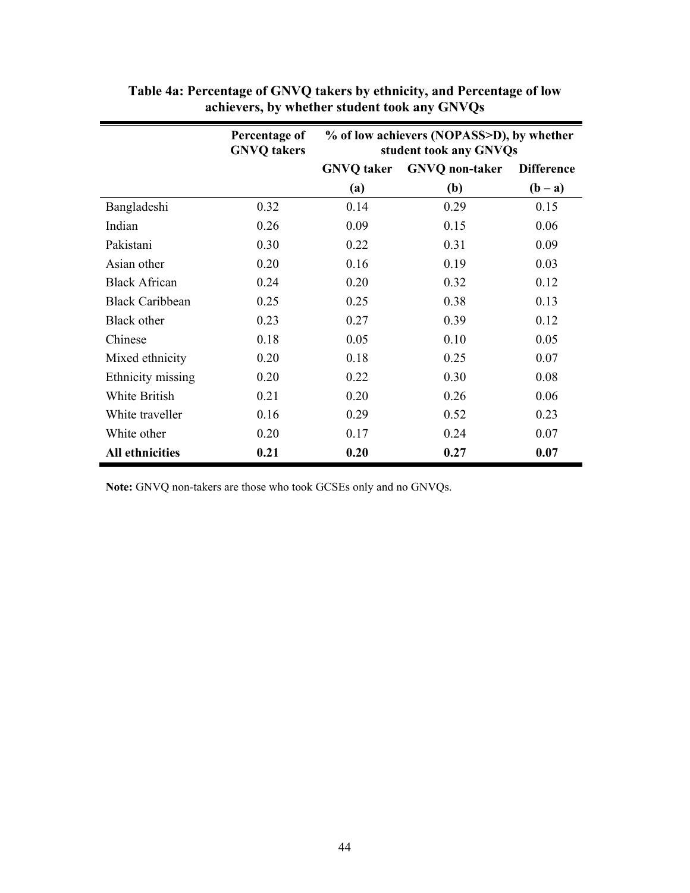**Table 4a: Percentage of GNVQ takers by ethnicity, and Percentage of low achievers, by whether student took any GNVQs**

| | Percentage of GNVQ takers | % of low achievers (NOPASS>D), by whether student took any GNVQs | | |
|---|---|---|---|---|
| | | GNVQ taker | GNVQ non-taker | Difference |
| | | (a) | (b) | (b – a) |
| Bangladeshi | 0.32 | 0.14 | 0.29 | 0.15 |
| Indian | 0.26 | 0.09 | 0.15 | 0.06 |
| Pakistani | 0.30 | 0.22 | 0.31 | 0.09 |
| Asian other | 0.20 | 0.16 | 0.19 | 0.03 |
| Black African | 0.24 | 0.20 | 0.32 | 0.12 |
| Black Caribbean | 0.25 | 0.25 | 0.38 | 0.13 |
| Black other | 0.23 | 0.27 | 0.39 | 0.12 |
| Chinese | 0.18 | 0.05 | 0.10 | 0.05 |
| Mixed ethnicity | 0.20 | 0.18 | 0.25 | 0.07 |
| Ethnicity missing | 0.20 | 0.22 | 0.30 | 0.08 |
| White British | 0.21 | 0.20 | 0.26 | 0.06 |
| White traveller | 0.16 | 0.29 | 0.52 | 0.23 |
| White other | 0.20 | 0.17 | 0.24 | 0.07 |
| **All ethnicities** | **0.21** | **0.20** | **0.27** | **0.07** |

**Note:** GNVQ non-takers are those who took GCSEs only and no GNVQs.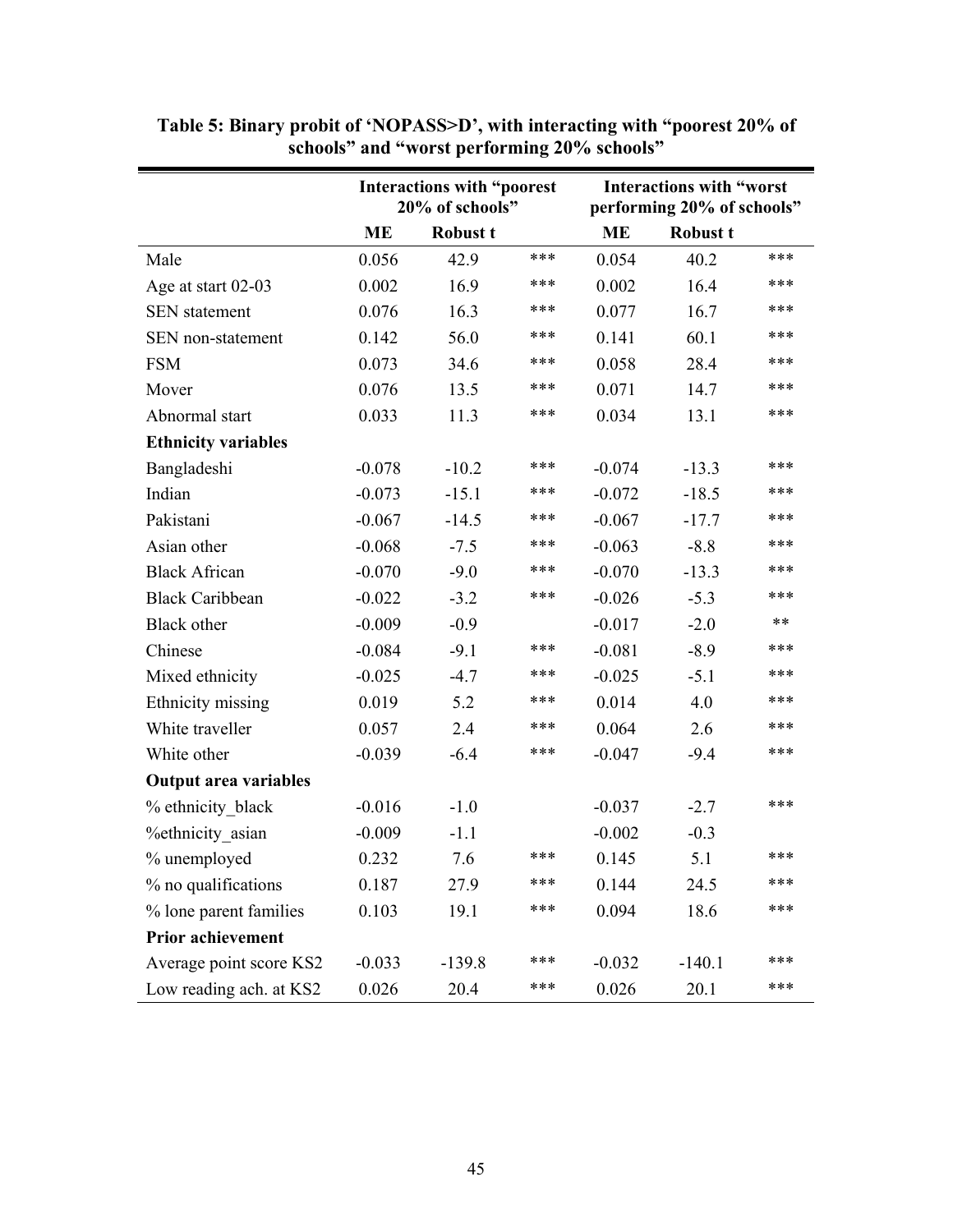**Table 5: Binary probit of 'NOPASS>D', with interacting with "poorest 20% of schools" and "worst performing 20% schools"**

| | Interactions with "poorest 20% of schools" | | | Interactions with "worst performing 20% of schools" | | |
|---|---|---|---|---|---|---|
| | **ME** | **Robust t** | | **ME** | **Robust t** | |
| Male | 0.056 | 42.9 | *** | 0.054 | 40.2 | *** |
| Age at start 02-03 | 0.002 | 16.9 | *** | 0.002 | 16.4 | *** |
| SEN statement | 0.076 | 16.3 | *** | 0.077 | 16.7 | *** |
| SEN non-statement | 0.142 | 56.0 | *** | 0.141 | 60.1 | *** |
| FSM | 0.073 | 34.6 | *** | 0.058 | 28.4 | *** |
| Mover | 0.076 | 13.5 | *** | 0.071 | 14.7 | *** |
| Abnormal start | 0.033 | 11.3 | *** | 0.034 | 13.1 | *** |
| **Ethnicity variables** | | | | | | |
| Bangladeshi | -0.078 | -10.2 | *** | -0.074 | -13.3 | *** |
| Indian | -0.073 | -15.1 | *** | -0.072 | -18.5 | *** |
| Pakistani | -0.067 | -14.5 | *** | -0.067 | -17.7 | *** |
| Asian other | -0.068 | -7.5 | *** | -0.063 | -8.8 | *** |
| Black African | -0.070 | -9.0 | *** | -0.070 | -13.3 | *** |
| Black Caribbean | -0.022 | -3.2 | *** | -0.026 | -5.3 | *** |
| Black other | -0.009 | -0.9 | | -0.017 | -2.0 | ** |
| Chinese | -0.084 | -9.1 | *** | -0.081 | -8.9 | *** |
| Mixed ethnicity | -0.025 | -4.7 | *** | -0.025 | -5.1 | *** |
| Ethnicity missing | 0.019 | 5.2 | *** | 0.014 | 4.0 | *** |
| White traveller | 0.057 | 2.4 | *** | 0.064 | 2.6 | *** |
| White other | -0.039 | -6.4 | *** | -0.047 | -9.4 | *** |
| **Output area variables** | | | | | | |
| % ethnicity_black | -0.016 | -1.0 | | -0.037 | -2.7 | *** |
| %ethnicity_asian | -0.009 | -1.1 | | -0.002 | -0.3 | |
| % unemployed | 0.232 | 7.6 | *** | 0.145 | 5.1 | *** |
| % no qualifications | 0.187 | 27.9 | *** | 0.144 | 24.5 | *** |
| % lone parent families | 0.103 | 19.1 | *** | 0.094 | 18.6 | *** |
| **Prior achievement** | | | | | | |
| Average point score KS2 | -0.033 | -139.8 | *** | -0.032 | -140.1 | *** |
| Low reading ach. at KS2 | 0.026 | 20.4 | *** | 0.026 | 20.1 | *** |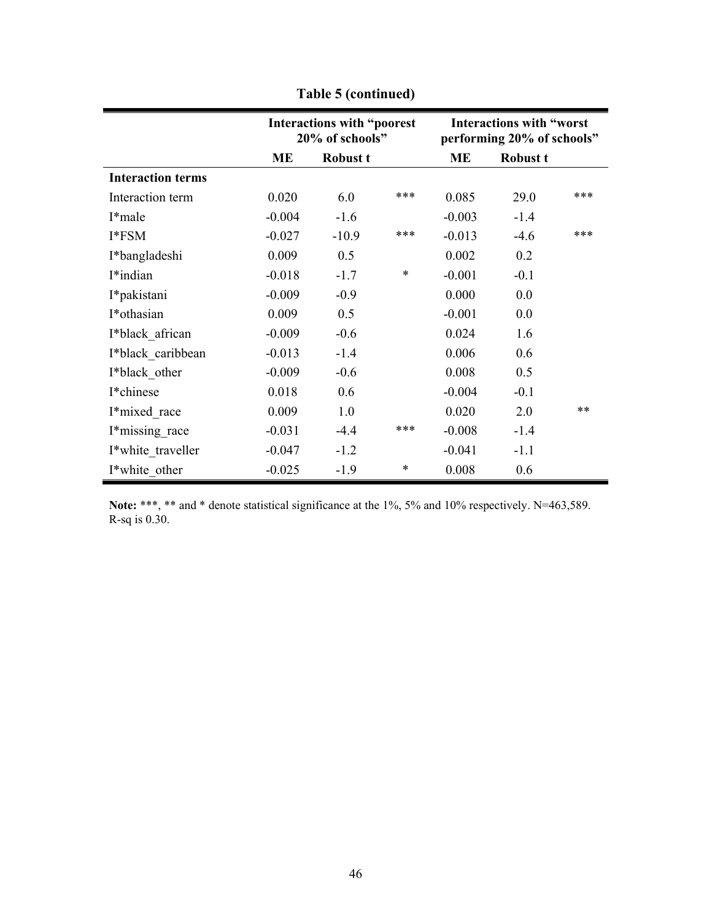**Table 5 (continued)**

| | Interactions with "poorest 20% of schools" | | | Interactions with "worst performing 20% of schools" | | |
|---|---|---|---|---|---|---|
| | **ME** | **Robust t** | | **ME** | **Robust t** | |
| **Interaction terms** | | | | | | |
| Interaction term | 0.020 | 6.0 | *** | 0.085 | 29.0 | *** |
| I*male | -0.004 | -1.6 | | -0.003 | -1.4 | |
| I*FSM | -0.027 | -10.9 | *** | -0.013 | -4.6 | *** |
| I*bangladeshi | 0.009 | 0.5 | | 0.002 | 0.2 | |
| I*indian | -0.018 | -1.7 | * | -0.001 | -0.1 | |
| I*pakistani | -0.009 | -0.9 | | 0.000 | 0.0 | |
| I*othasian | 0.009 | 0.5 | | -0.001 | 0.0 | |
| I*black_african | -0.009 | -0.6 | | 0.024 | 1.6 | |
| I*black_caribbean | -0.013 | -1.4 | | 0.006 | 0.6 | |
| I*black_other | -0.009 | -0.6 | | 0.008 | 0.5 | |
| I*chinese | 0.018 | 0.6 | | -0.004 | -0.1 | |
| I*mixed_race | 0.009 | 1.0 | | 0.020 | 2.0 | ** |
| I*missing_race | -0.031 | -4.4 | *** | -0.008 | -1.4 | |
| I*white_traveller | -0.047 | -1.2 | | -0.041 | -1.1 | |
| I*white_other | -0.025 | -1.9 | * | 0.008 | 0.6 | |

**Note:** ***, ** and * denote statistical significance at the 1%, 5% and 10% respectively. N=463,589. R-sq is 0.30.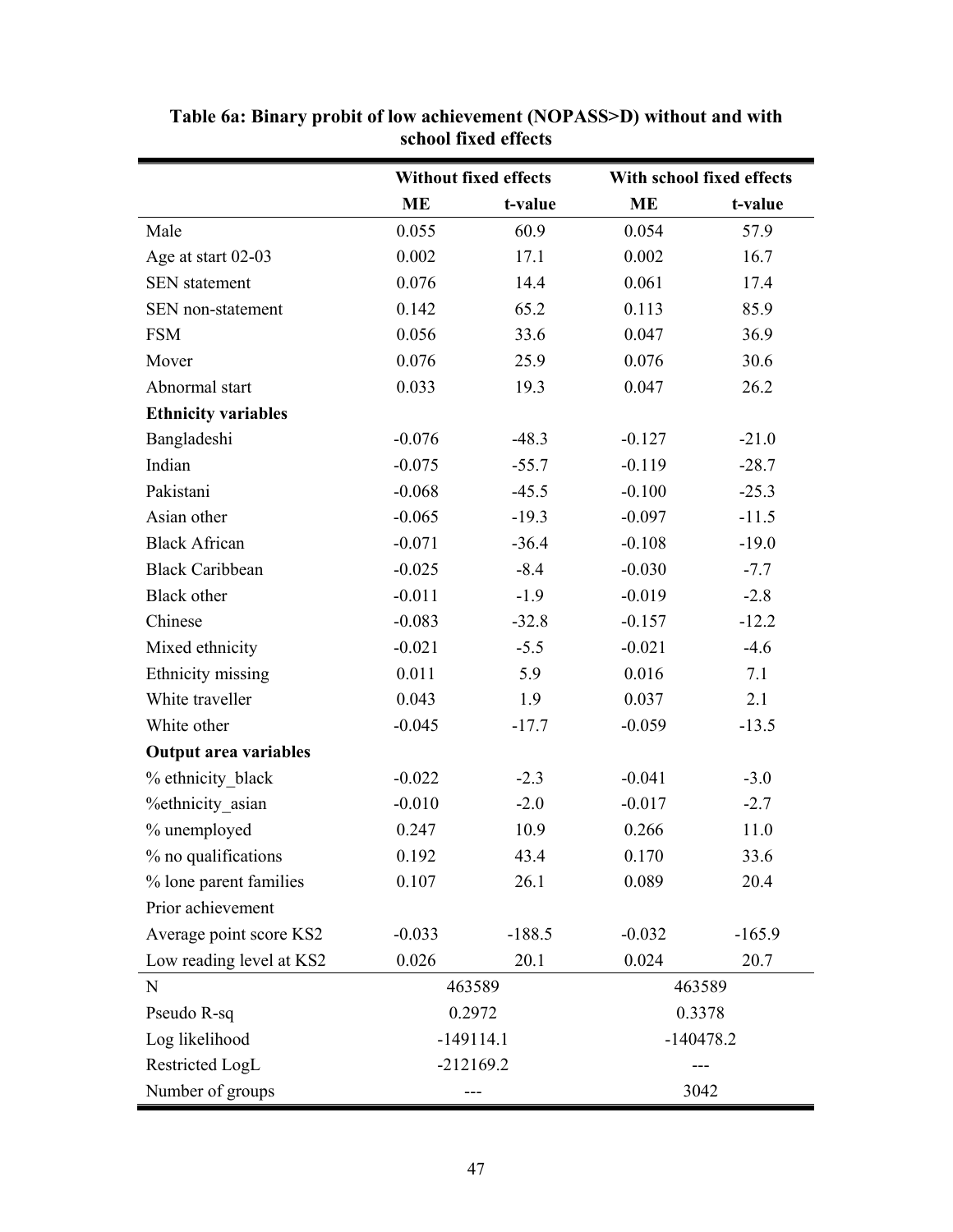**Table 6a: Binary probit of low achievement (NOPASS>D) without and with school fixed effects**

| | Without fixed effects | | With school fixed effects | |
|---|---|---|---|---|
| | **ME** | **t-value** | **ME** | **t-value** |
| Male | 0.055 | 60.9 | 0.054 | 57.9 |
| Age at start 02-03 | 0.002 | 17.1 | 0.002 | 16.7 |
| SEN statement | 0.076 | 14.4 | 0.061 | 17.4 |
| SEN non-statement | 0.142 | 65.2 | 0.113 | 85.9 |
| FSM | 0.056 | 33.6 | 0.047 | 36.9 |
| Mover | 0.076 | 25.9 | 0.076 | 30.6 |
| Abnormal start | 0.033 | 19.3 | 0.047 | 26.2 |
| **Ethnicity variables** | | | | |
| Bangladeshi | -0.076 | -48.3 | -0.127 | -21.0 |
| Indian | -0.075 | -55.7 | -0.119 | -28.7 |
| Pakistani | -0.068 | -45.5 | -0.100 | -25.3 |
| Asian other | -0.065 | -19.3 | -0.097 | -11.5 |
| Black African | -0.071 | -36.4 | -0.108 | -19.0 |
| Black Caribbean | -0.025 | -8.4 | -0.030 | -7.7 |
| Black other | -0.011 | -1.9 | -0.019 | -2.8 |
| Chinese | -0.083 | -32.8 | -0.157 | -12.2 |
| Mixed ethnicity | -0.021 | -5.5 | -0.021 | -4.6 |
| Ethnicity missing | 0.011 | 5.9 | 0.016 | 7.1 |
| White traveller | 0.043 | 1.9 | 0.037 | 2.1 |
| White other | -0.045 | -17.7 | -0.059 | -13.5 |
| **Output area variables** | | | | |
| % ethnicity_black | -0.022 | -2.3 | -0.041 | -3.0 |
| %ethnicity_asian | -0.010 | -2.0 | -0.017 | -2.7 |
| % unemployed | 0.247 | 10.9 | 0.266 | 11.0 |
| % no qualifications | 0.192 | 43.4 | 0.170 | 33.6 |
| % lone parent families | 0.107 | 26.1 | 0.089 | 20.4 |
| Prior achievement | | | | |
| Average point score KS2 | -0.033 | -188.5 | -0.032 | -165.9 |
| Low reading level at KS2 | 0.026 | 20.1 | 0.024 | 20.7 |
| N | 463589 | | 463589 | |
| Pseudo R-sq | 0.2972 | | 0.3378 | |
| Log likelihood | -149114.1 | | -140478.2 | |
| Restricted LogL | -212169.2 | | --- | |
| Number of groups | --- | | 3042 | |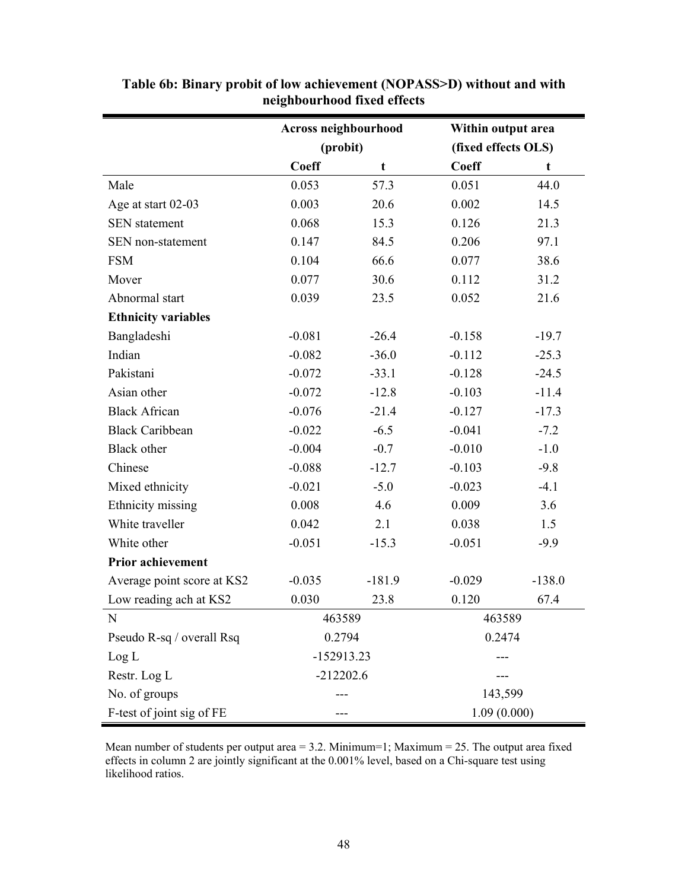**Table 6b: Binary probit of low achievement (NOPASS>D) without and with neighbourhood fixed effects**

| | Across neighbourhood (probit) | | Within output area (fixed effects OLS) | |
|---|---|---|---|---|
| | Coeff | t | Coeff | t |
| Male | 0.053 | 57.3 | 0.051 | 44.0 |
| Age at start 02-03 | 0.003 | 20.6 | 0.002 | 14.5 |
| SEN statement | 0.068 | 15.3 | 0.126 | 21.3 |
| SEN non-statement | 0.147 | 84.5 | 0.206 | 97.1 |
| FSM | 0.104 | 66.6 | 0.077 | 38.6 |
| Mover | 0.077 | 30.6 | 0.112 | 31.2 |
| Abnormal start | 0.039 | 23.5 | 0.052 | 21.6 |
| **Ethnicity variables** | | | | |
| Bangladeshi | -0.081 | -26.4 | -0.158 | -19.7 |
| Indian | -0.082 | -36.0 | -0.112 | -25.3 |
| Pakistani | -0.072 | -33.1 | -0.128 | -24.5 |
| Asian other | -0.072 | -12.8 | -0.103 | -11.4 |
| Black African | -0.076 | -21.4 | -0.127 | -17.3 |
| Black Caribbean | -0.022 | -6.5 | -0.041 | -7.2 |
| Black other | -0.004 | -0.7 | -0.010 | -1.0 |
| Chinese | -0.088 | -12.7 | -0.103 | -9.8 |
| Mixed ethnicity | -0.021 | -5.0 | -0.023 | -4.1 |
| Ethnicity missing | 0.008 | 4.6 | 0.009 | 3.6 |
| White traveller | 0.042 | 2.1 | 0.038 | 1.5 |
| White other | -0.051 | -15.3 | -0.051 | -9.9 |
| **Prior achievement** | | | | |
| Average point score at KS2 | -0.035 | -181.9 | -0.029 | -138.0 |
| Low reading ach at KS2 | 0.030 | 23.8 | 0.120 | 67.4 |
| N | 463589 | | 463589 | |
| Pseudo R-sq / overall Rsq | 0.2794 | | 0.2474 | |
| Log L | -152913.23 | | --- | |
| Restr. Log L | -212202.6 | | --- | |
| No. of groups | --- | | 143,599 | |
| F-test of joint sig of FE | --- | | 1.09 (0.000) | |

Mean number of students per output area = 3.2. Minimum=1; Maximum = 25. The output area fixed effects in column 2 are jointly significant at the 0.001% level, based on a Chi-square test using likelihood ratios.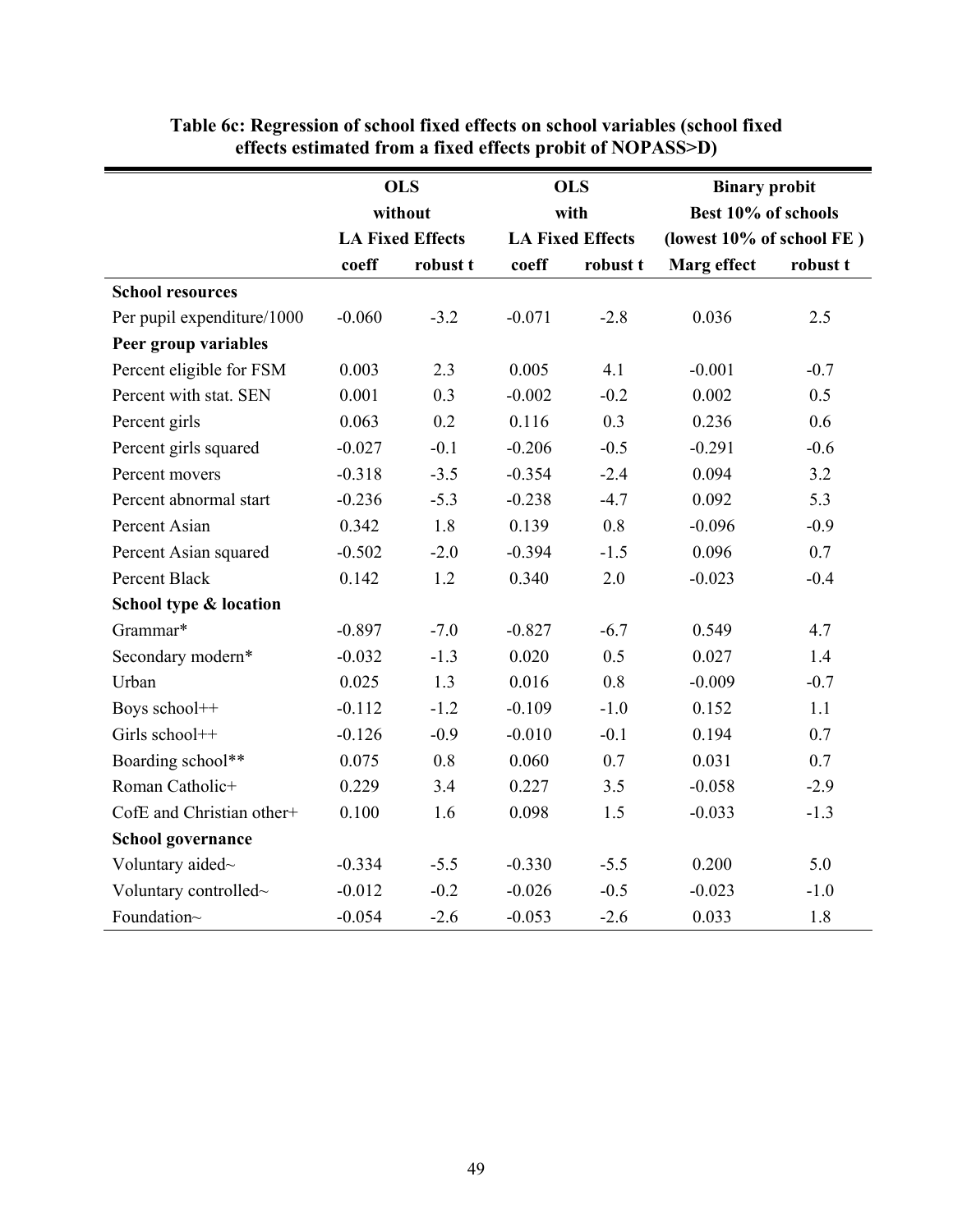**Table 6c: Regression of school fixed effects on school variables (school fixed effects estimated from a fixed effects probit of NOPASS>D)**

| | OLS without LA Fixed Effects | | OLS with LA Fixed Effects | | Binary probit Best 10% of schools (lowest 10% of school FE ) | |
|---|---|---|---|---|---|---|
| | coeff | robust t | coeff | robust t | Marg effect | robust t |
| **School resources** | | | | | | |
| Per pupil expenditure/1000 | -0.060 | -3.2 | -0.071 | -2.8 | 0.036 | 2.5 |
| **Peer group variables** | | | | | | |
| Percent eligible for FSM | 0.003 | 2.3 | 0.005 | 4.1 | -0.001 | -0.7 |
| Percent with stat. SEN | 0.001 | 0.3 | -0.002 | -0.2 | 0.002 | 0.5 |
| Percent girls | 0.063 | 0.2 | 0.116 | 0.3 | 0.236 | 0.6 |
| Percent girls squared | -0.027 | -0.1 | -0.206 | -0.5 | -0.291 | -0.6 |
| Percent movers | -0.318 | -3.5 | -0.354 | -2.4 | 0.094 | 3.2 |
| Percent abnormal start | -0.236 | -5.3 | -0.238 | -4.7 | 0.092 | 5.3 |
| Percent Asian | 0.342 | 1.8 | 0.139 | 0.8 | -0.096 | -0.9 |
| Percent Asian squared | -0.502 | -2.0 | -0.394 | -1.5 | 0.096 | 0.7 |
| Percent Black | 0.142 | 1.2 | 0.340 | 2.0 | -0.023 | -0.4 |
| **School type & location** | | | | | | |
| Grammar* | -0.897 | -7.0 | -0.827 | -6.7 | 0.549 | 4.7 |
| Secondary modern* | -0.032 | -1.3 | 0.020 | 0.5 | 0.027 | 1.4 |
| Urban | 0.025 | 1.3 | 0.016 | 0.8 | -0.009 | -0.7 |
| Boys school++ | -0.112 | -1.2 | -0.109 | -1.0 | 0.152 | 1.1 |
| Girls school++ | -0.126 | -0.9 | -0.010 | -0.1 | 0.194 | 0.7 |
| Boarding school** | 0.075 | 0.8 | 0.060 | 0.7 | 0.031 | 0.7 |
| Roman Catholic+ | 0.229 | 3.4 | 0.227 | 3.5 | -0.058 | -2.9 |
| CofE and Christian other+ | 0.100 | 1.6 | 0.098 | 1.5 | -0.033 | -1.3 |
| **School governance** | | | | | | |
| Voluntary aided~ | -0.334 | -5.5 | -0.330 | -5.5 | 0.200 | 5.0 |
| Voluntary controlled~ | -0.012 | -0.2 | -0.026 | -0.5 | -0.023 | -1.0 |
| Foundation~ | -0.054 | -2.6 | -0.053 | -2.6 | 0.033 | 1.8 |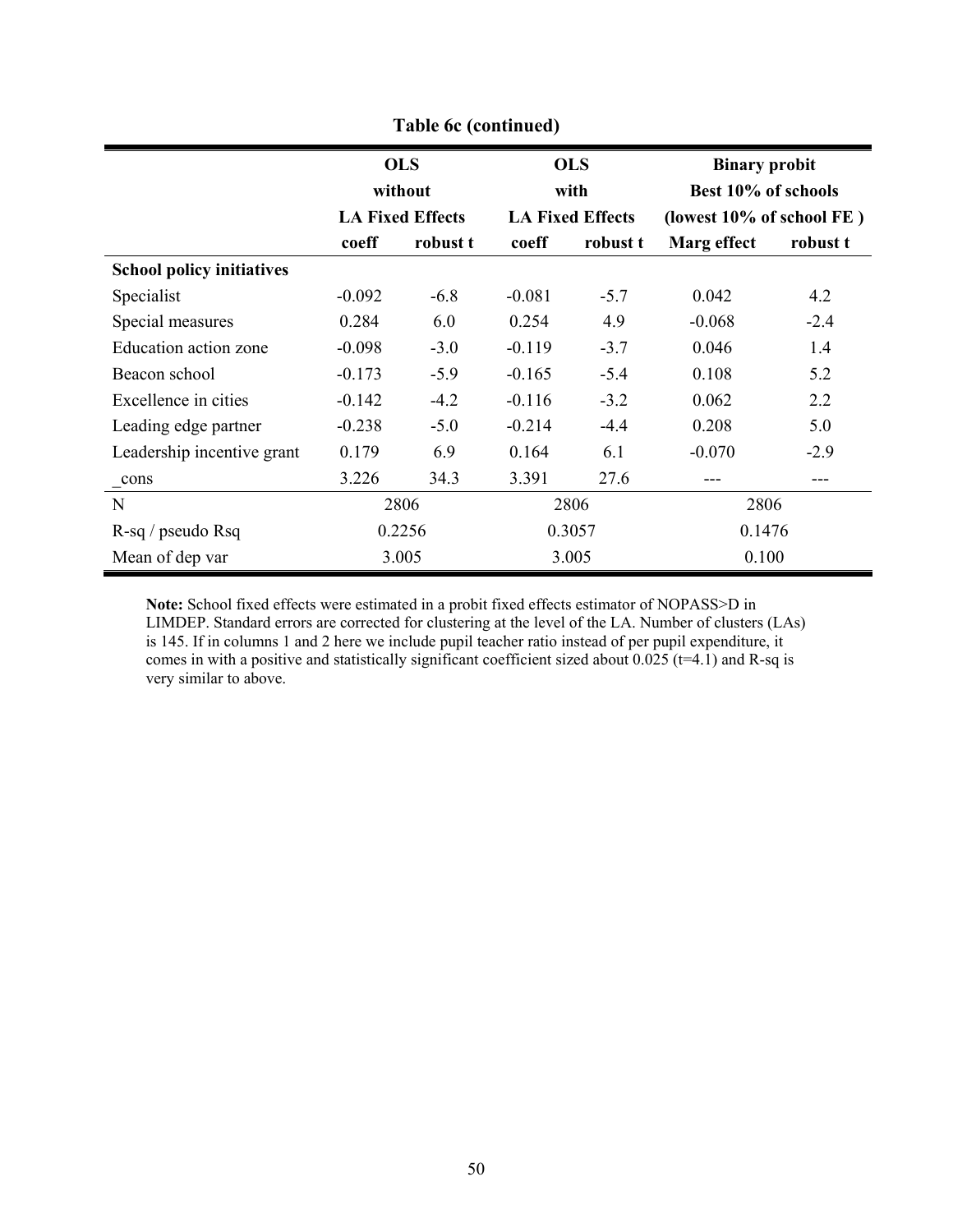**Table 6c (continued)**

| | OLS without LA Fixed Effects | | OLS with LA Fixed Effects | | Binary probit Best 10% of schools (lowest 10% of school FE ) | |
|---|---|---|---|---|---|---|
| | **coeff** | **robust t** | **coeff** | **robust t** | **Marg effect** | **robust t** |
| **School policy initiatives** | | | | | | |
| Specialist | -0.092 | -6.8 | -0.081 | -5.7 | 0.042 | 4.2 |
| Special measures | 0.284 | 6.0 | 0.254 | 4.9 | -0.068 | -2.4 |
| Education action zone | -0.098 | -3.0 | -0.119 | -3.7 | 0.046 | 1.4 |
| Beacon school | -0.173 | -5.9 | -0.165 | -5.4 | 0.108 | 5.2 |
| Excellence in cities | -0.142 | -4.2 | -0.116 | -3.2 | 0.062 | 2.2 |
| Leading edge partner | -0.238 | -5.0 | -0.214 | -4.4 | 0.208 | 5.0 |
| Leadership incentive grant | 0.179 | 6.9 | 0.164 | 6.1 | -0.070 | -2.9 |
| _cons | 3.226 | 34.3 | 3.391 | 27.6 | --- | --- |
| N | 2806 | | 2806 | | 2806 | |
| R-sq / pseudo Rsq | 0.2256 | | 0.3057 | | 0.1476 | |
| Mean of dep var | 3.005 | | 3.005 | | 0.100 | |

**Note:** School fixed effects were estimated in a probit fixed effects estimator of NOPASS>D in LIMDEP. Standard errors are corrected for clustering at the level of the LA. Number of clusters (LAs) is 145. If in columns 1 and 2 here we include pupil teacher ratio instead of per pupil expenditure, it comes in with a positive and statistically significant coefficient sized about 0.025 (t=4.1) and R-sq is very similar to above.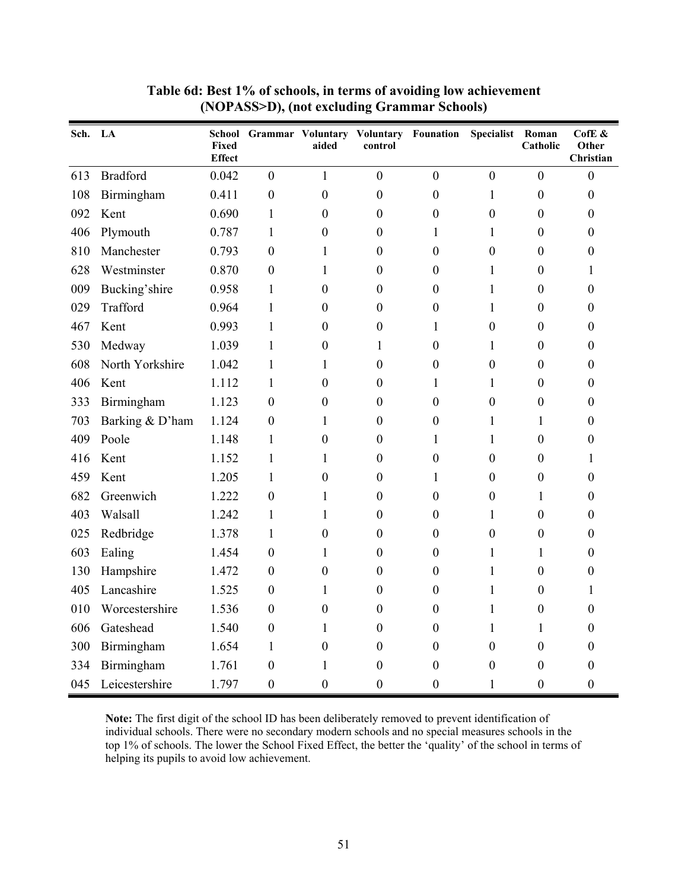**Table 6d: Best 1% of schools, in terms of avoiding low achievement (NOPASS>D), (not excluding Grammar Schools)**

| Sch. | LA | School Fixed Effect | Grammar | Voluntary aided | Voluntary control | Founation | Specialist | Roman Catholic | CofE & Other Christian |
|---|---|---|---|---|---|---|---|---|---|
| 613 | Bradford | 0.042 | 0 | 1 | 0 | 0 | 0 | 0 | 0 |
| 108 | Birmingham | 0.411 | 0 | 0 | 0 | 0 | 1 | 0 | 0 |
| 092 | Kent | 0.690 | 1 | 0 | 0 | 0 | 0 | 0 | 0 |
| 406 | Plymouth | 0.787 | 1 | 0 | 0 | 1 | 1 | 0 | 0 |
| 810 | Manchester | 0.793 | 0 | 1 | 0 | 0 | 0 | 0 | 0 |
| 628 | Westminster | 0.870 | 0 | 1 | 0 | 0 | 1 | 0 | 1 |
| 009 | Bucking'shire | 0.958 | 1 | 0 | 0 | 0 | 1 | 0 | 0 |
| 029 | Trafford | 0.964 | 1 | 0 | 0 | 0 | 1 | 0 | 0 |
| 467 | Kent | 0.993 | 1 | 0 | 0 | 1 | 0 | 0 | 0 |
| 530 | Medway | 1.039 | 1 | 0 | 1 | 0 | 1 | 0 | 0 |
| 608 | North Yorkshire | 1.042 | 1 | 1 | 0 | 0 | 0 | 0 | 0 |
| 406 | Kent | 1.112 | 1 | 0 | 0 | 1 | 1 | 0 | 0 |
| 333 | Birmingham | 1.123 | 0 | 0 | 0 | 0 | 0 | 0 | 0 |
| 703 | Barking & D'ham | 1.124 | 0 | 1 | 0 | 0 | 1 | 1 | 0 |
| 409 | Poole | 1.148 | 1 | 0 | 0 | 1 | 1 | 0 | 0 |
| 416 | Kent | 1.152 | 1 | 1 | 0 | 0 | 0 | 0 | 1 |
| 459 | Kent | 1.205 | 1 | 0 | 0 | 1 | 0 | 0 | 0 |
| 682 | Greenwich | 1.222 | 0 | 1 | 0 | 0 | 0 | 1 | 0 |
| 403 | Walsall | 1.242 | 1 | 1 | 0 | 0 | 1 | 0 | 0 |
| 025 | Redbridge | 1.378 | 1 | 0 | 0 | 0 | 0 | 0 | 0 |
| 603 | Ealing | 1.454 | 0 | 1 | 0 | 0 | 1 | 1 | 0 |
| 130 | Hampshire | 1.472 | 0 | 0 | 0 | 0 | 1 | 0 | 0 |
| 405 | Lancashire | 1.525 | 0 | 1 | 0 | 0 | 1 | 0 | 1 |
| 010 | Worcestershire | 1.536 | 0 | 0 | 0 | 0 | 1 | 0 | 0 |
| 606 | Gateshead | 1.540 | 0 | 1 | 0 | 0 | 1 | 1 | 0 |
| 300 | Birmingham | 1.654 | 1 | 0 | 0 | 0 | 0 | 0 | 0 |
| 334 | Birmingham | 1.761 | 0 | 1 | 0 | 0 | 0 | 0 | 0 |
| 045 | Leicestershire | 1.797 | 0 | 0 | 0 | 0 | 1 | 0 | 0 |

**Note:** The first digit of the school ID has been deliberately removed to prevent identification of individual schools. There were no secondary modern schools and no special measures schools in the top 1% of schools. The lower the School Fixed Effect, the better the 'quality' of the school in terms of helping its pupils to avoid low achievement.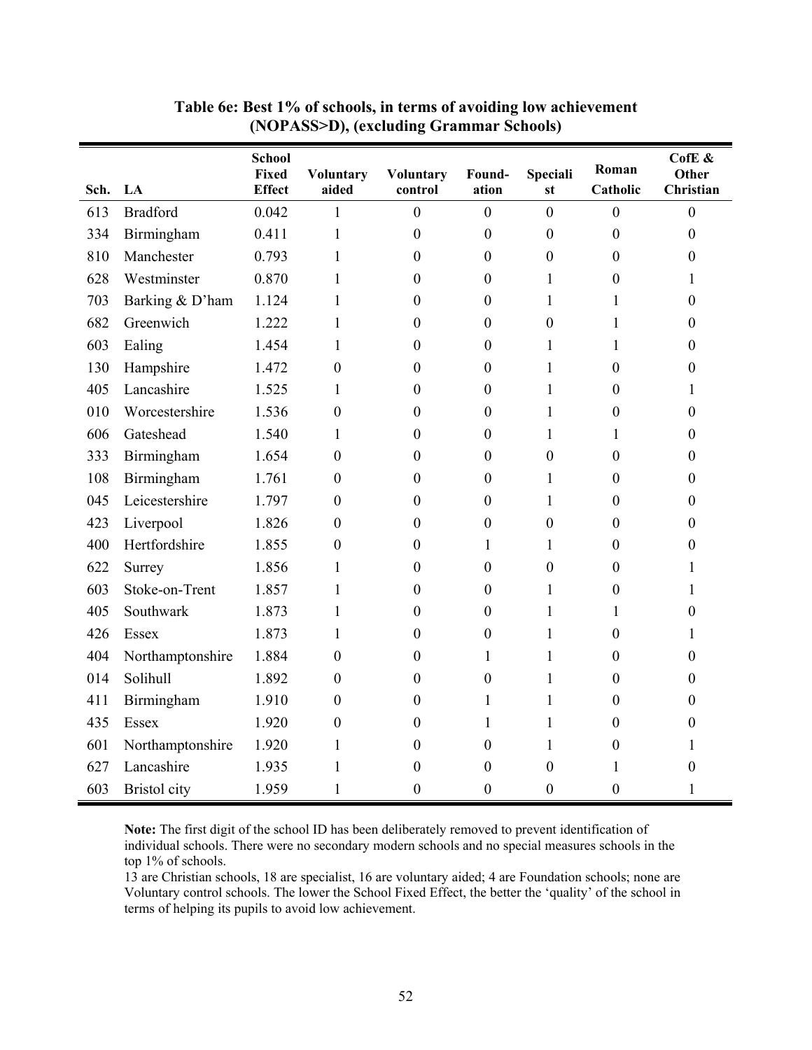**Table 6e: Best 1% of schools, in terms of avoiding low achievement (NOPASS>D), (excluding Grammar Schools)**

| Sch. | LA | School Fixed Effect | Voluntary aided | Voluntary control | Found-ation | Speciali st | Roman Catholic | CofE & Other Christian |
|---|---|---|---|---|---|---|---|---|
| 613 | Bradford | 0.042 | 1 | 0 | 0 | 0 | 0 | 0 |
| 334 | Birmingham | 0.411 | 1 | 0 | 0 | 0 | 0 | 0 |
| 810 | Manchester | 0.793 | 1 | 0 | 0 | 0 | 0 | 0 |
| 628 | Westminster | 0.870 | 1 | 0 | 0 | 1 | 0 | 1 |
| 703 | Barking & D'ham | 1.124 | 1 | 0 | 0 | 1 | 1 | 0 |
| 682 | Greenwich | 1.222 | 1 | 0 | 0 | 0 | 1 | 0 |
| 603 | Ealing | 1.454 | 1 | 0 | 0 | 1 | 1 | 0 |
| 130 | Hampshire | 1.472 | 0 | 0 | 0 | 1 | 0 | 0 |
| 405 | Lancashire | 1.525 | 1 | 0 | 0 | 1 | 0 | 1 |
| 010 | Worcestershire | 1.536 | 0 | 0 | 0 | 1 | 0 | 0 |
| 606 | Gateshead | 1.540 | 1 | 0 | 0 | 1 | 1 | 0 |
| 333 | Birmingham | 1.654 | 0 | 0 | 0 | 0 | 0 | 0 |
| 108 | Birmingham | 1.761 | 0 | 0 | 0 | 1 | 0 | 0 |
| 045 | Leicestershire | 1.797 | 0 | 0 | 0 | 1 | 0 | 0 |
| 423 | Liverpool | 1.826 | 0 | 0 | 0 | 0 | 0 | 0 |
| 400 | Hertfordshire | 1.855 | 0 | 0 | 1 | 1 | 0 | 0 |
| 622 | Surrey | 1.856 | 1 | 0 | 0 | 0 | 0 | 1 |
| 603 | Stoke-on-Trent | 1.857 | 1 | 0 | 0 | 1 | 0 | 1 |
| 405 | Southwark | 1.873 | 1 | 0 | 0 | 1 | 1 | 0 |
| 426 | Essex | 1.873 | 1 | 0 | 0 | 1 | 0 | 1 |
| 404 | Northamptonshire | 1.884 | 0 | 0 | 1 | 1 | 0 | 0 |
| 014 | Solihull | 1.892 | 0 | 0 | 0 | 1 | 0 | 0 |
| 411 | Birmingham | 1.910 | 0 | 0 | 1 | 1 | 0 | 0 |
| 435 | Essex | 1.920 | 0 | 0 | 1 | 1 | 0 | 0 |
| 601 | Northamptonshire | 1.920 | 1 | 0 | 0 | 1 | 0 | 1 |
| 627 | Lancashire | 1.935 | 1 | 0 | 0 | 0 | 1 | 0 |
| 603 | Bristol city | 1.959 | 1 | 0 | 0 | 0 | 0 | 1 |

**Note:** The first digit of the school ID has been deliberately removed to prevent identification of individual schools. There were no secondary modern schools and no special measures schools in the top 1% of schools.
13 are Christian schools, 18 are specialist, 16 are voluntary aided; 4 are Foundation schools; none are Voluntary control schools. The lower the School Fixed Effect, the better the 'quality' of the school in terms of helping its pupils to avoid low achievement.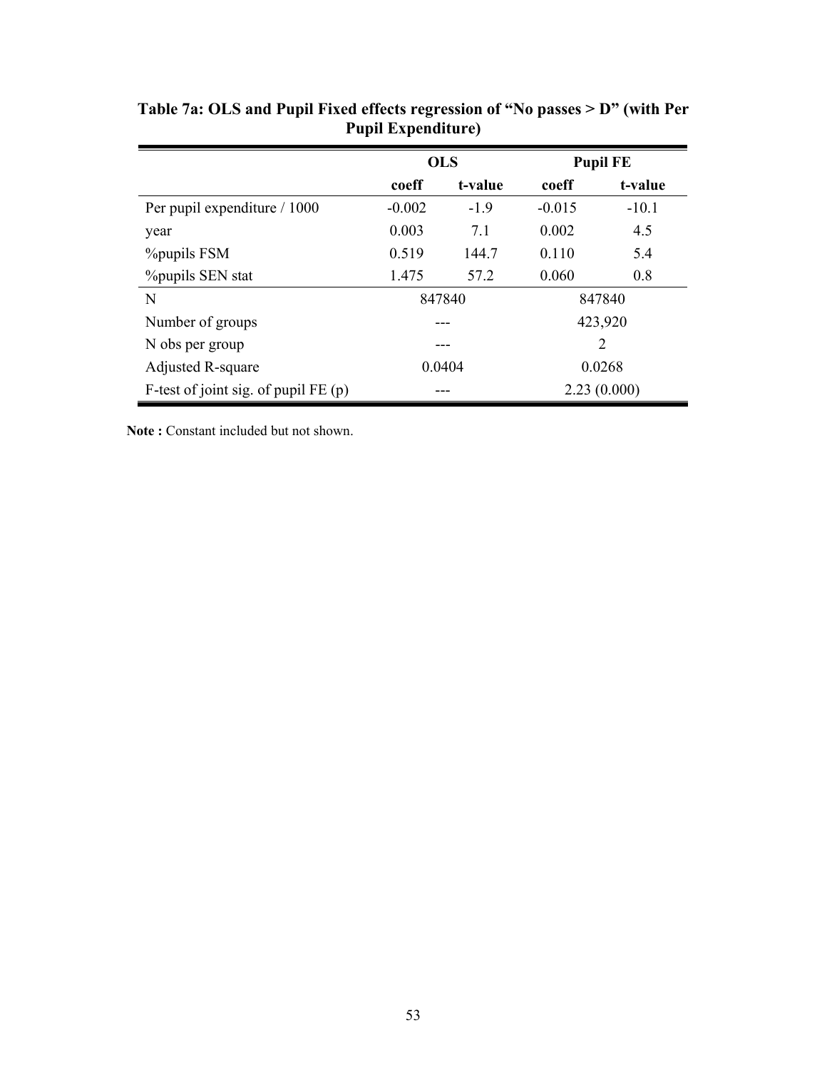**Table 7a: OLS and Pupil Fixed effects regression of "No passes > D" (with Per Pupil Expenditure)**

| | OLS | | Pupil FE | |
|---|---|---|---|---|
| | **coeff** | **t-value** | **coeff** | **t-value** |
| Per pupil expenditure / 1000 | -0.002 | -1.9 | -0.015 | -10.1 |
| year | 0.003 | 7.1 | 0.002 | 4.5 |
| %pupils FSM | 0.519 | 144.7 | 0.110 | 5.4 |
| %pupils SEN stat | 1.475 | 57.2 | 0.060 | 0.8 |
| N | 847840 | | 847840 | |
| Number of groups | --- | | 423,920 | |
| N obs per group | --- | | 2 | |
| Adjusted R-square | 0.0404 | | 0.0268 | |
| F-test of joint sig. of pupil FE (p) | --- | | 2.23 (0.000) | |

**Note :** Constant included but not shown.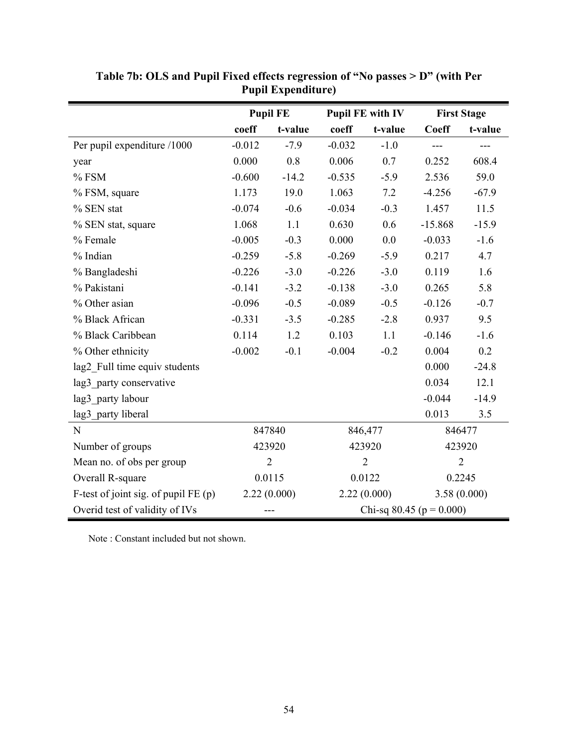**Table 7b: OLS and Pupil Fixed effects regression of "No passes > D" (with Per Pupil Expenditure)**

| | Pupil FE | | Pupil FE with IV | | First Stage | |
|---|---|---|---|---|---|---|
| | coeff | t-value | coeff | t-value | Coeff | t-value |
| Per pupil expenditure /1000 | -0.012 | -7.9 | -0.032 | -1.0 | --- | --- |
| year | 0.000 | 0.8 | 0.006 | 0.7 | 0.252 | 608.4 |
| % FSM | -0.600 | -14.2 | -0.535 | -5.9 | 2.536 | 59.0 |
| % FSM, square | 1.173 | 19.0 | 1.063 | 7.2 | -4.256 | -67.9 |
| % SEN stat | -0.074 | -0.6 | -0.034 | -0.3 | 1.457 | 11.5 |
| % SEN stat, square | 1.068 | 1.1 | 0.630 | 0.6 | -15.868 | -15.9 |
| % Female | -0.005 | -0.3 | 0.000 | 0.0 | -0.033 | -1.6 |
| % Indian | -0.259 | -5.8 | -0.269 | -5.9 | 0.217 | 4.7 |
| % Bangladeshi | -0.226 | -3.0 | -0.226 | -3.0 | 0.119 | 1.6 |
| % Pakistani | -0.141 | -3.2 | -0.138 | -3.0 | 0.265 | 5.8 |
| % Other asian | -0.096 | -0.5 | -0.089 | -0.5 | -0.126 | -0.7 |
| % Black African | -0.331 | -3.5 | -0.285 | -2.8 | 0.937 | 9.5 |
| % Black Caribbean | 0.114 | 1.2 | 0.103 | 1.1 | -0.146 | -1.6 |
| % Other ethnicity | -0.002 | -0.1 | -0.004 | -0.2 | 0.004 | 0.2 |
| lag2_Full time equiv students | | | | | 0.000 | -24.8 |
| lag3_party conservative | | | | | 0.034 | 12.1 |
| lag3_party labour | | | | | -0.044 | -14.9 |
| lag3_party liberal | | | | | 0.013 | 3.5 |
| N | 847840 | | 846,477 | | 846477 | |
| Number of groups | 423920 | | 423920 | | 423920 | |
| Mean no. of obs per group | 2 | | 2 | | 2 | |
| Overall R-square | 0.0115 | | 0.0122 | | 0.2245 | |
| F-test of joint sig. of pupil FE (p) | 2.22 (0.000) | | 2.22 (0.000) | | 3.58 (0.000) | |
| Overid test of validity of IVs | --- | | Chi-sq 80.45 (p = 0.000) | | | |

Note : Constant included but not shown.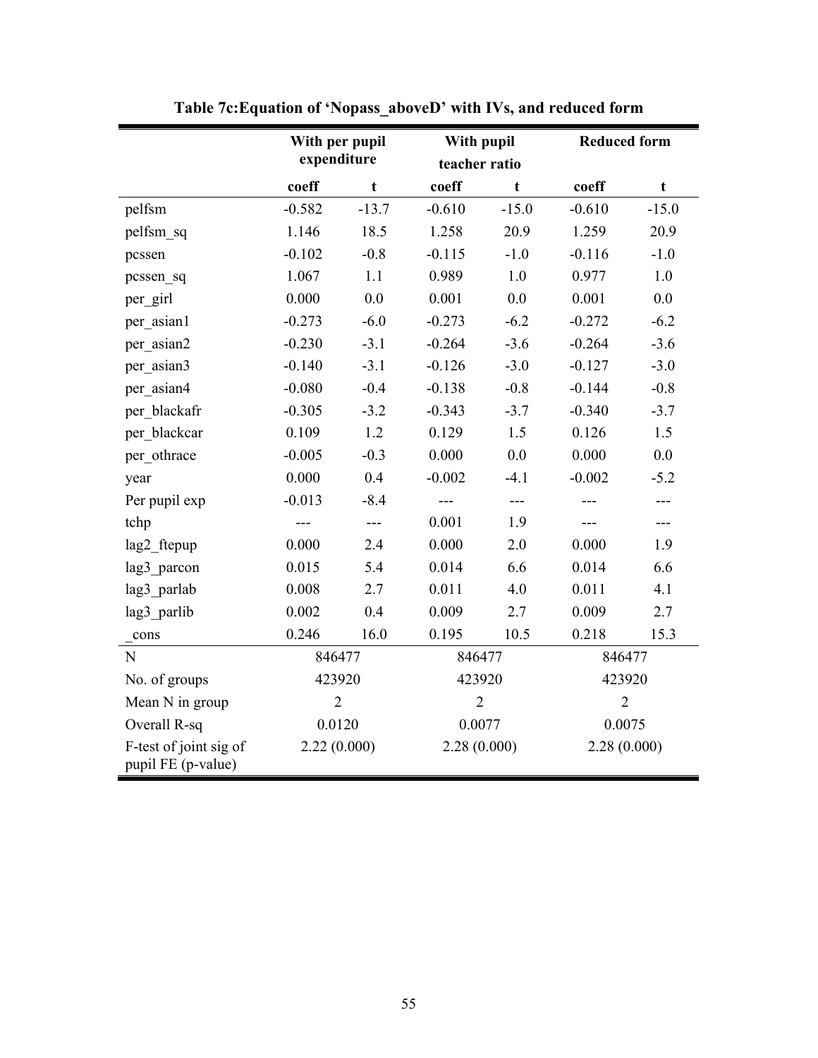**Table 7c:Equation of 'Nopass_aboveD' with IVs, and reduced form**

| | With per pupil expenditure | | With pupil teacher ratio | | Reduced form | |
|---|---|---|---|---|---|---|
| | coeff | t | coeff | t | coeff | t |
| pelfsm | -0.582 | -13.7 | -0.610 | -15.0 | -0.610 | -15.0 |
| pelfsm_sq | 1.146 | 18.5 | 1.258 | 20.9 | 1.259 | 20.9 |
| pcssen | -0.102 | -0.8 | -0.115 | -1.0 | -0.116 | -1.0 |
| pcssen_sq | 1.067 | 1.1 | 0.989 | 1.0 | 0.977 | 1.0 |
| per_girl | 0.000 | 0.0 | 0.001 | 0.0 | 0.001 | 0.0 |
| per_asian1 | -0.273 | -6.0 | -0.273 | -6.2 | -0.272 | -6.2 |
| per_asian2 | -0.230 | -3.1 | -0.264 | -3.6 | -0.264 | -3.6 |
| per_asian3 | -0.140 | -3.1 | -0.126 | -3.0 | -0.127 | -3.0 |
| per_asian4 | -0.080 | -0.4 | -0.138 | -0.8 | -0.144 | -0.8 |
| per_blackafr | -0.305 | -3.2 | -0.343 | -3.7 | -0.340 | -3.7 |
| per_blackcar | 0.109 | 1.2 | 0.129 | 1.5 | 0.126 | 1.5 |
| per_othrace | -0.005 | -0.3 | 0.000 | 0.0 | 0.000 | 0.0 |
| year | 0.000 | 0.4 | -0.002 | -4.1 | -0.002 | -5.2 |
| Per pupil exp | -0.013 | -8.4 | --- | --- | --- | --- |
| tchp | --- | --- | 0.001 | 1.9 | --- | --- |
| lag2_ftepup | 0.000 | 2.4 | 0.000 | 2.0 | 0.000 | 1.9 |
| lag3_parcon | 0.015 | 5.4 | 0.014 | 6.6 | 0.014 | 6.6 |
| lag3_parlab | 0.008 | 2.7 | 0.011 | 4.0 | 0.011 | 4.1 |
| lag3_parlib | 0.002 | 0.4 | 0.009 | 2.7 | 0.009 | 2.7 |
| _cons | 0.246 | 16.0 | 0.195 | 10.5 | 0.218 | 15.3 |
| N | 846477 | | 846477 | | 846477 | |
| No. of groups | 423920 | | 423920 | | 423920 | |
| Mean N in group | 2 | | 2 | | 2 | |
| Overall R-sq | 0.0120 | | 0.0077 | | 0.0075 | |
| F-test of joint sig of pupil FE (p-value) | 2.22 (0.000) | | 2.28 (0.000) | | 2.28 (0.000) | |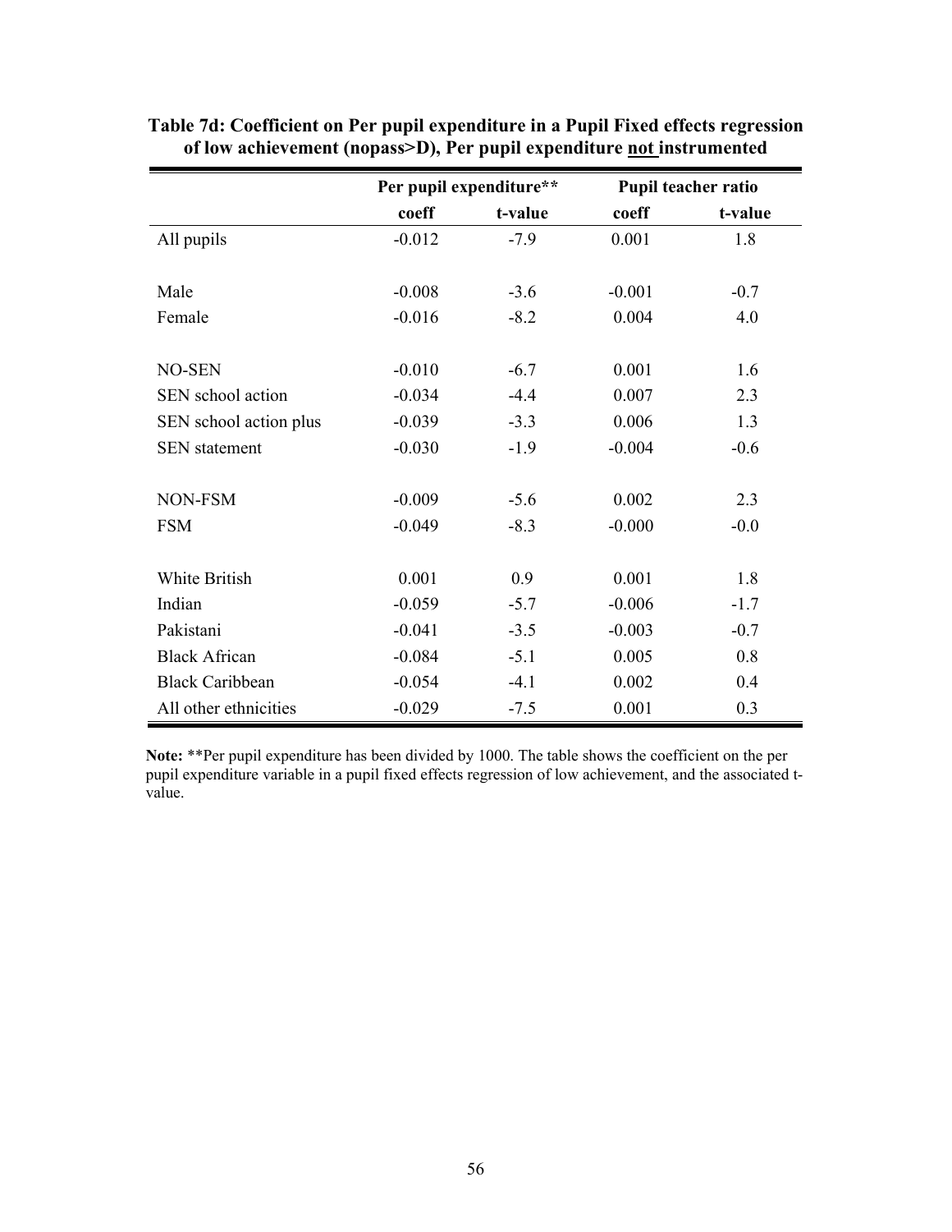**Table 7d: Coefficient on Per pupil expenditure in a Pupil Fixed effects regression of low achievement (nopass>D), Per pupil expenditure not instrumented**

| | Per pupil expenditure** | | Pupil teacher ratio | |
|---|---|---|---|---|
| | coeff | t-value | coeff | t-value |
| All pupils | -0.012 | -7.9 | 0.001 | 1.8 |
| | | | | |
| Male | -0.008 | -3.6 | -0.001 | -0.7 |
| Female | -0.016 | -8.2 | 0.004 | 4.0 |
| | | | | |
| NO-SEN | -0.010 | -6.7 | 0.001 | 1.6 |
| SEN school action | -0.034 | -4.4 | 0.007 | 2.3 |
| SEN school action plus | -0.039 | -3.3 | 0.006 | 1.3 |
| SEN statement | -0.030 | -1.9 | -0.004 | -0.6 |
| | | | | |
| NON-FSM | -0.009 | -5.6 | 0.002 | 2.3 |
| FSM | -0.049 | -8.3 | -0.000 | -0.0 |
| | | | | |
| White British | 0.001 | 0.9 | 0.001 | 1.8 |
| Indian | -0.059 | -5.7 | -0.006 | -1.7 |
| Pakistani | -0.041 | -3.5 | -0.003 | -0.7 |
| Black African | -0.084 | -5.1 | 0.005 | 0.8 |
| Black Caribbean | -0.054 | -4.1 | 0.002 | 0.4 |
| All other ethnicities | -0.029 | -7.5 | 0.001 | 0.3 |

**Note:** **Per pupil expenditure has been divided by 1000. The table shows the coefficient on the per pupil expenditure variable in a pupil fixed effects regression of low achievement, and the associated t-value.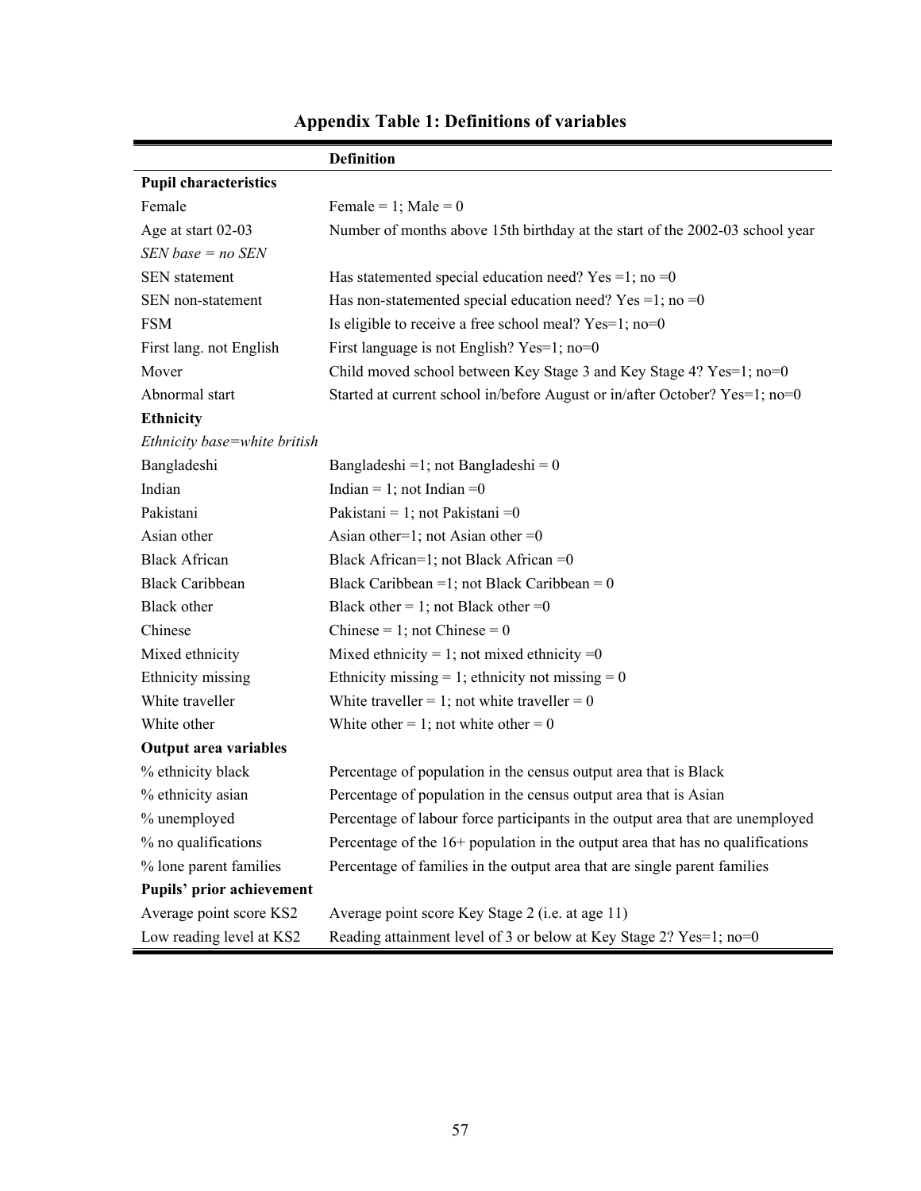**Appendix Table 1: Definitions of variables**

| | Definition |
|---|---|
| **Pupil characteristics** | |
| Female | Female = 1; Male = 0 |
| Age at start 02-03 | Number of months above 15th birthday at the start of the 2002-03 school year |
| *SEN base = no SEN* | |
| SEN statement | Has statemented special education need? Yes =1; no =0 |
| SEN non-statement | Has non-statemented special education need? Yes =1; no =0 |
| FSM | Is eligible to receive a free school meal? Yes=1; no=0 |
| First lang. not English | First language is not English? Yes=1; no=0 |
| Mover | Child moved school between Key Stage 3 and Key Stage 4? Yes=1; no=0 |
| Abnormal start | Started at current school in/before August or in/after October? Yes=1; no=0 |
| **Ethnicity** | |
| *Ethnicity base=white british* | |
| Bangladeshi | Bangladeshi =1; not Bangladeshi = 0 |
| Indian | Indian = 1; not Indian =0 |
| Pakistani | Pakistani = 1; not Pakistani =0 |
| Asian other | Asian other=1; not Asian other =0 |
| Black African | Black African=1; not Black African =0 |
| Black Caribbean | Black Caribbean =1; not Black Caribbean = 0 |
| Black other | Black other = 1; not Black other =0 |
| Chinese | Chinese = 1; not Chinese = 0 |
| Mixed ethnicity | Mixed ethnicity = 1; not mixed ethnicity =0 |
| Ethnicity missing | Ethnicity missing = 1; ethnicity not missing = 0 |
| White traveller | White traveller = 1; not white traveller = 0 |
| White other | White other = 1; not white other = 0 |
| **Output area variables** | |
| % ethnicity black | Percentage of population in the census output area that is Black |
| % ethnicity asian | Percentage of population in the census output area that is Asian |
| % unemployed | Percentage of labour force participants in the output area that are unemployed |
| % no qualifications | Percentage of the 16+ population in the output area that has no qualifications |
| % lone parent families | Percentage of families in the output area that are single parent families |
| **Pupils' prior achievement** | |
| Average point score KS2 | Average point score Key Stage 2 (i.e. at age 11) |
| Low reading level at KS2 | Reading attainment level of 3 or below at Key Stage 2? Yes=1; no=0 |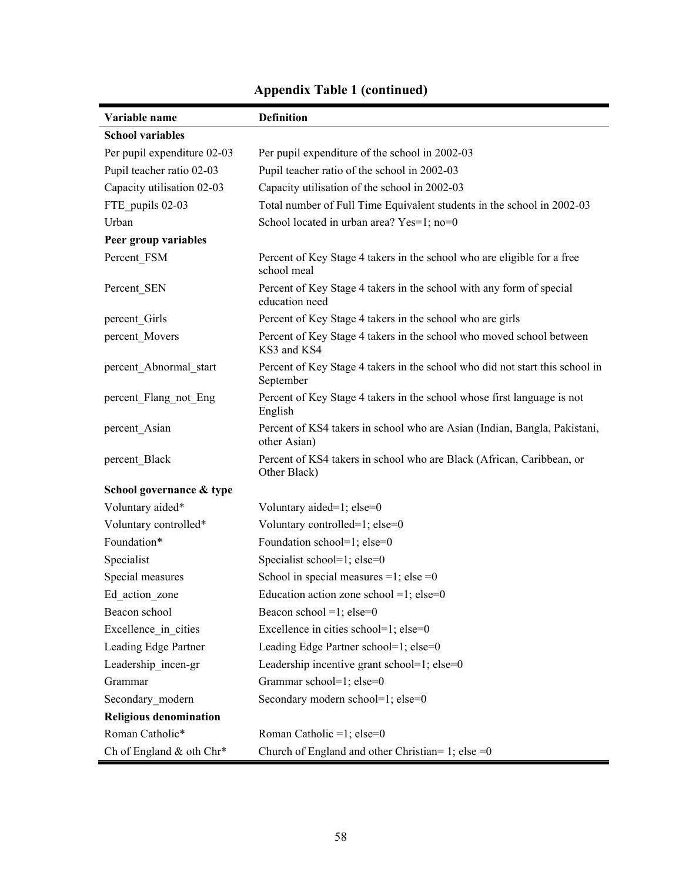**Appendix Table 1 (continued)**

| Variable name | Definition |
|---|---|
| **School variables** | |
| Per pupil expenditure 02-03 | Per pupil expenditure of the school in 2002-03 |
| Pupil teacher ratio 02-03 | Pupil teacher ratio of the school in 2002-03 |
| Capacity utilisation 02-03 | Capacity utilisation of the school in 2002-03 |
| FTE_pupils 02-03 | Total number of Full Time Equivalent students in the school in 2002-03 |
| Urban | School located in urban area? Yes=1; no=0 |
| **Peer group variables** | |
| Percent_FSM | Percent of Key Stage 4 takers in the school who are eligible for a free school meal |
| Percent_SEN | Percent of Key Stage 4 takers in the school with any form of special education need |
| percent_Girls | Percent of Key Stage 4 takers in the school who are girls |
| percent_Movers | Percent of Key Stage 4 takers in the school who moved school between KS3 and KS4 |
| percent_Abnormal_start | Percent of Key Stage 4 takers in the school who did not start this school in September |
| percent_Flang_not_Eng | Percent of Key Stage 4 takers in the school whose first language is not English |
| percent_Asian | Percent of KS4 takers in school who are Asian (Indian, Bangla, Pakistani, other Asian) |
| percent_Black | Percent of KS4 takers in school who are Black (African, Caribbean, or Other Black) |
| **School governance & type** | |
| Voluntary aided* | Voluntary aided=1; else=0 |
| Voluntary controlled* | Voluntary controlled=1; else=0 |
| Foundation* | Foundation school=1; else=0 |
| Specialist | Specialist school=1; else=0 |
| Special measures | School in special measures =1; else =0 |
| Ed_action_zone | Education action zone school =1; else=0 |
| Beacon school | Beacon school =1; else=0 |
| Excellence_in_cities | Excellence in cities school=1; else=0 |
| Leading Edge Partner | Leading Edge Partner school=1; else=0 |
| Leadership_incen-gr | Leadership incentive grant school=1; else=0 |
| Grammar | Grammar school=1; else=0 |
| Secondary_modern | Secondary modern school=1; else=0 |
| **Religious denomination** | |
| Roman Catholic* | Roman Catholic =1; else=0 |
| Ch of England & oth Chr* | Church of England and other Christian= 1; else =0 |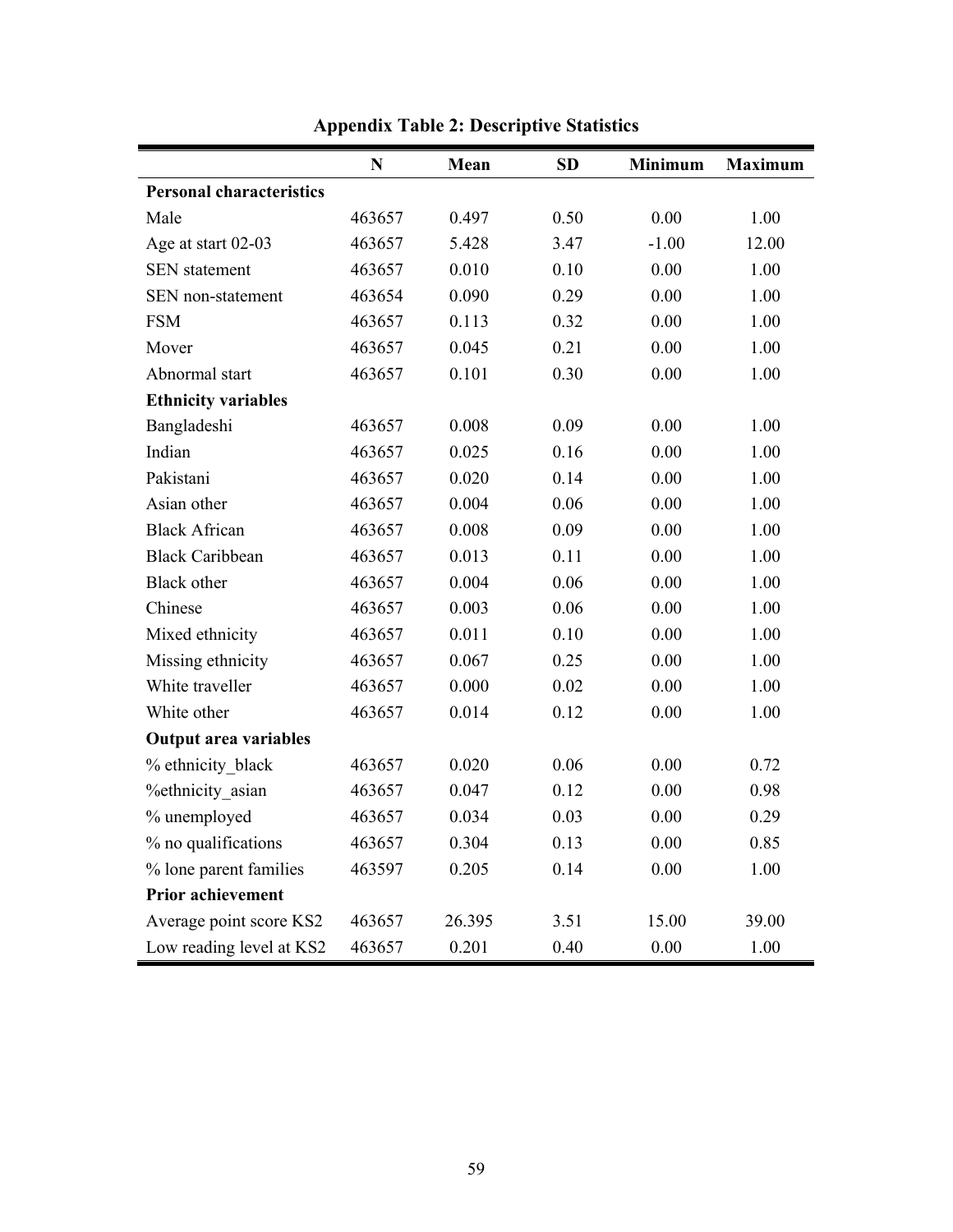**Appendix Table 2: Descriptive Statistics**

| | N | Mean | SD | Minimum | Maximum |
|---|---|---|---|---|---|
| **Personal characteristics** | | | | | |
| Male | 463657 | 0.497 | 0.50 | 0.00 | 1.00 |
| Age at start 02-03 | 463657 | 5.428 | 3.47 | -1.00 | 12.00 |
| SEN statement | 463657 | 0.010 | 0.10 | 0.00 | 1.00 |
| SEN non-statement | 463654 | 0.090 | 0.29 | 0.00 | 1.00 |
| FSM | 463657 | 0.113 | 0.32 | 0.00 | 1.00 |
| Mover | 463657 | 0.045 | 0.21 | 0.00 | 1.00 |
| Abnormal start | 463657 | 0.101 | 0.30 | 0.00 | 1.00 |
| **Ethnicity variables** | | | | | |
| Bangladeshi | 463657 | 0.008 | 0.09 | 0.00 | 1.00 |
| Indian | 463657 | 0.025 | 0.16 | 0.00 | 1.00 |
| Pakistani | 463657 | 0.020 | 0.14 | 0.00 | 1.00 |
| Asian other | 463657 | 0.004 | 0.06 | 0.00 | 1.00 |
| Black African | 463657 | 0.008 | 0.09 | 0.00 | 1.00 |
| Black Caribbean | 463657 | 0.013 | 0.11 | 0.00 | 1.00 |
| Black other | 463657 | 0.004 | 0.06 | 0.00 | 1.00 |
| Chinese | 463657 | 0.003 | 0.06 | 0.00 | 1.00 |
| Mixed ethnicity | 463657 | 0.011 | 0.10 | 0.00 | 1.00 |
| Missing ethnicity | 463657 | 0.067 | 0.25 | 0.00 | 1.00 |
| White traveller | 463657 | 0.000 | 0.02 | 0.00 | 1.00 |
| White other | 463657 | 0.014 | 0.12 | 0.00 | 1.00 |
| **Output area variables** | | | | | |
| % ethnicity_black | 463657 | 0.020 | 0.06 | 0.00 | 0.72 |
| %ethnicity_asian | 463657 | 0.047 | 0.12 | 0.00 | 0.98 |
| % unemployed | 463657 | 0.034 | 0.03 | 0.00 | 0.29 |
| % no qualifications | 463657 | 0.304 | 0.13 | 0.00 | 0.85 |
| % lone parent families | 463597 | 0.205 | 0.14 | 0.00 | 1.00 |
| **Prior achievement** | | | | | |
| Average point score KS2 | 463657 | 26.395 | 3.51 | 15.00 | 39.00 |
| Low reading level at KS2 | 463657 | 0.201 | 0.40 | 0.00 | 1.00 |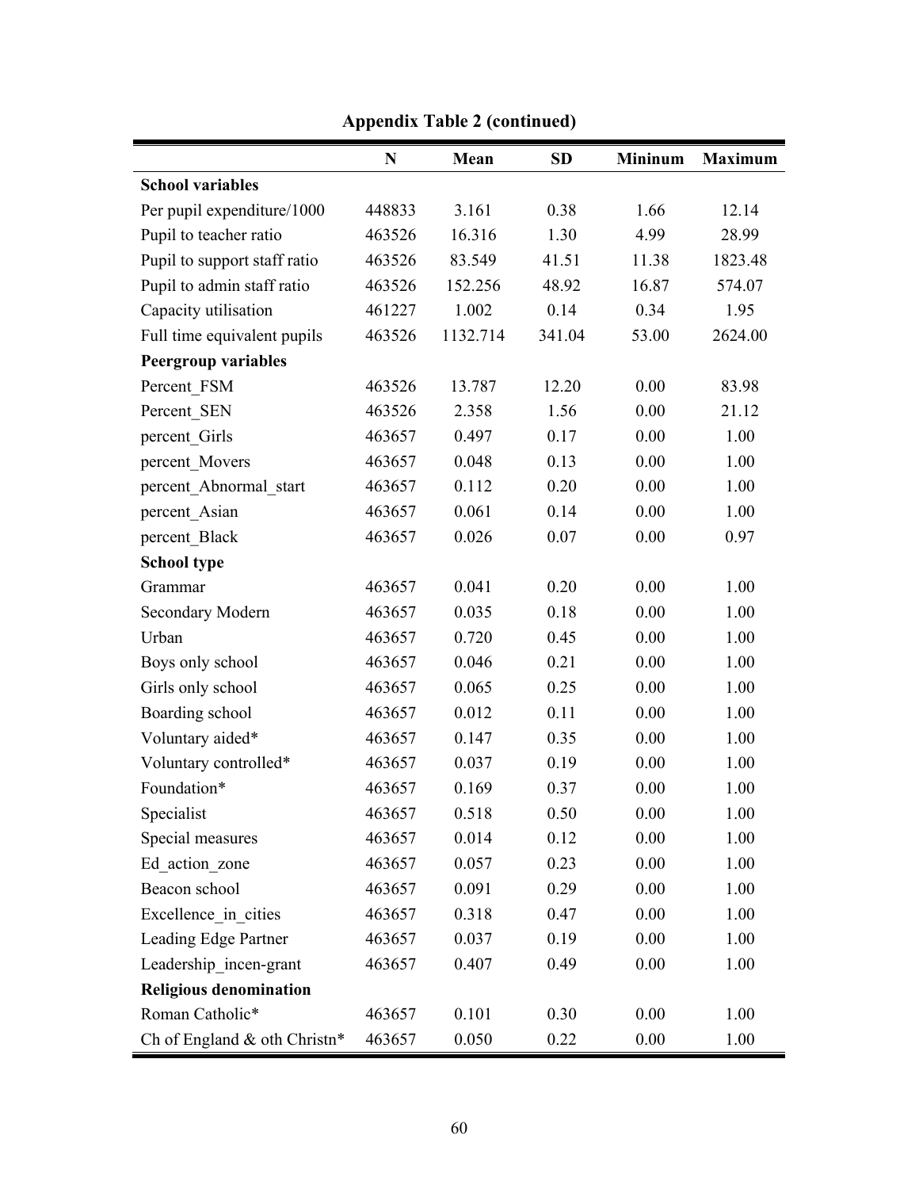**Appendix Table 2 (continued)**

| | N | Mean | SD | Mininum | Maximum |
|---|---|---|---|---|---|
| **School variables** | | | | | |
| Per pupil expenditure/1000 | 448833 | 3.161 | 0.38 | 1.66 | 12.14 |
| Pupil to teacher ratio | 463526 | 16.316 | 1.30 | 4.99 | 28.99 |
| Pupil to support staff ratio | 463526 | 83.549 | 41.51 | 11.38 | 1823.48 |
| Pupil to admin staff ratio | 463526 | 152.256 | 48.92 | 16.87 | 574.07 |
| Capacity utilisation | 461227 | 1.002 | 0.14 | 0.34 | 1.95 |
| Full time equivalent pupils | 463526 | 1132.714 | 341.04 | 53.00 | 2624.00 |
| **Peergroup variables** | | | | | |
| Percent_FSM | 463526 | 13.787 | 12.20 | 0.00 | 83.98 |
| Percent_SEN | 463526 | 2.358 | 1.56 | 0.00 | 21.12 |
| percent_Girls | 463657 | 0.497 | 0.17 | 0.00 | 1.00 |
| percent_Movers | 463657 | 0.048 | 0.13 | 0.00 | 1.00 |
| percent_Abnormal_start | 463657 | 0.112 | 0.20 | 0.00 | 1.00 |
| percent_Asian | 463657 | 0.061 | 0.14 | 0.00 | 1.00 |
| percent_Black | 463657 | 0.026 | 0.07 | 0.00 | 0.97 |
| **School type** | | | | | |
| Grammar | 463657 | 0.041 | 0.20 | 0.00 | 1.00 |
| Secondary Modern | 463657 | 0.035 | 0.18 | 0.00 | 1.00 |
| Urban | 463657 | 0.720 | 0.45 | 0.00 | 1.00 |
| Boys only school | 463657 | 0.046 | 0.21 | 0.00 | 1.00 |
| Girls only school | 463657 | 0.065 | 0.25 | 0.00 | 1.00 |
| Boarding school | 463657 | 0.012 | 0.11 | 0.00 | 1.00 |
| Voluntary aided* | 463657 | 0.147 | 0.35 | 0.00 | 1.00 |
| Voluntary controlled* | 463657 | 0.037 | 0.19 | 0.00 | 1.00 |
| Foundation* | 463657 | 0.169 | 0.37 | 0.00 | 1.00 |
| Specialist | 463657 | 0.518 | 0.50 | 0.00 | 1.00 |
| Special measures | 463657 | 0.014 | 0.12 | 0.00 | 1.00 |
| Ed_action_zone | 463657 | 0.057 | 0.23 | 0.00 | 1.00 |
| Beacon school | 463657 | 0.091 | 0.29 | 0.00 | 1.00 |
| Excellence_in_cities | 463657 | 0.318 | 0.47 | 0.00 | 1.00 |
| Leading Edge Partner | 463657 | 0.037 | 0.19 | 0.00 | 1.00 |
| Leadership_incen-grant | 463657 | 0.407 | 0.49 | 0.00 | 1.00 |
| **Religious denomination** | | | | | |
| Roman Catholic* | 463657 | 0.101 | 0.30 | 0.00 | 1.00 |
| Ch of England & oth Christn* | 463657 | 0.050 | 0.22 | 0.00 | 1.00 |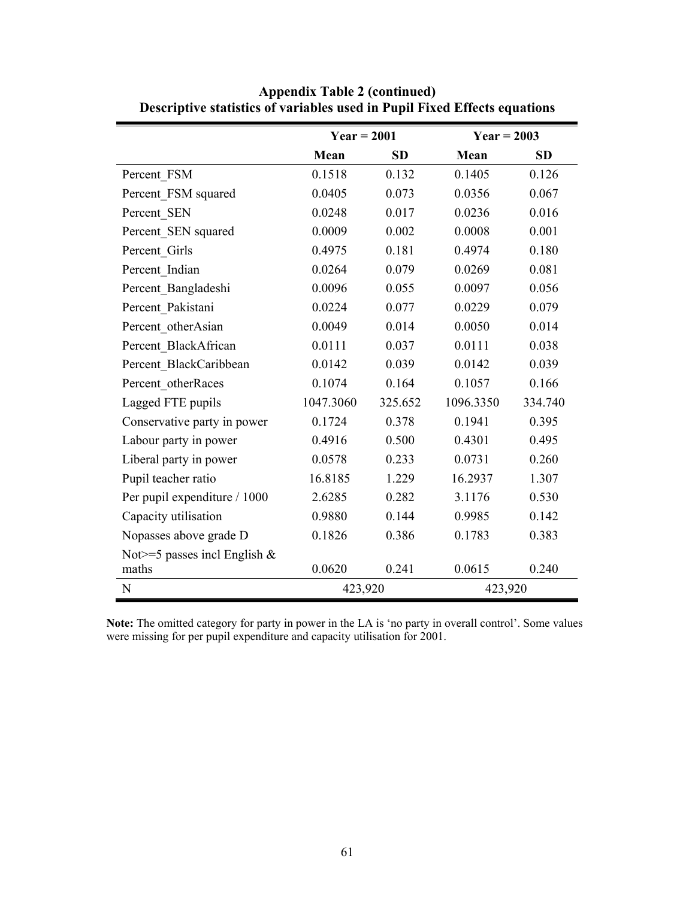**Appendix Table 2 (continued)**
**Descriptive statistics of variables used in Pupil Fixed Effects equations**

| | Year = 2001 | | Year = 2003 | |
|---|---|---|---|---|
| | **Mean** | **SD** | **Mean** | **SD** |
| Percent_FSM | 0.1518 | 0.132 | 0.1405 | 0.126 |
| Percent_FSM squared | 0.0405 | 0.073 | 0.0356 | 0.067 |
| Percent_SEN | 0.0248 | 0.017 | 0.0236 | 0.016 |
| Percent_SEN squared | 0.0009 | 0.002 | 0.0008 | 0.001 |
| Percent_Girls | 0.4975 | 0.181 | 0.4974 | 0.180 |
| Percent_Indian | 0.0264 | 0.079 | 0.0269 | 0.081 |
| Percent_Bangladeshi | 0.0096 | 0.055 | 0.0097 | 0.056 |
| Percent_Pakistani | 0.0224 | 0.077 | 0.0229 | 0.079 |
| Percent_otherAsian | 0.0049 | 0.014 | 0.0050 | 0.014 |
| Percent_BlackAfrican | 0.0111 | 0.037 | 0.0111 | 0.038 |
| Percent_BlackCaribbean | 0.0142 | 0.039 | 0.0142 | 0.039 |
| Percent_otherRaces | 0.1074 | 0.164 | 0.1057 | 0.166 |
| Lagged FTE pupils | 1047.3060 | 325.652 | 1096.3350 | 334.740 |
| Conservative party in power | 0.1724 | 0.378 | 0.1941 | 0.395 |
| Labour party in power | 0.4916 | 0.500 | 0.4301 | 0.495 |
| Liberal party in power | 0.0578 | 0.233 | 0.0731 | 0.260 |
| Pupil teacher ratio | 16.8185 | 1.229 | 16.2937 | 1.307 |
| Per pupil expenditure / 1000 | 2.6285 | 0.282 | 3.1176 | 0.530 |
| Capacity utilisation | 0.9880 | 0.144 | 0.9985 | 0.142 |
| Nopasses above grade D | 0.1826 | 0.386 | 0.1783 | 0.383 |
| Not>=5 passes incl English & maths | 0.0620 | 0.241 | 0.0615 | 0.240 |
| N | 423,920 | | 423,920 | |

**Note:** The omitted category for party in power in the LA is 'no party in overall control'. Some values were missing for per pupil expenditure and capacity utilisation for 2001.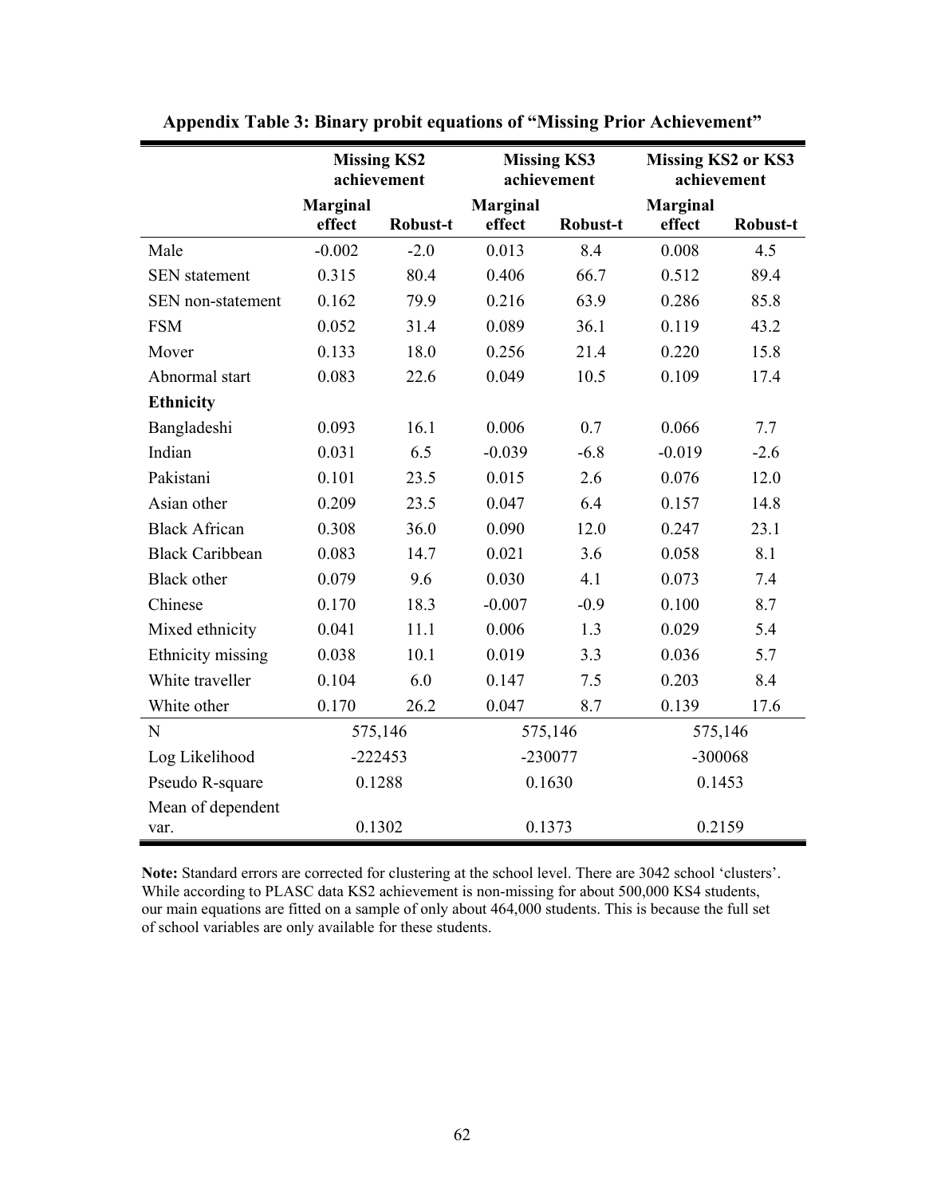**Appendix Table 3: Binary probit equations of "Missing Prior Achievement"**

| | Missing KS2 achievement | | Missing KS3 achievement | | Missing KS2 or KS3 achievement | |
|---|---|---|---|---|---|---|
| | **Marginal effect** | **Robust-t** | **Marginal effect** | **Robust-t** | **Marginal effect** | **Robust-t** |
| Male | -0.002 | -2.0 | 0.013 | 8.4 | 0.008 | 4.5 |
| SEN statement | 0.315 | 80.4 | 0.406 | 66.7 | 0.512 | 89.4 |
| SEN non-statement | 0.162 | 79.9 | 0.216 | 63.9 | 0.286 | 85.8 |
| FSM | 0.052 | 31.4 | 0.089 | 36.1 | 0.119 | 43.2 |
| Mover | 0.133 | 18.0 | 0.256 | 21.4 | 0.220 | 15.8 |
| Abnormal start | 0.083 | 22.6 | 0.049 | 10.5 | 0.109 | 17.4 |
| **Ethnicity** | | | | | | |
| Bangladeshi | 0.093 | 16.1 | 0.006 | 0.7 | 0.066 | 7.7 |
| Indian | 0.031 | 6.5 | -0.039 | -6.8 | -0.019 | -2.6 |
| Pakistani | 0.101 | 23.5 | 0.015 | 2.6 | 0.076 | 12.0 |
| Asian other | 0.209 | 23.5 | 0.047 | 6.4 | 0.157 | 14.8 |
| Black African | 0.308 | 36.0 | 0.090 | 12.0 | 0.247 | 23.1 |
| Black Caribbean | 0.083 | 14.7 | 0.021 | 3.6 | 0.058 | 8.1 |
| Black other | 0.079 | 9.6 | 0.030 | 4.1 | 0.073 | 7.4 |
| Chinese | 0.170 | 18.3 | -0.007 | -0.9 | 0.100 | 8.7 |
| Mixed ethnicity | 0.041 | 11.1 | 0.006 | 1.3 | 0.029 | 5.4 |
| Ethnicity missing | 0.038 | 10.1 | 0.019 | 3.3 | 0.036 | 5.7 |
| White traveller | 0.104 | 6.0 | 0.147 | 7.5 | 0.203 | 8.4 |
| White other | 0.170 | 26.2 | 0.047 | 8.7 | 0.139 | 17.6 |
| N | 575,146 | | 575,146 | | 575,146 | |
| Log Likelihood | -222453 | | -230077 | | -300068 | |
| Pseudo R-square | 0.1288 | | 0.1630 | | 0.1453 | |
| Mean of dependent var. | 0.1302 | | 0.1373 | | 0.2159 | |

**Note:** Standard errors are corrected for clustering at the school level. There are 3042 school 'clusters'. While according to PLASC data KS2 achievement is non-missing for about 500,000 KS4 students, our main equations are fitted on a sample of only about 464,000 students. This is because the full set of school variables are only available for these students.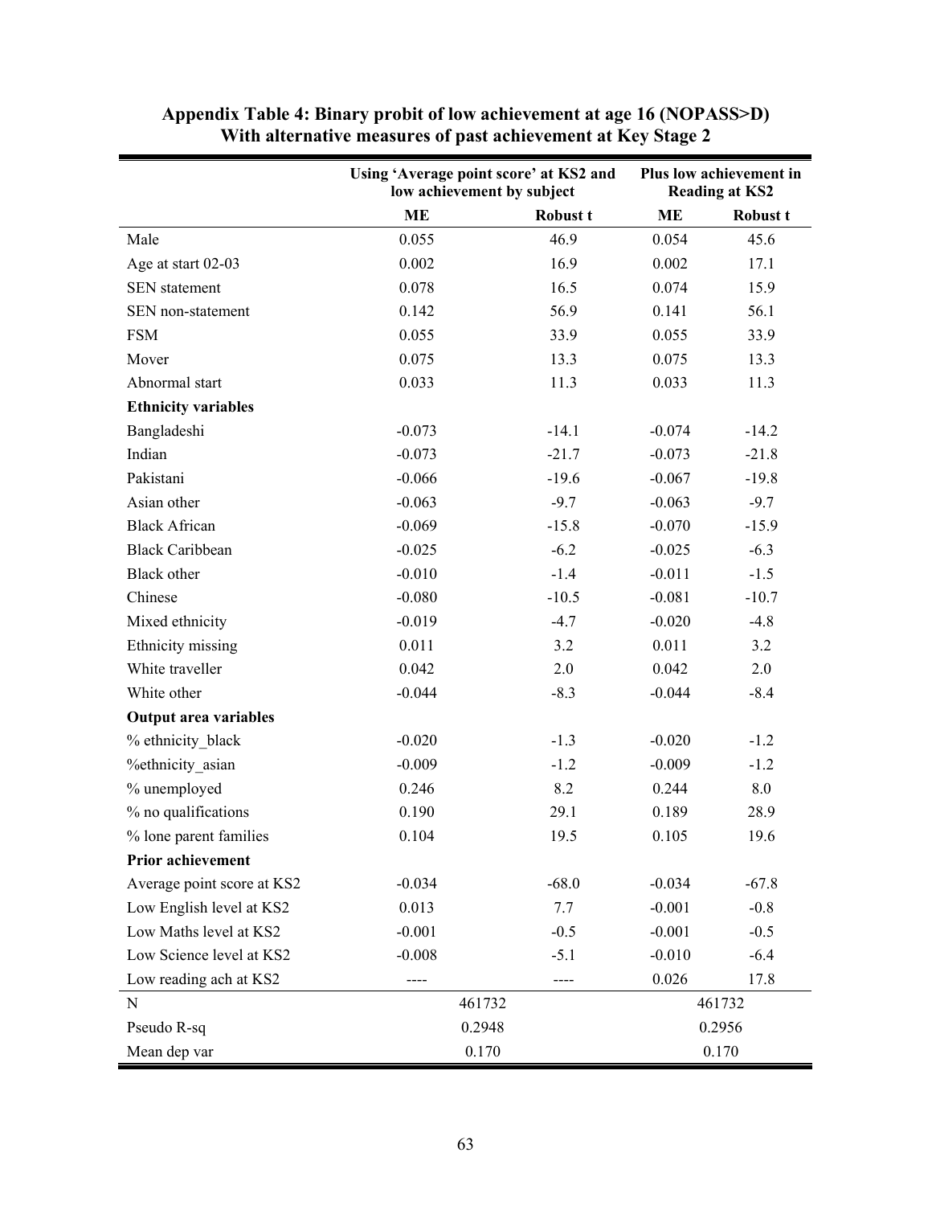**Appendix Table 4: Binary probit of low achievement at age 16 (NOPASS>D) With alternative measures of past achievement at Key Stage 2**

| | Using 'Average point score' at KS2 and low achievement by subject | | Plus low achievement in Reading at KS2 | |
|---|---|---|---|---|
| | ME | Robust t | ME | Robust t |
| Male | 0.055 | 46.9 | 0.054 | 45.6 |
| Age at start 02-03 | 0.002 | 16.9 | 0.002 | 17.1 |
| SEN statement | 0.078 | 16.5 | 0.074 | 15.9 |
| SEN non-statement | 0.142 | 56.9 | 0.141 | 56.1 |
| FSM | 0.055 | 33.9 | 0.055 | 33.9 |
| Mover | 0.075 | 13.3 | 0.075 | 13.3 |
| Abnormal start | 0.033 | 11.3 | 0.033 | 11.3 |
| **Ethnicity variables** | | | | |
| Bangladeshi | -0.073 | -14.1 | -0.074 | -14.2 |
| Indian | -0.073 | -21.7 | -0.073 | -21.8 |
| Pakistani | -0.066 | -19.6 | -0.067 | -19.8 |
| Asian other | -0.063 | -9.7 | -0.063 | -9.7 |
| Black African | -0.069 | -15.8 | -0.070 | -15.9 |
| Black Caribbean | -0.025 | -6.2 | -0.025 | -6.3 |
| Black other | -0.010 | -1.4 | -0.011 | -1.5 |
| Chinese | -0.080 | -10.5 | -0.081 | -10.7 |
| Mixed ethnicity | -0.019 | -4.7 | -0.020 | -4.8 |
| Ethnicity missing | 0.011 | 3.2 | 0.011 | 3.2 |
| White traveller | 0.042 | 2.0 | 0.042 | 2.0 |
| White other | -0.044 | -8.3 | -0.044 | -8.4 |
| **Output area variables** | | | | |
| % ethnicity_black | -0.020 | -1.3 | -0.020 | -1.2 |
| %ethnicity_asian | -0.009 | -1.2 | -0.009 | -1.2 |
| % unemployed | 0.246 | 8.2 | 0.244 | 8.0 |
| % no qualifications | 0.190 | 29.1 | 0.189 | 28.9 |
| % lone parent families | 0.104 | 19.5 | 0.105 | 19.6 |
| **Prior achievement** | | | | |
| Average point score at KS2 | -0.034 | -68.0 | -0.034 | -67.8 |
| Low English level at KS2 | 0.013 | 7.7 | -0.001 | -0.8 |
| Low Maths level at KS2 | -0.001 | -0.5 | -0.001 | -0.5 |
| Low Science level at KS2 | -0.008 | -5.1 | -0.010 | -6.4 |
| Low reading ach at KS2 | ---- | ---- | 0.026 | 17.8 |
| N | 461732 | | 461732 | |
| Pseudo R-sq | 0.2948 | | 0.2956 | |
| Mean dep var | 0.170 | | 0.170 | |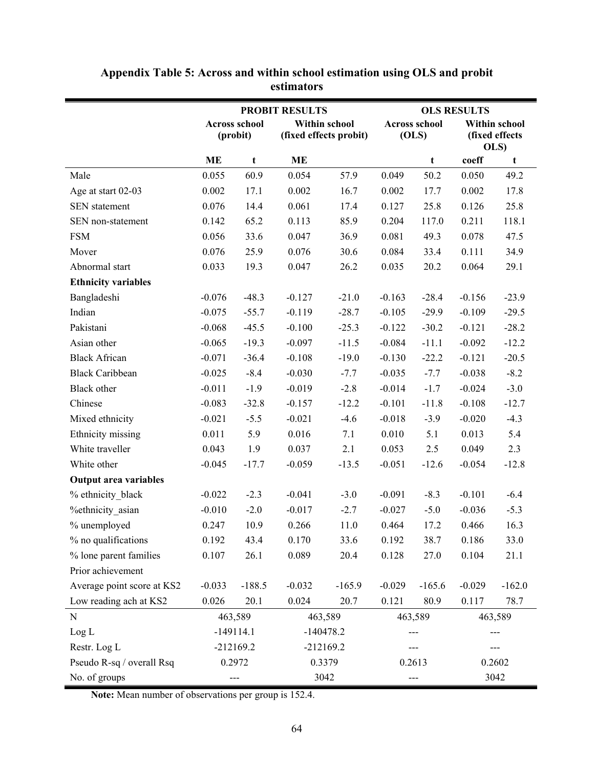## Appendix Table 5: Across and within school estimation using OLS and probit estimators

| | PROBIT RESULTS | | | | OLS RESULTS | | | |
|---|---|---|---|---|---|---|---|---|
| | Across school (probit) | | Within school (fixed effects probit) | | Across school (OLS) | | Within school (fixed effects OLS) | |
| | ME | t | ME | | | t | coeff | t |
| Male | 0.055 | 60.9 | 0.054 | 57.9 | 0.049 | 50.2 | 0.050 | 49.2 |
| Age at start 02-03 | 0.002 | 17.1 | 0.002 | 16.7 | 0.002 | 17.7 | 0.002 | 17.8 |
| SEN statement | 0.076 | 14.4 | 0.061 | 17.4 | 0.127 | 25.8 | 0.126 | 25.8 |
| SEN non-statement | 0.142 | 65.2 | 0.113 | 85.9 | 0.204 | 117.0 | 0.211 | 118.1 |
| FSM | 0.056 | 33.6 | 0.047 | 36.9 | 0.081 | 49.3 | 0.078 | 47.5 |
| Mover | 0.076 | 25.9 | 0.076 | 30.6 | 0.084 | 33.4 | 0.111 | 34.9 |
| Abnormal start | 0.033 | 19.3 | 0.047 | 26.2 | 0.035 | 20.2 | 0.064 | 29.1 |
| **Ethnicity variables** | | | | | | | | |
| Bangladeshi | -0.076 | -48.3 | -0.127 | -21.0 | -0.163 | -28.4 | -0.156 | -23.9 |
| Indian | -0.075 | -55.7 | -0.119 | -28.7 | -0.105 | -29.9 | -0.109 | -29.5 |
| Pakistani | -0.068 | -45.5 | -0.100 | -25.3 | -0.122 | -30.2 | -0.121 | -28.2 |
| Asian other | -0.065 | -19.3 | -0.097 | -11.5 | -0.084 | -11.1 | -0.092 | -12.2 |
| Black African | -0.071 | -36.4 | -0.108 | -19.0 | -0.130 | -22.2 | -0.121 | -20.5 |
| Black Caribbean | -0.025 | -8.4 | -0.030 | -7.7 | -0.035 | -7.7 | -0.038 | -8.2 |
| Black other | -0.011 | -1.9 | -0.019 | -2.8 | -0.014 | -1.7 | -0.024 | -3.0 |
| Chinese | -0.083 | -32.8 | -0.157 | -12.2 | -0.101 | -11.8 | -0.108 | -12.7 |
| Mixed ethnicity | -0.021 | -5.5 | -0.021 | -4.6 | -0.018 | -3.9 | -0.020 | -4.3 |
| Ethnicity missing | 0.011 | 5.9 | 0.016 | 7.1 | 0.010 | 5.1 | 0.013 | 5.4 |
| White traveller | 0.043 | 1.9 | 0.037 | 2.1 | 0.053 | 2.5 | 0.049 | 2.3 |
| White other | -0.045 | -17.7 | -0.059 | -13.5 | -0.051 | -12.6 | -0.054 | -12.8 |
| **Output area variables** | | | | | | | | |
| % ethnicity_black | -0.022 | -2.3 | -0.041 | -3.0 | -0.091 | -8.3 | -0.101 | -6.4 |
| %ethnicity_asian | -0.010 | -2.0 | -0.017 | -2.7 | -0.027 | -5.0 | -0.036 | -5.3 |
| % unemployed | 0.247 | 10.9 | 0.266 | 11.0 | 0.464 | 17.2 | 0.466 | 16.3 |
| % no qualifications | 0.192 | 43.4 | 0.170 | 33.6 | 0.192 | 38.7 | 0.186 | 33.0 |
| % lone parent families | 0.107 | 26.1 | 0.089 | 20.4 | 0.128 | 27.0 | 0.104 | 21.1 |
| Prior achievement | | | | | | | | |
| Average point score at KS2 | -0.033 | -188.5 | -0.032 | -165.9 | -0.029 | -165.6 | -0.029 | -162.0 |
| Low reading ach at KS2 | 0.026 | 20.1 | 0.024 | 20.7 | 0.121 | 80.9 | 0.117 | 78.7 |
| N | 463,589 | | 463,589 | | 463,589 | | 463,589 | |
| Log L | -149114.1 | | -140478.2 | | --- | | --- | |
| Restr. Log L | -212169.2 | | -212169.2 | | --- | | --- | |
| Pseudo R-sq / overall Rsq | 0.2972 | | 0.3379 | | 0.2613 | | 0.2602 | |
| No. of groups | --- | | 3042 | | --- | | 3042 | |

**Note:** Mean number of observations per group is 152.4.